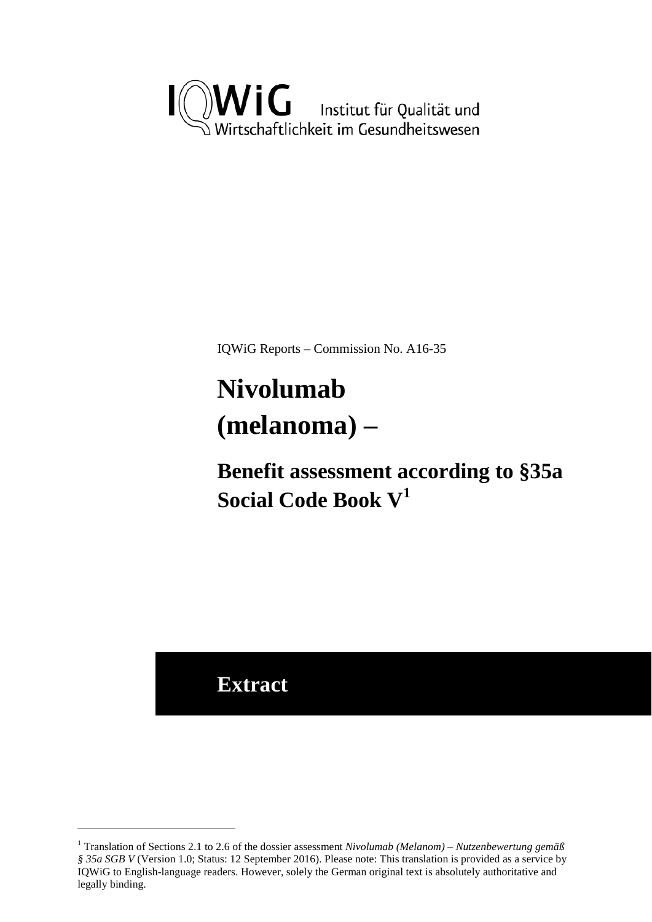IQWiG Institut für Qualität und Wirtschaftlichkeit im Gesundheitswesen

IQWiG Reports – Commission No. A16-35

# Nivolumab (melanoma) –

## Benefit assessment according to §35a Social Code Book V[1]

## Extract

---

[1] Translation of Sections 2.1 to 2.6 of the dossier assessment *Nivolumab (Melanom) – Nutzenbewertung gemäß § 35a SGB V* (Version 1.0; Status: 12 September 2016). Please note: This translation is provided as a service by IQWiG to English-language readers. However, solely the German original text is absolutely authoritative and legally binding.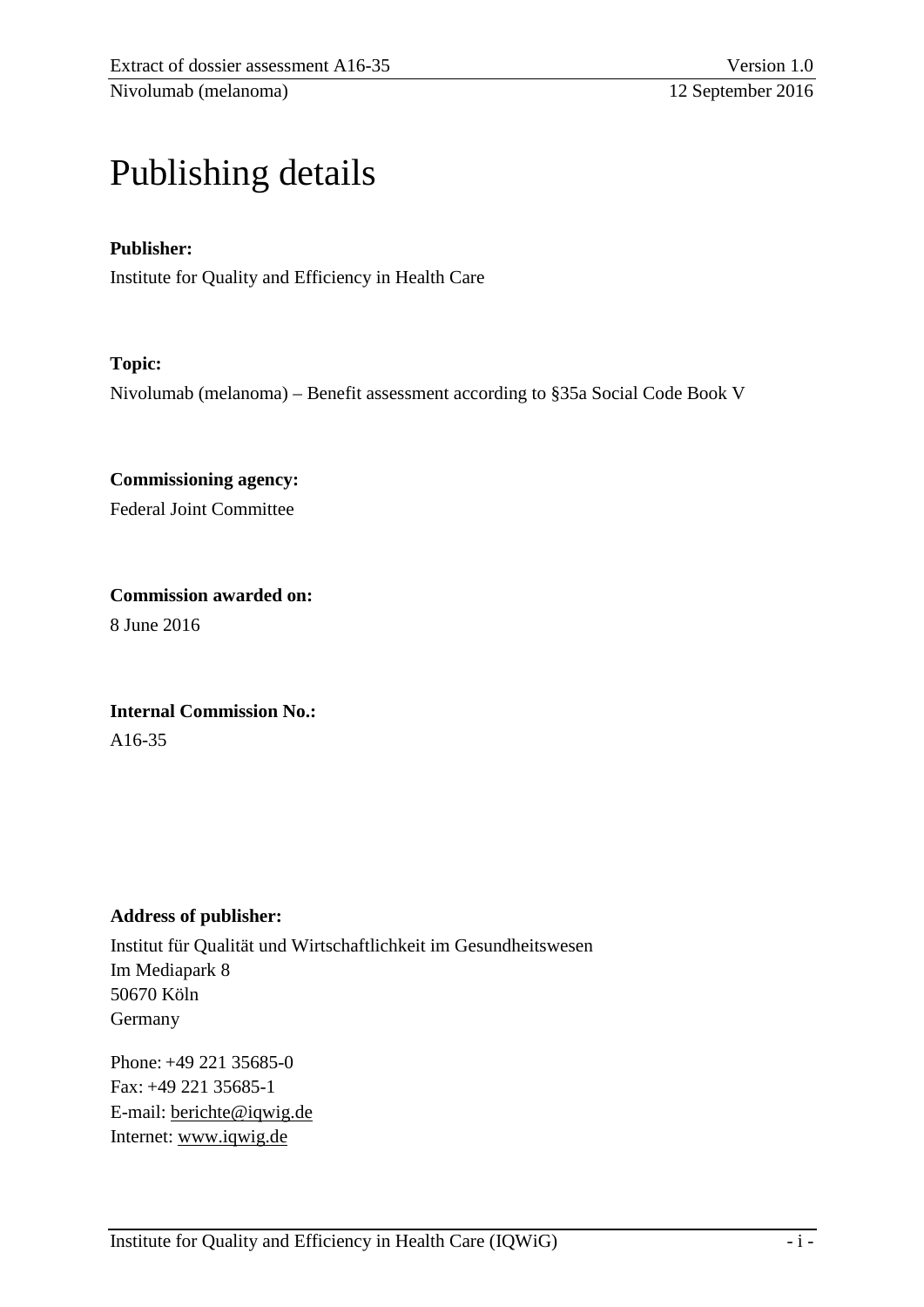# Publishing details

**Publisher:**

Institute for Quality and Efficiency in Health Care

**Topic:**

Nivolumab (melanoma) – Benefit assessment according to §35a Social Code Book V

**Commissioning agency:**

Federal Joint Committee

**Commission awarded on:**

8 June 2016

**Internal Commission No.:**

A16-35

**Address of publisher:**

Institut für Qualität und Wirtschaftlichkeit im Gesundheitswesen
Im Mediapark 8
50670 Köln
Germany

Phone: +49 221 35685-0
Fax: +49 221 35685-1
E-mail: berichte@iqwig.de
Internet: www.iqwig.de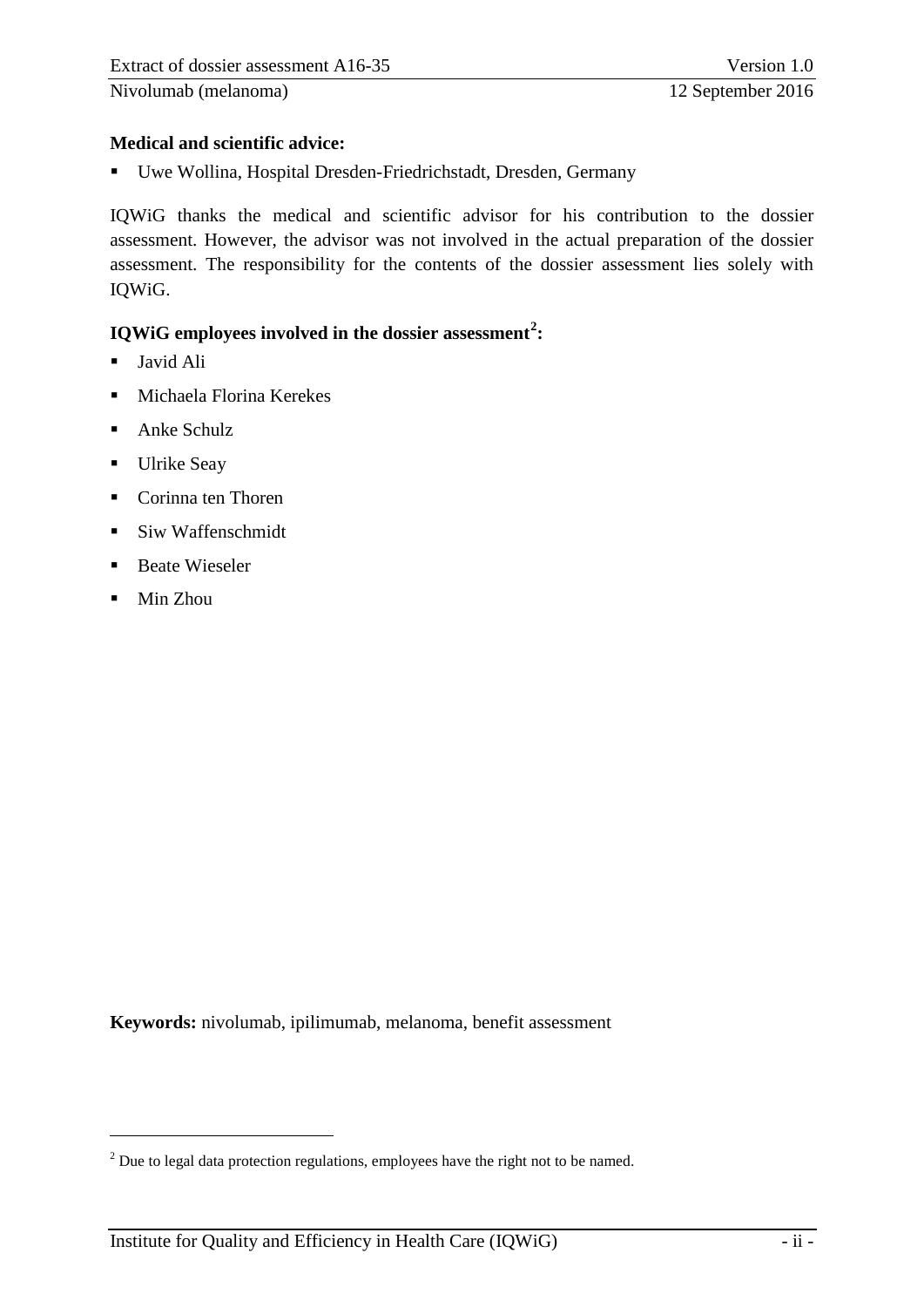**Medical and scientific advice:**

- Uwe Wollina, Hospital Dresden-Friedrichstadt, Dresden, Germany

IQWiG thanks the medical and scientific advisor for his contribution to the dossier assessment. However, the advisor was not involved in the actual preparation of the dossier assessment. The responsibility for the contents of the dossier assessment lies solely with IQWiG.

**IQWiG employees involved in the dossier assessment[2]:**

- Javid Ali
- Michaela Florina Kerekes
- Anke Schulz
- Ulrike Seay
- Corinna ten Thoren
- Siw Waffenschmidt
- Beate Wieseler
- Min Zhou

**Keywords:** nivolumab, ipilimumab, melanoma, benefit assessment

[2] Due to legal data protection regulations, employees have the right not to be named.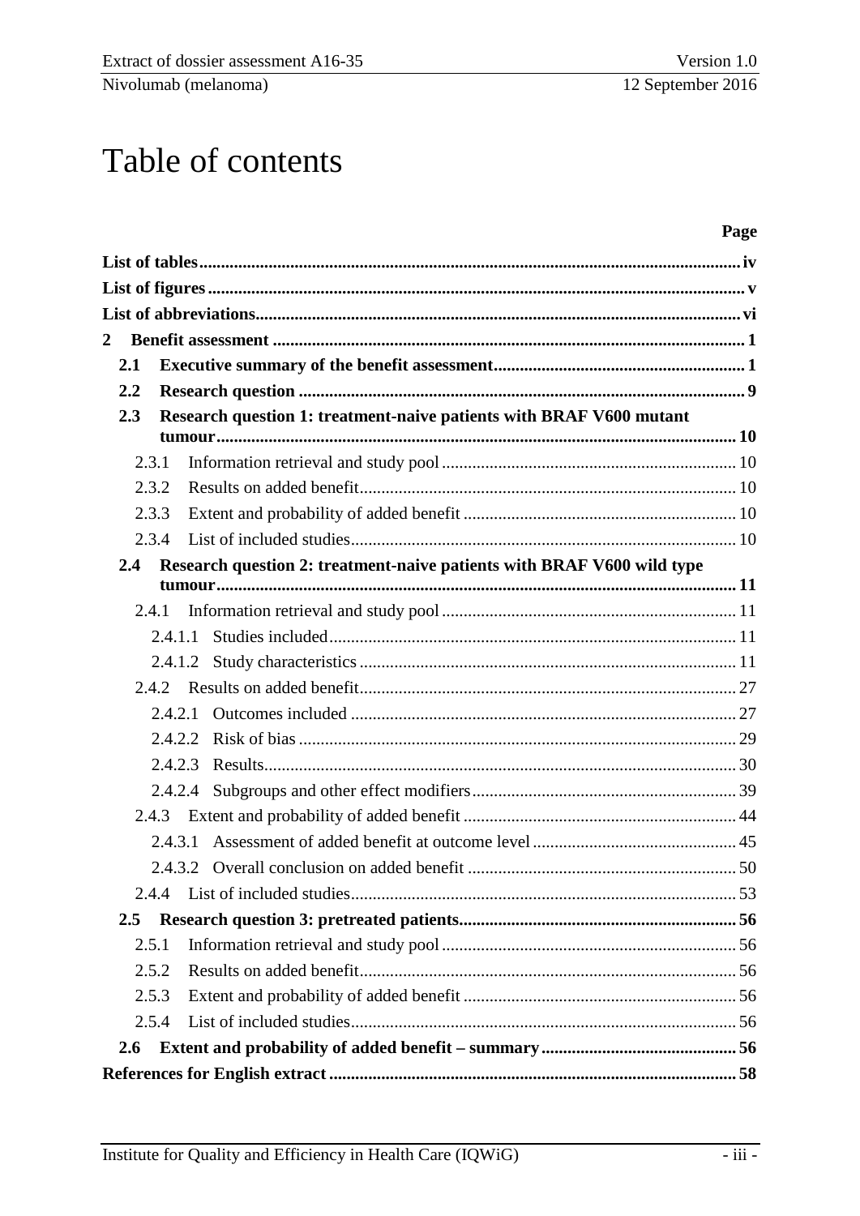# Table of contents

| | Page |
|---|---|
| **List of tables** | **iv** |
| **List of figures** | **v** |
| **List of abbreviations** | **vi** |
| **2 Benefit assessment** | **1** |
| **2.1 Executive summary of the benefit assessment** | **1** |
| **2.2 Research question** | **9** |
| **2.3 Research question 1: treatment-naive patients with BRAF V600 mutant tumour** | **10** |
| 2.3.1 Information retrieval and study pool | 10 |
| 2.3.2 Results on added benefit | 10 |
| 2.3.3 Extent and probability of added benefit | 10 |
| 2.3.4 List of included studies | 10 |
| **2.4 Research question 2: treatment-naive patients with BRAF V600 wild type tumour** | **11** |
| 2.4.1 Information retrieval and study pool | 11 |
| 2.4.1.1 Studies included | 11 |
| 2.4.1.2 Study characteristics | 11 |
| 2.4.2 Results on added benefit | 27 |
| 2.4.2.1 Outcomes included | 27 |
| 2.4.2.2 Risk of bias | 29 |
| 2.4.2.3 Results | 30 |
| 2.4.2.4 Subgroups and other effect modifiers | 39 |
| 2.4.3 Extent and probability of added benefit | 44 |
| 2.4.3.1 Assessment of added benefit at outcome level | 45 |
| 2.4.3.2 Overall conclusion on added benefit | 50 |
| 2.4.4 List of included studies | 53 |
| **2.5 Research question 3: pretreated patients** | **56** |
| 2.5.1 Information retrieval and study pool | 56 |
| 2.5.2 Results on added benefit | 56 |
| 2.5.3 Extent and probability of added benefit | 56 |
| 2.5.4 List of included studies | 56 |
| **2.6 Extent and probability of added benefit – summary** | **56** |
| **References for English extract** | **58** |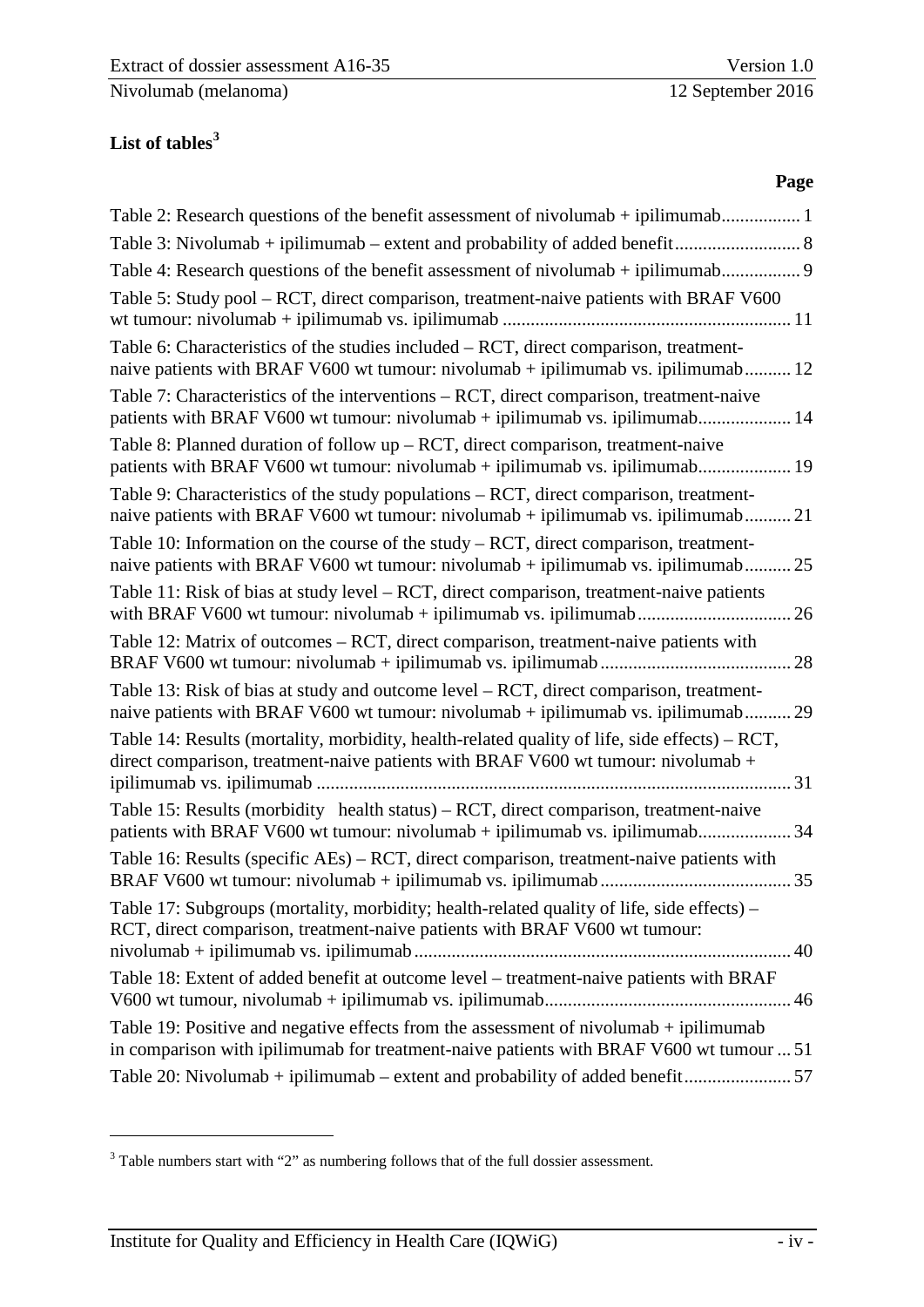## List of tables[3]

**Page**

Table 2: Research questions of the benefit assessment of nivolumab + ipilimumab................. 1

Table 3: Nivolumab + ipilimumab – extent and probability of added benefit........................... 8

Table 4: Research questions of the benefit assessment of nivolumab + ipilimumab................. 9

Table 5: Study pool – RCT, direct comparison, treatment-naive patients with BRAF V600 wt tumour: nivolumab + ipilimumab vs. ipilimumab ............................................................. 11

Table 6: Characteristics of the studies included – RCT, direct comparison, treatment-naive patients with BRAF V600 wt tumour: nivolumab + ipilimumab vs. ipilimumab.......... 12

Table 7: Characteristics of the interventions – RCT, direct comparison, treatment-naive patients with BRAF V600 wt tumour: nivolumab + ipilimumab vs. ipilimumab.................... 14

Table 8: Planned duration of follow up – RCT, direct comparison, treatment-naive patients with BRAF V600 wt tumour: nivolumab + ipilimumab vs. ipilimumab.................... 19

Table 9: Characteristics of the study populations – RCT, direct comparison, treatment-naive patients with BRAF V600 wt tumour: nivolumab + ipilimumab vs. ipilimumab.......... 21

Table 10: Information on the course of the study – RCT, direct comparison, treatment-naive patients with BRAF V600 wt tumour: nivolumab + ipilimumab vs. ipilimumab.......... 25

Table 11: Risk of bias at study level – RCT, direct comparison, treatment-naive patients with BRAF V600 wt tumour: nivolumab + ipilimumab vs. ipilimumab................................. 26

Table 12: Matrix of outcomes – RCT, direct comparison, treatment-naive patients with BRAF V600 wt tumour: nivolumab + ipilimumab vs. ipilimumab......................................... 28

Table 13: Risk of bias at study and outcome level – RCT, direct comparison, treatment-naive patients with BRAF V600 wt tumour: nivolumab + ipilimumab vs. ipilimumab.......... 29

Table 14: Results (mortality, morbidity, health-related quality of life, side effects) – RCT, direct comparison, treatment-naive patients with BRAF V600 wt tumour: nivolumab + ipilimumab vs. ipilimumab ..................................................................................................... 31

Table 15: Results (morbidity health status) – RCT, direct comparison, treatment-naive patients with BRAF V600 wt tumour: nivolumab + ipilimumab vs. ipilimumab.................... 34

Table 16: Results (specific AEs) – RCT, direct comparison, treatment-naive patients with BRAF V600 wt tumour: nivolumab + ipilimumab vs. ipilimumab......................................... 35

Table 17: Subgroups (mortality, morbidity; health-related quality of life, side effects) – RCT, direct comparison, treatment-naive patients with BRAF V600 wt tumour: nivolumab + ipilimumab vs. ipilimumab ................................................................................. 40

Table 18: Extent of added benefit at outcome level – treatment-naive patients with BRAF V600 wt tumour, nivolumab + ipilimumab vs. ipilimumab..................................................... 46

Table 19: Positive and negative effects from the assessment of nivolumab + ipilimumab in comparison with ipilimumab for treatment-naive patients with BRAF V600 wt tumour ... 51

Table 20: Nivolumab + ipilimumab – extent and probability of added benefit....................... 57

[3] Table numbers start with "2" as numbering follows that of the full dossier assessment.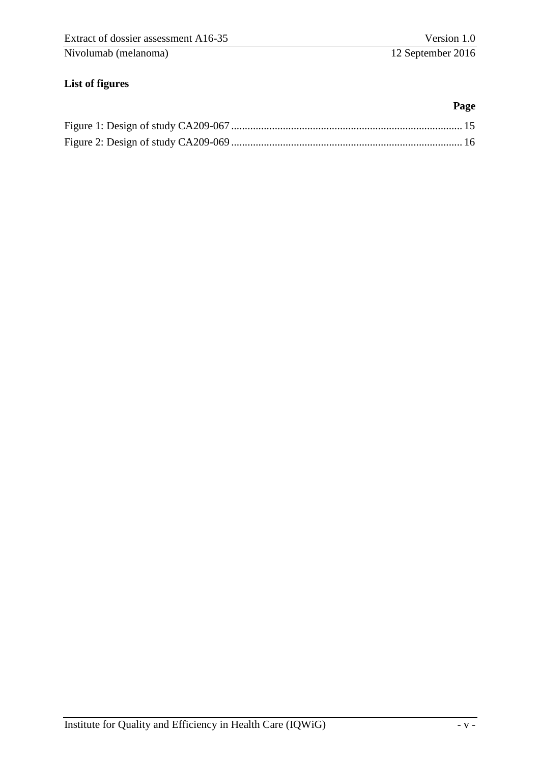**List of figures**

| | Page |
|---|---|
| Figure 1: Design of study CA209-067 | 15 |
| Figure 2: Design of study CA209-069 | 16 |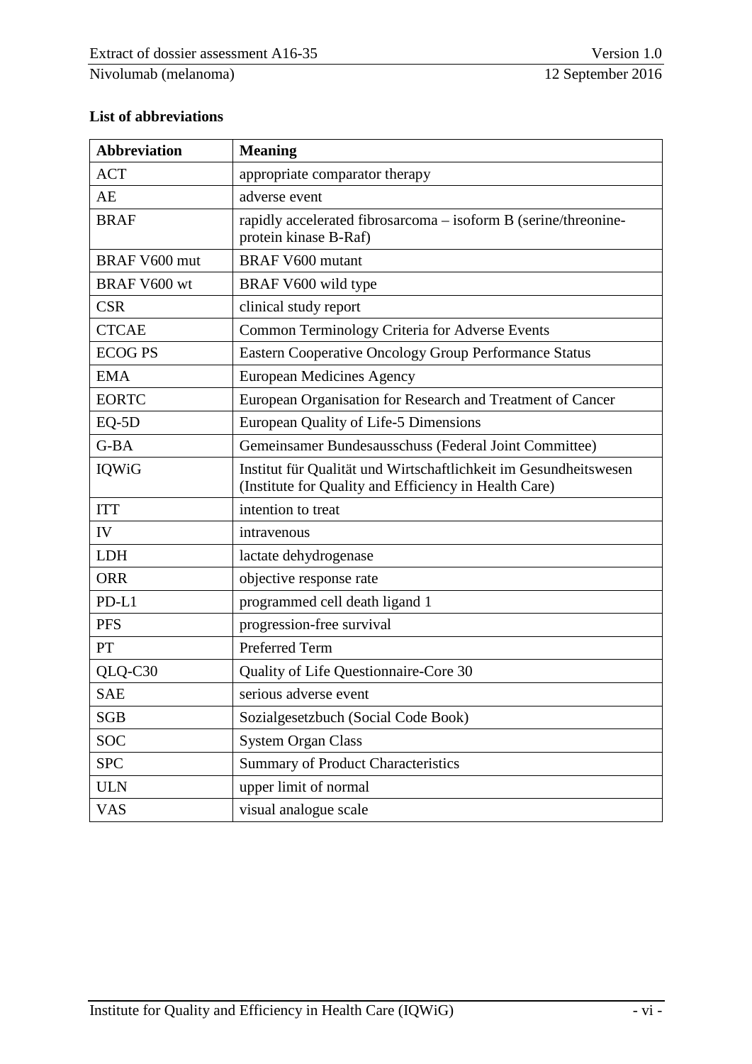## List of abbreviations

| Abbreviation | Meaning |
|---|---|
| ACT | appropriate comparator therapy |
| AE | adverse event |
| BRAF | rapidly accelerated fibrosarcoma – isoform B (serine/threonine-protein kinase B-Raf) |
| BRAF V600 mut | BRAF V600 mutant |
| BRAF V600 wt | BRAF V600 wild type |
| CSR | clinical study report |
| CTCAE | Common Terminology Criteria for Adverse Events |
| ECOG PS | Eastern Cooperative Oncology Group Performance Status |
| EMA | European Medicines Agency |
| EORTC | European Organisation for Research and Treatment of Cancer |
| EQ-5D | European Quality of Life-5 Dimensions |
| G-BA | Gemeinsamer Bundesausschuss (Federal Joint Committee) |
| IQWiG | Institut für Qualität und Wirtschaftlichkeit im Gesundheitswesen (Institute for Quality and Efficiency in Health Care) |
| ITT | intention to treat |
| IV | intravenous |
| LDH | lactate dehydrogenase |
| ORR | objective response rate |
| PD-L1 | programmed cell death ligand 1 |
| PFS | progression-free survival |
| PT | Preferred Term |
| QLQ-C30 | Quality of Life Questionnaire-Core 30 |
| SAE | serious adverse event |
| SGB | Sozialgesetzbuch (Social Code Book) |
| SOC | System Organ Class |
| SPC | Summary of Product Characteristics |
| ULN | upper limit of normal |
| VAS | visual analogue scale |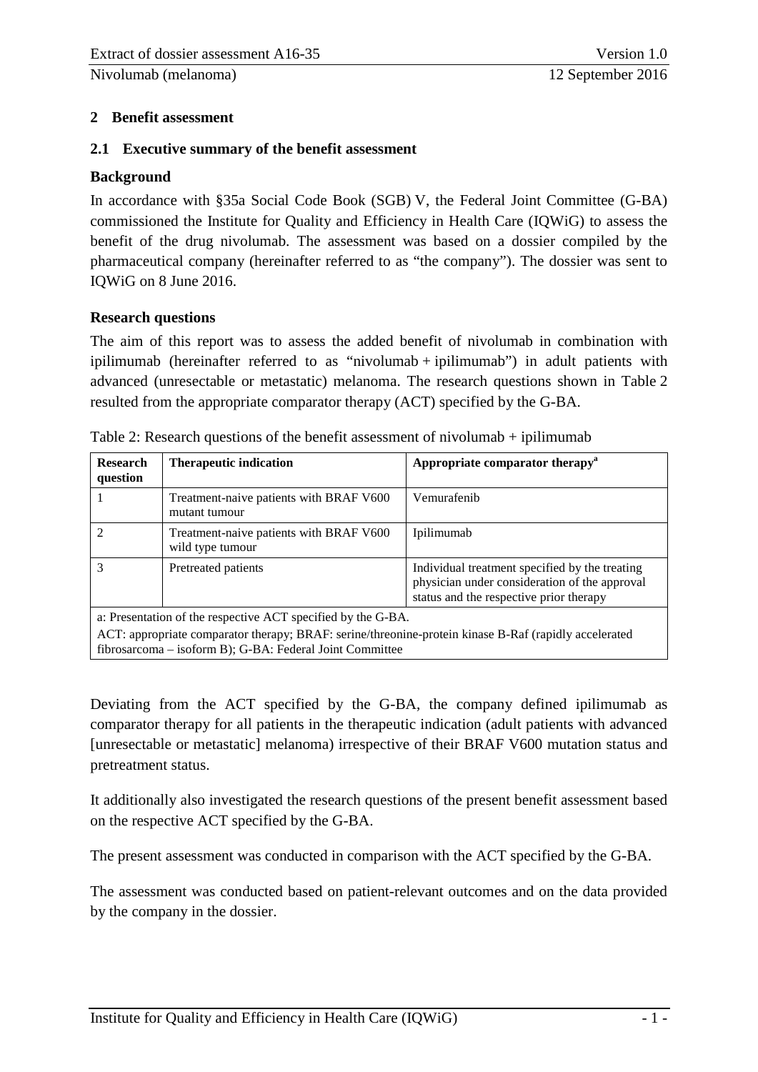## 2 Benefit assessment

### 2.1 Executive summary of the benefit assessment

**Background**

In accordance with §35a Social Code Book (SGB) V, the Federal Joint Committee (G-BA) commissioned the Institute for Quality and Efficiency in Health Care (IQWiG) to assess the benefit of the drug nivolumab. The assessment was based on a dossier compiled by the pharmaceutical company (hereinafter referred to as "the company"). The dossier was sent to IQWiG on 8 June 2016.

**Research questions**

The aim of this report was to assess the added benefit of nivolumab in combination with ipilimumab (hereinafter referred to as "nivolumab + ipilimumab") in adult patients with advanced (unresectable or metastatic) melanoma. The research questions shown in Table 2 resulted from the appropriate comparator therapy (ACT) specified by the G-BA.

Table 2: Research questions of the benefit assessment of nivolumab + ipilimumab

| Research question | Therapeutic indication | Appropriate comparator therapy[a] |
|---|---|---|
| 1 | Treatment-naive patients with BRAF V600 mutant tumour | Vemurafenib |
| 2 | Treatment-naive patients with BRAF V600 wild type tumour | Ipilimumab |
| 3 | Pretreated patients | Individual treatment specified by the treating physician under consideration of the approval status and the respective prior therapy |

a: Presentation of the respective ACT specified by the G-BA.
ACT: appropriate comparator therapy; BRAF: serine/threonine-protein kinase B-Raf (rapidly accelerated fibrosarcoma – isoform B); G-BA: Federal Joint Committee

Deviating from the ACT specified by the G-BA, the company defined ipilimumab as comparator therapy for all patients in the therapeutic indication (adult patients with advanced [unresectable or metastatic] melanoma) irrespective of their BRAF V600 mutation status and pretreatment status.

It additionally also investigated the research questions of the present benefit assessment based on the respective ACT specified by the G-BA.

The present assessment was conducted in comparison with the ACT specified by the G-BA.

The assessment was conducted based on patient-relevant outcomes and on the data provided by the company in the dossier.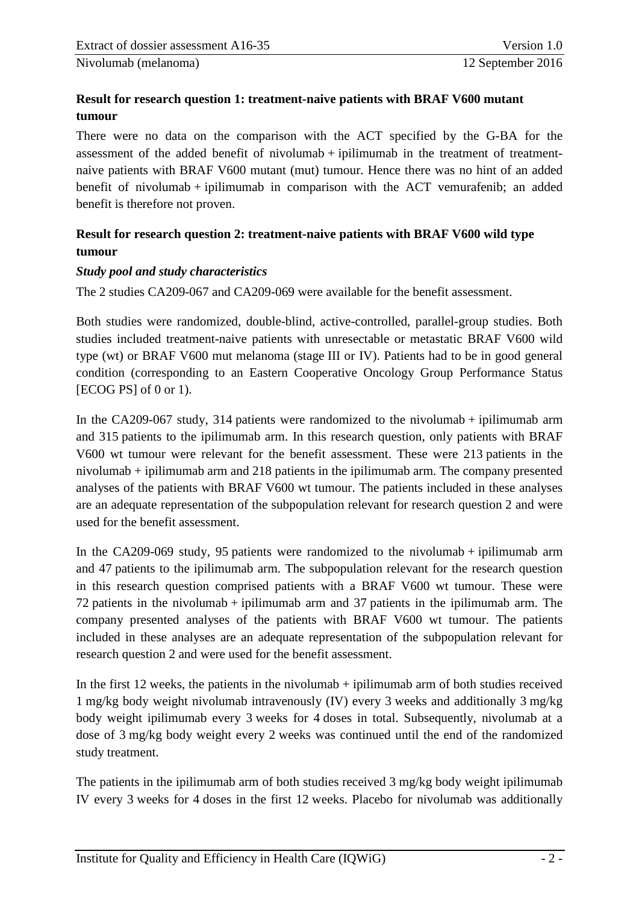**Result for research question 1: treatment-naive patients with BRAF V600 mutant tumour**

There were no data on the comparison with the ACT specified by the G-BA for the assessment of the added benefit of nivolumab + ipilimumab in the treatment of treatment-naive patients with BRAF V600 mutant (mut) tumour. Hence there was no hint of an added benefit of nivolumab + ipilimumab in comparison with the ACT vemurafenib; an added benefit is therefore not proven.

**Result for research question 2: treatment-naive patients with BRAF V600 wild type tumour**

***Study pool and study characteristics***

The 2 studies CA209-067 and CA209-069 were available for the benefit assessment.

Both studies were randomized, double-blind, active-controlled, parallel-group studies. Both studies included treatment-naive patients with unresectable or metastatic BRAF V600 wild type (wt) or BRAF V600 mut melanoma (stage III or IV). Patients had to be in good general condition (corresponding to an Eastern Cooperative Oncology Group Performance Status [ECOG PS] of 0 or 1).

In the CA209-067 study, 314 patients were randomized to the nivolumab + ipilimumab arm and 315 patients to the ipilimumab arm. In this research question, only patients with BRAF V600 wt tumour were relevant for the benefit assessment. These were 213 patients in the nivolumab + ipilimumab arm and 218 patients in the ipilimumab arm. The company presented analyses of the patients with BRAF V600 wt tumour. The patients included in these analyses are an adequate representation of the subpopulation relevant for research question 2 and were used for the benefit assessment.

In the CA209-069 study, 95 patients were randomized to the nivolumab + ipilimumab arm and 47 patients to the ipilimumab arm. The subpopulation relevant for the research question in this research question comprised patients with a BRAF V600 wt tumour. These were 72 patients in the nivolumab + ipilimumab arm and 37 patients in the ipilimumab arm. The company presented analyses of the patients with BRAF V600 wt tumour. The patients included in these analyses are an adequate representation of the subpopulation relevant for research question 2 and were used for the benefit assessment.

In the first 12 weeks, the patients in the nivolumab + ipilimumab arm of both studies received 1 mg/kg body weight nivolumab intravenously (IV) every 3 weeks and additionally 3 mg/kg body weight ipilimumab every 3 weeks for 4 doses in total. Subsequently, nivolumab at a dose of 3 mg/kg body weight every 2 weeks was continued until the end of the randomized study treatment.

The patients in the ipilimumab arm of both studies received 3 mg/kg body weight ipilimumab IV every 3 weeks for 4 doses in the first 12 weeks. Placebo for nivolumab was additionally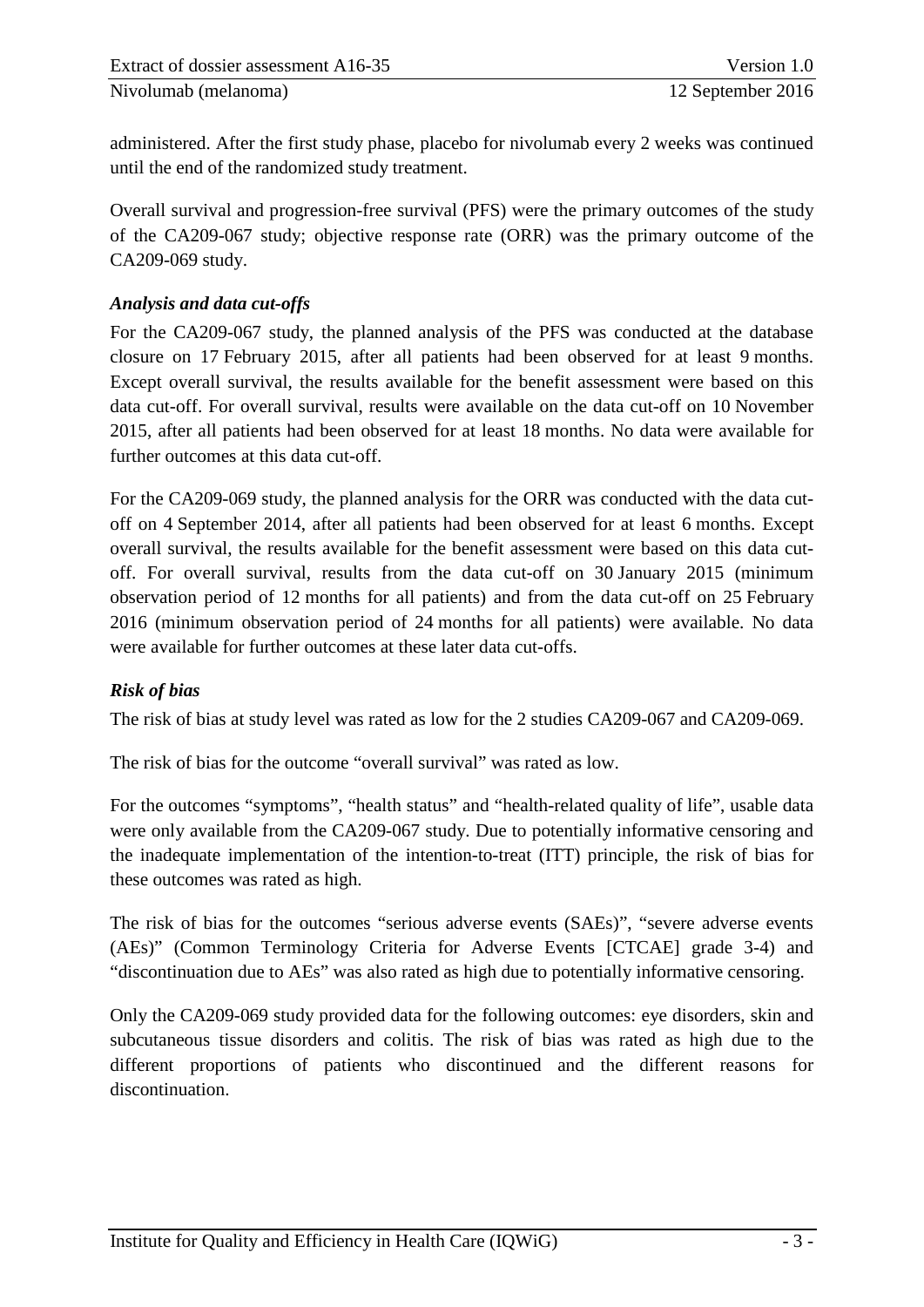administered. After the first study phase, placebo for nivolumab every 2 weeks was continued until the end of the randomized study treatment.

Overall survival and progression-free survival (PFS) were the primary outcomes of the study of the CA209-067 study; objective response rate (ORR) was the primary outcome of the CA209-069 study.

### *Analysis and data cut-offs*

For the CA209-067 study, the planned analysis of the PFS was conducted at the database closure on 17 February 2015, after all patients had been observed for at least 9 months. Except overall survival, the results available for the benefit assessment were based on this data cut-off. For overall survival, results were available on the data cut-off on 10 November 2015, after all patients had been observed for at least 18 months. No data were available for further outcomes at this data cut-off.

For the CA209-069 study, the planned analysis for the ORR was conducted with the data cut-off on 4 September 2014, after all patients had been observed for at least 6 months. Except overall survival, the results available for the benefit assessment were based on this data cut-off. For overall survival, results from the data cut-off on 30 January 2015 (minimum observation period of 12 months for all patients) and from the data cut-off on 25 February 2016 (minimum observation period of 24 months for all patients) were available. No data were available for further outcomes at these later data cut-offs.

### *Risk of bias*

The risk of bias at study level was rated as low for the 2 studies CA209-067 and CA209-069.

The risk of bias for the outcome "overall survival" was rated as low.

For the outcomes "symptoms", "health status" and "health-related quality of life", usable data were only available from the CA209-067 study. Due to potentially informative censoring and the inadequate implementation of the intention-to-treat (ITT) principle, the risk of bias for these outcomes was rated as high.

The risk of bias for the outcomes "serious adverse events (SAEs)", "severe adverse events (AEs)" (Common Terminology Criteria for Adverse Events [CTCAE] grade 3-4) and "discontinuation due to AEs" was also rated as high due to potentially informative censoring.

Only the CA209-069 study provided data for the following outcomes: eye disorders, skin and subcutaneous tissue disorders and colitis. The risk of bias was rated as high due to the different proportions of patients who discontinued and the different reasons for discontinuation.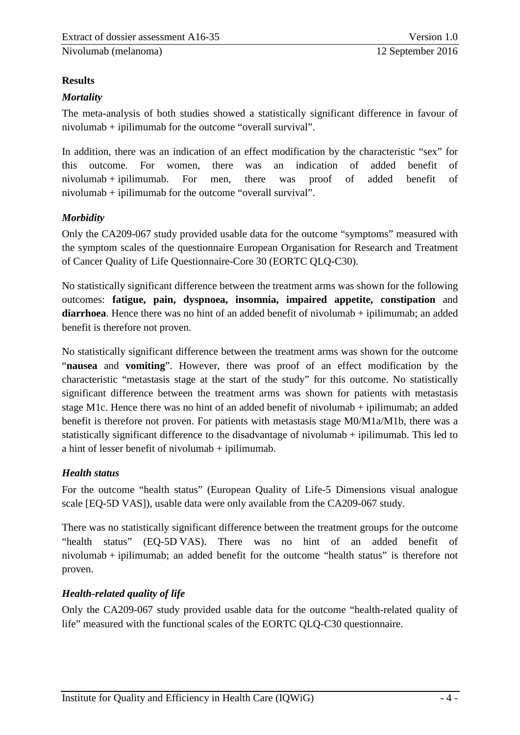### Results

#### *Mortality*

The meta-analysis of both studies showed a statistically significant difference in favour of nivolumab + ipilimumab for the outcome "overall survival".

In addition, there was an indication of an effect modification by the characteristic "sex" for this outcome. For women, there was an indication of added benefit of nivolumab + ipilimumab. For men, there was proof of added benefit of nivolumab + ipilimumab for the outcome "overall survival".

#### *Morbidity*

Only the CA209-067 study provided usable data for the outcome "symptoms" measured with the symptom scales of the questionnaire European Organisation for Research and Treatment of Cancer Quality of Life Questionnaire-Core 30 (EORTC QLQ-C30).

No statistically significant difference between the treatment arms was shown for the following outcomes: **fatigue, pain, dyspnoea, insomnia, impaired appetite, constipation** and **diarrhoea**. Hence there was no hint of an added benefit of nivolumab + ipilimumab; an added benefit is therefore not proven.

No statistically significant difference between the treatment arms was shown for the outcome "**nausea** and **vomiting**". However, there was proof of an effect modification by the characteristic "metastasis stage at the start of the study" for this outcome. No statistically significant difference between the treatment arms was shown for patients with metastasis stage M1c. Hence there was no hint of an added benefit of nivolumab + ipilimumab; an added benefit is therefore not proven. For patients with metastasis stage M0/M1a/M1b, there was a statistically significant difference to the disadvantage of nivolumab + ipilimumab. This led to a hint of lesser benefit of nivolumab + ipilimumab.

#### *Health status*

For the outcome "health status" (European Quality of Life-5 Dimensions visual analogue scale [EQ-5D VAS]), usable data were only available from the CA209-067 study.

There was no statistically significant difference between the treatment groups for the outcome "health status" (EQ-5D VAS). There was no hint of an added benefit of nivolumab + ipilimumab; an added benefit for the outcome "health status" is therefore not proven.

#### *Health-related quality of life*

Only the CA209-067 study provided usable data for the outcome "health-related quality of life" measured with the functional scales of the EORTC QLQ-C30 questionnaire.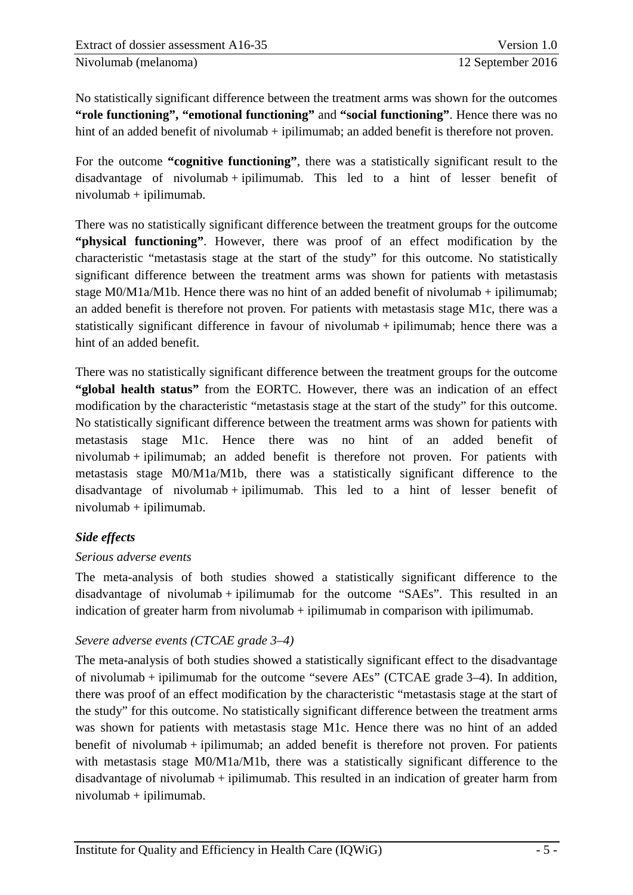No statistically significant difference between the treatment arms was shown for the outcomes **"role functioning", "emotional functioning"** and **"social functioning"**. Hence there was no hint of an added benefit of nivolumab + ipilimumab; an added benefit is therefore not proven.

For the outcome **"cognitive functioning"**, there was a statistically significant result to the disadvantage of nivolumab + ipilimumab. This led to a hint of lesser benefit of nivolumab + ipilimumab.

There was no statistically significant difference between the treatment groups for the outcome **"physical functioning"**. However, there was proof of an effect modification by the characteristic "metastasis stage at the start of the study" for this outcome. No statistically significant difference between the treatment arms was shown for patients with metastasis stage M0/M1a/M1b. Hence there was no hint of an added benefit of nivolumab + ipilimumab; an added benefit is therefore not proven. For patients with metastasis stage M1c, there was a statistically significant difference in favour of nivolumab + ipilimumab; hence there was a hint of an added benefit.

There was no statistically significant difference between the treatment groups for the outcome **"global health status"** from the EORTC. However, there was an indication of an effect modification by the characteristic "metastasis stage at the start of the study" for this outcome. No statistically significant difference between the treatment arms was shown for patients with metastasis stage M1c. Hence there was no hint of an added benefit of nivolumab + ipilimumab; an added benefit is therefore not proven. For patients with metastasis stage M0/M1a/M1b, there was a statistically significant difference to the disadvantage of nivolumab + ipilimumab. This led to a hint of lesser benefit of nivolumab + ipilimumab.

***Side effects***

*Serious adverse events*

The meta-analysis of both studies showed a statistically significant difference to the disadvantage of nivolumab + ipilimumab for the outcome "SAEs". This resulted in an indication of greater harm from nivolumab + ipilimumab in comparison with ipilimumab.

*Severe adverse events (CTCAE grade 3–4)*

The meta-analysis of both studies showed a statistically significant effect to the disadvantage of nivolumab + ipilimumab for the outcome "severe AEs" (CTCAE grade 3–4). In addition, there was proof of an effect modification by the characteristic "metastasis stage at the start of the study" for this outcome. No statistically significant difference between the treatment arms was shown for patients with metastasis stage M1c. Hence there was no hint of an added benefit of nivolumab + ipilimumab; an added benefit is therefore not proven. For patients with metastasis stage M0/M1a/M1b, there was a statistically significant difference to the disadvantage of nivolumab + ipilimumab. This resulted in an indication of greater harm from nivolumab + ipilimumab.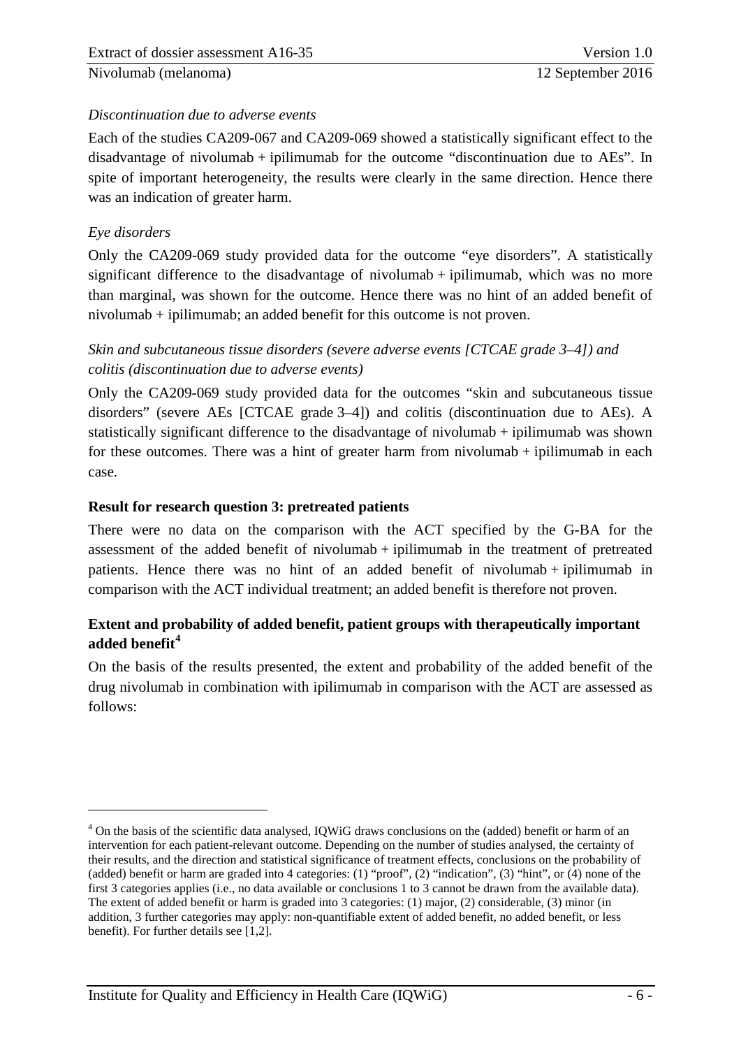*Discontinuation due to adverse events*

Each of the studies CA209-067 and CA209-069 showed a statistically significant effect to the disadvantage of nivolumab + ipilimumab for the outcome "discontinuation due to AEs". In spite of important heterogeneity, the results were clearly in the same direction. Hence there was an indication of greater harm.

*Eye disorders*

Only the CA209-069 study provided data for the outcome "eye disorders". A statistically significant difference to the disadvantage of nivolumab + ipilimumab, which was no more than marginal, was shown for the outcome. Hence there was no hint of an added benefit of nivolumab + ipilimumab; an added benefit for this outcome is not proven.

*Skin and subcutaneous tissue disorders (severe adverse events [CTCAE grade 3–4]) and colitis (discontinuation due to adverse events)*

Only the CA209-069 study provided data for the outcomes "skin and subcutaneous tissue disorders" (severe AEs [CTCAE grade 3–4]) and colitis (discontinuation due to AEs). A statistically significant difference to the disadvantage of nivolumab + ipilimumab was shown for these outcomes. There was a hint of greater harm from nivolumab + ipilimumab in each case.

**Result for research question 3: pretreated patients**

There were no data on the comparison with the ACT specified by the G-BA for the assessment of the added benefit of nivolumab + ipilimumab in the treatment of pretreated patients. Hence there was no hint of an added benefit of nivolumab + ipilimumab in comparison with the ACT individual treatment; an added benefit is therefore not proven.

**Extent and probability of added benefit, patient groups with therapeutically important added benefit[4]**

On the basis of the results presented, the extent and probability of the added benefit of the drug nivolumab in combination with ipilimumab in comparison with the ACT are assessed as follows:

---

[4] On the basis of the scientific data analysed, IQWiG draws conclusions on the (added) benefit or harm of an intervention for each patient-relevant outcome. Depending on the number of studies analysed, the certainty of their results, and the direction and statistical significance of treatment effects, conclusions on the probability of (added) benefit or harm are graded into 4 categories: (1) "proof", (2) "indication", (3) "hint", or (4) none of the first 3 categories applies (i.e., no data available or conclusions 1 to 3 cannot be drawn from the available data). The extent of added benefit or harm is graded into 3 categories: (1) major, (2) considerable, (3) minor (in addition, 3 further categories may apply: non-quantifiable extent of added benefit, no added benefit, or less benefit). For further details see [1,2].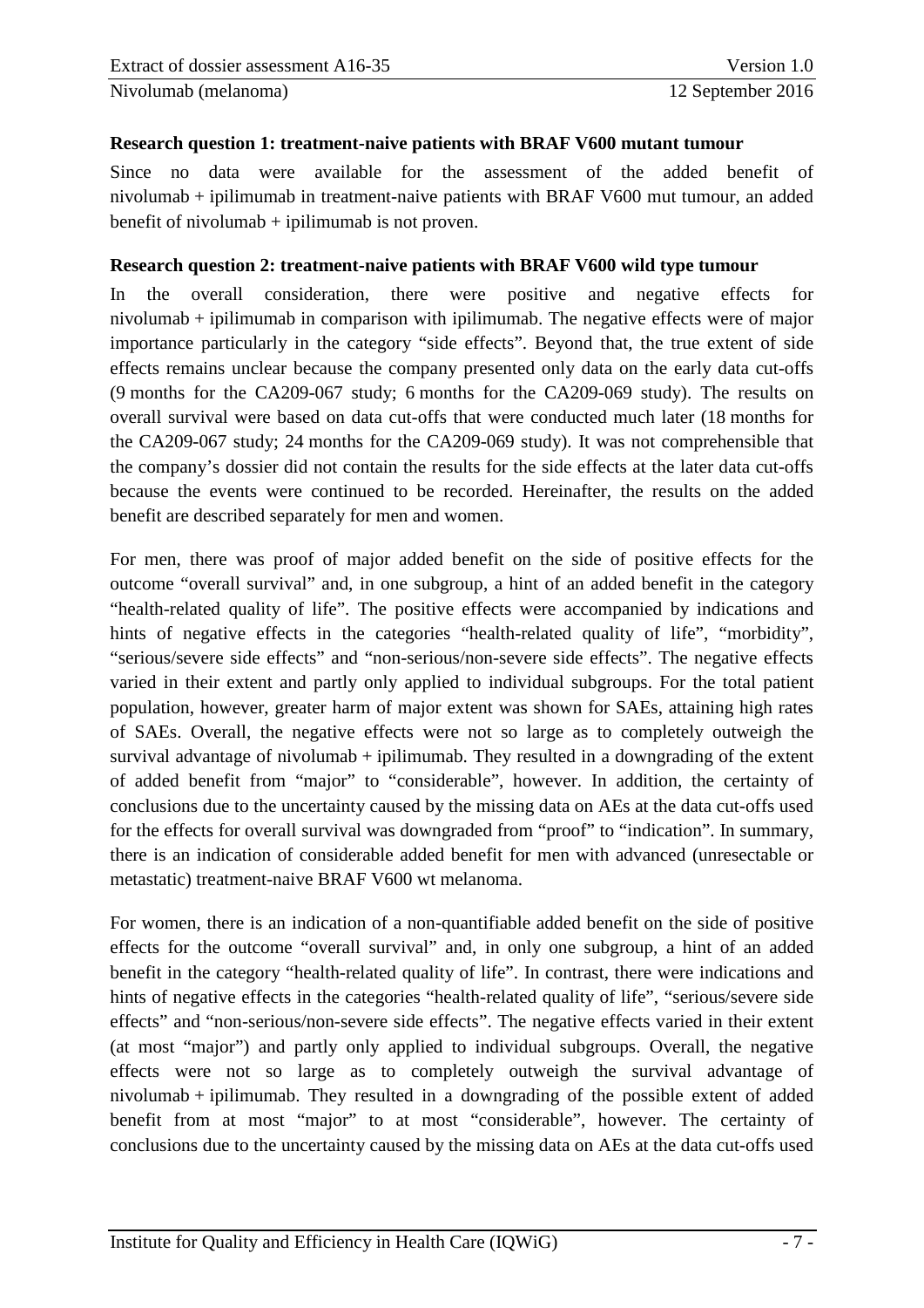**Research question 1: treatment-naive patients with BRAF V600 mutant tumour**

Since no data were available for the assessment of the added benefit of nivolumab + ipilimumab in treatment-naive patients with BRAF V600 mut tumour, an added benefit of nivolumab + ipilimumab is not proven.

**Research question 2: treatment-naive patients with BRAF V600 wild type tumour**

In the overall consideration, there were positive and negative effects for nivolumab + ipilimumab in comparison with ipilimumab. The negative effects were of major importance particularly in the category "side effects". Beyond that, the true extent of side effects remains unclear because the company presented only data on the early data cut-offs (9 months for the CA209-067 study; 6 months for the CA209-069 study). The results on overall survival were based on data cut-offs that were conducted much later (18 months for the CA209-067 study; 24 months for the CA209-069 study). It was not comprehensible that the company's dossier did not contain the results for the side effects at the later data cut-offs because the events were continued to be recorded. Hereinafter, the results on the added benefit are described separately for men and women.

For men, there was proof of major added benefit on the side of positive effects for the outcome "overall survival" and, in one subgroup, a hint of an added benefit in the category "health-related quality of life". The positive effects were accompanied by indications and hints of negative effects in the categories "health-related quality of life", "morbidity", "serious/severe side effects" and "non-serious/non-severe side effects". The negative effects varied in their extent and partly only applied to individual subgroups. For the total patient population, however, greater harm of major extent was shown for SAEs, attaining high rates of SAEs. Overall, the negative effects were not so large as to completely outweigh the survival advantage of nivolumab + ipilimumab. They resulted in a downgrading of the extent of added benefit from "major" to "considerable", however. In addition, the certainty of conclusions due to the uncertainty caused by the missing data on AEs at the data cut-offs used for the effects for overall survival was downgraded from "proof" to "indication". In summary, there is an indication of considerable added benefit for men with advanced (unresectable or metastatic) treatment-naive BRAF V600 wt melanoma.

For women, there is an indication of a non-quantifiable added benefit on the side of positive effects for the outcome "overall survival" and, in only one subgroup, a hint of an added benefit in the category "health-related quality of life". In contrast, there were indications and hints of negative effects in the categories "health-related quality of life", "serious/severe side effects" and "non-serious/non-severe side effects". The negative effects varied in their extent (at most "major") and partly only applied to individual subgroups. Overall, the negative effects were not so large as to completely outweigh the survival advantage of nivolumab + ipilimumab. They resulted in a downgrading of the possible extent of added benefit from at most "major" to at most "considerable", however. The certainty of conclusions due to the uncertainty caused by the missing data on AEs at the data cut-offs used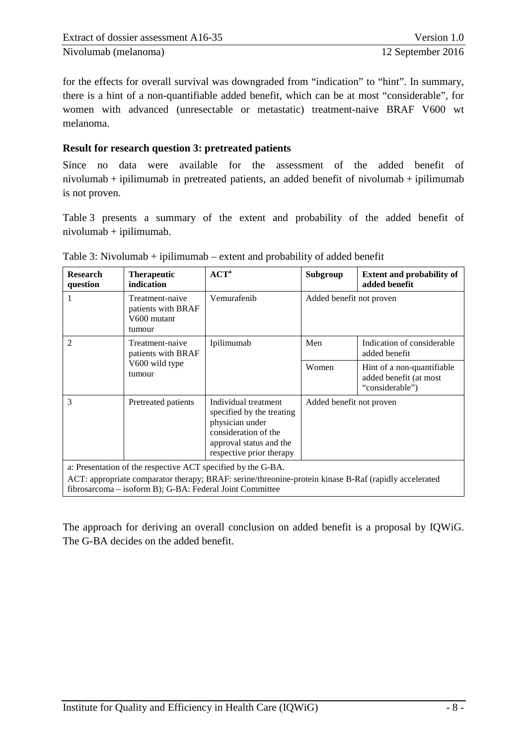for the effects for overall survival was downgraded from "indication" to "hint". In summary, there is a hint of a non-quantifiable added benefit, which can be at most "considerable", for women with advanced (unresectable or metastatic) treatment-naive BRAF V600 wt melanoma.

**Result for research question 3: pretreated patients**

Since no data were available for the assessment of the added benefit of nivolumab + ipilimumab in pretreated patients, an added benefit of nivolumab + ipilimumab is not proven.

Table 3 presents a summary of the extent and probability of the added benefit of nivolumab + ipilimumab.

Table 3: Nivolumab + ipilimumab – extent and probability of added benefit

| Research question | Therapeutic indication | ACT[a] | Subgroup | Extent and probability of added benefit |
|---|---|---|---|---|
| 1 | Treatment-naive patients with BRAF V600 mutant tumour | Vemurafenib | Added benefit not proven | |
| 2 | Treatment-naive patients with BRAF V600 wild type tumour | Ipilimumab | Men | Indication of considerable added benefit |
| | | | Women | Hint of a non-quantifiable added benefit (at most "considerable") |
| 3 | Pretreated patients | Individual treatment specified by the treating physician under consideration of the approval status and the respective prior therapy | Added benefit not proven | |

a: Presentation of the respective ACT specified by the G-BA.
ACT: appropriate comparator therapy; BRAF: serine/threonine-protein kinase B-Raf (rapidly accelerated fibrosarcoma – isoform B); G-BA: Federal Joint Committee

The approach for deriving an overall conclusion on added benefit is a proposal by IQWiG. The G-BA decides on the added benefit.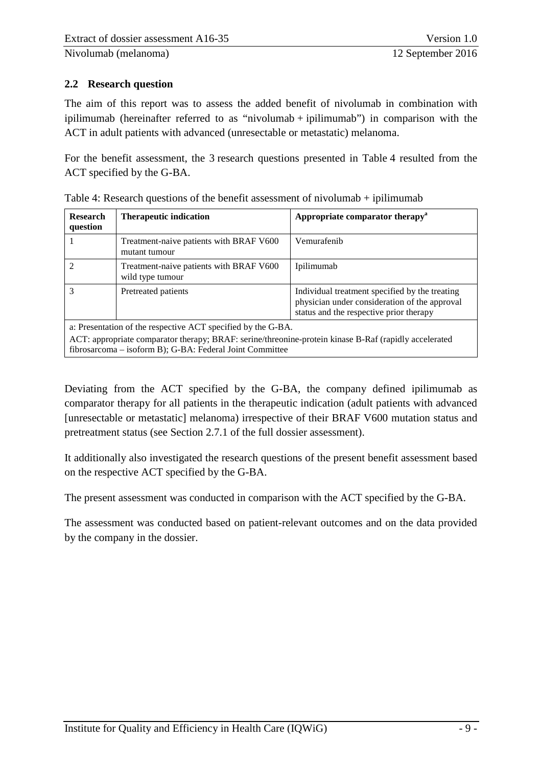## 2.2 Research question

The aim of this report was to assess the added benefit of nivolumab in combination with ipilimumab (hereinafter referred to as "nivolumab + ipilimumab") in comparison with the ACT in adult patients with advanced (unresectable or metastatic) melanoma.

For the benefit assessment, the 3 research questions presented in Table 4 resulted from the ACT specified by the G-BA.

Table 4: Research questions of the benefit assessment of nivolumab + ipilimumab

| Research question | Therapeutic indication | Appropriate comparator therapy[a] |
|---|---|---|
| 1 | Treatment-naive patients with BRAF V600 mutant tumour | Vemurafenib |
| 2 | Treatment-naive patients with BRAF V600 wild type tumour | Ipilimumab |
| 3 | Pretreated patients | Individual treatment specified by the treating physician under consideration of the approval status and the respective prior therapy |

a: Presentation of the respective ACT specified by the G-BA.
ACT: appropriate comparator therapy; BRAF: serine/threonine-protein kinase B-Raf (rapidly accelerated fibrosarcoma – isoform B); G-BA: Federal Joint Committee

Deviating from the ACT specified by the G-BA, the company defined ipilimumab as comparator therapy for all patients in the therapeutic indication (adult patients with advanced [unresectable or metastatic] melanoma) irrespective of their BRAF V600 mutation status and pretreatment status (see Section 2.7.1 of the full dossier assessment).

It additionally also investigated the research questions of the present benefit assessment based on the respective ACT specified by the G-BA.

The present assessment was conducted in comparison with the ACT specified by the G-BA.

The assessment was conducted based on patient-relevant outcomes and on the data provided by the company in the dossier.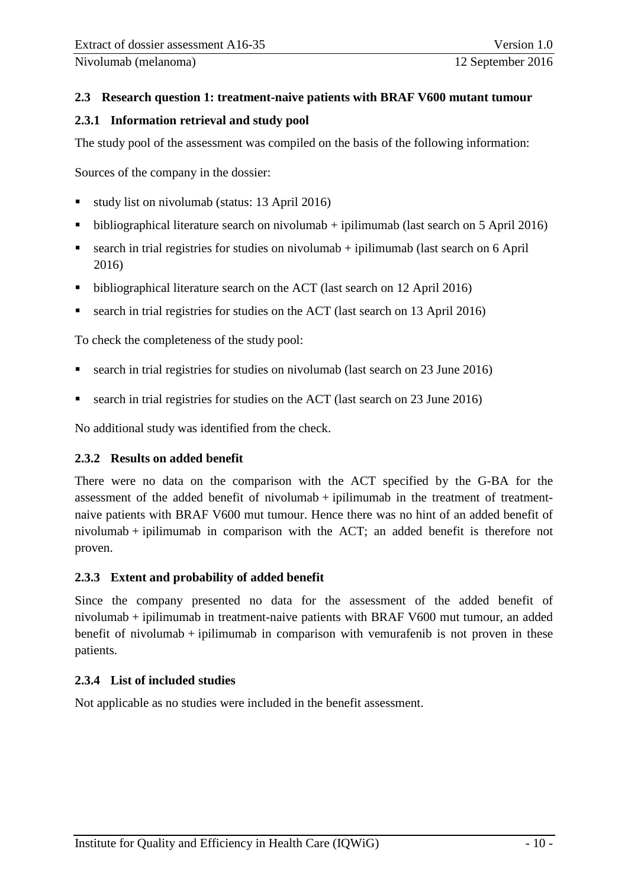### 2.3 Research question 1: treatment-naive patients with BRAF V600 mutant tumour

#### 2.3.1 Information retrieval and study pool

The study pool of the assessment was compiled on the basis of the following information:

Sources of the company in the dossier:

- study list on nivolumab (status: 13 April 2016)
- bibliographical literature search on nivolumab + ipilimumab (last search on 5 April 2016)
- search in trial registries for studies on nivolumab + ipilimumab (last search on 6 April 2016)
- bibliographical literature search on the ACT (last search on 12 April 2016)
- search in trial registries for studies on the ACT (last search on 13 April 2016)

To check the completeness of the study pool:

- search in trial registries for studies on nivolumab (last search on 23 June 2016)
- search in trial registries for studies on the ACT (last search on 23 June 2016)

No additional study was identified from the check.

#### 2.3.2 Results on added benefit

There were no data on the comparison with the ACT specified by the G-BA for the assessment of the added benefit of nivolumab + ipilimumab in the treatment of treatment-naive patients with BRAF V600 mut tumour. Hence there was no hint of an added benefit of nivolumab + ipilimumab in comparison with the ACT; an added benefit is therefore not proven.

#### 2.3.3 Extent and probability of added benefit

Since the company presented no data for the assessment of the added benefit of nivolumab + ipilimumab in treatment-naive patients with BRAF V600 mut tumour, an added benefit of nivolumab + ipilimumab in comparison with vemurafenib is not proven in these patients.

#### 2.3.4 List of included studies

Not applicable as no studies were included in the benefit assessment.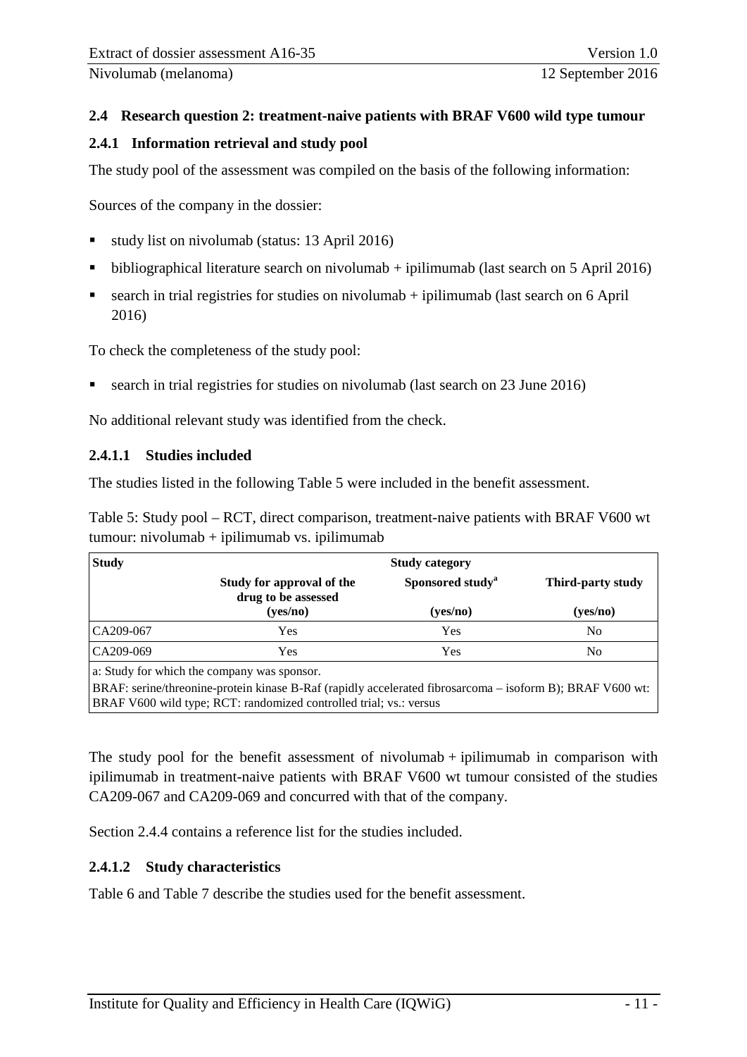## 2.4 Research question 2: treatment-naive patients with BRAF V600 wild type tumour

### 2.4.1 Information retrieval and study pool

The study pool of the assessment was compiled on the basis of the following information:

Sources of the company in the dossier:

- study list on nivolumab (status: 13 April 2016)
- bibliographical literature search on nivolumab + ipilimumab (last search on 5 April 2016)
- search in trial registries for studies on nivolumab + ipilimumab (last search on 6 April 2016)

To check the completeness of the study pool:

- search in trial registries for studies on nivolumab (last search on 23 June 2016)

No additional relevant study was identified from the check.

#### 2.4.1.1 Studies included

The studies listed in the following Table 5 were included in the benefit assessment.

Table 5: Study pool – RCT, direct comparison, treatment-naive patients with BRAF V600 wt tumour: nivolumab + ipilimumab vs. ipilimumab

| Study | Study category | | |
|---|---|---|---|
| | Study for approval of the drug to be assessed (yes/no) | Sponsored study[a] (yes/no) | Third-party study (yes/no) |
| CA209-067 | Yes | Yes | No |
| CA209-069 | Yes | Yes | No |

a: Study for which the company was sponsor.
BRAF: serine/threonine-protein kinase B-Raf (rapidly accelerated fibrosarcoma – isoform B); BRAF V600 wt: BRAF V600 wild type; RCT: randomized controlled trial; vs.: versus

The study pool for the benefit assessment of nivolumab + ipilimumab in comparison with ipilimumab in treatment-naive patients with BRAF V600 wt tumour consisted of the studies CA209-067 and CA209-069 and concurred with that of the company.

Section 2.4.4 contains a reference list for the studies included.

#### 2.4.1.2 Study characteristics

Table 6 and Table 7 describe the studies used for the benefit assessment.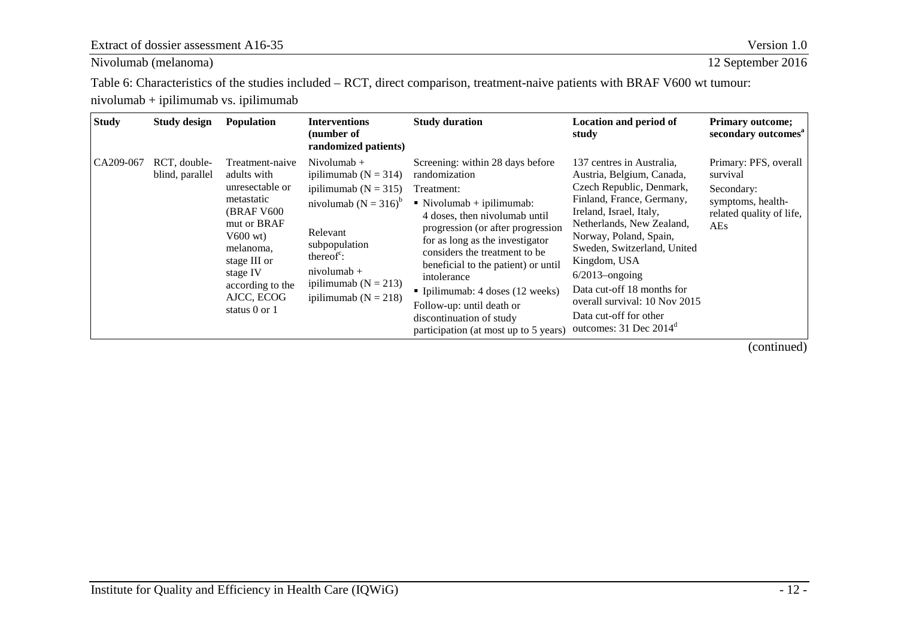Table 6: Characteristics of the studies included – RCT, direct comparison, treatment-naive patients with BRAF V600 wt tumour: nivolumab + ipilimumab vs. ipilimumab

| Study | Study design | Population | Interventions (number of randomized patients) | Study duration | Location and period of study | Primary outcome; secondary outcomes[a] |
|---|---|---|---|---|---|---|
| CA209-067 | RCT, double-blind, parallel | Treatment-naive adults with unresectable or metastatic (BRAF V600 mut or BRAF V600 wt) melanoma, stage III or stage IV according to the AJCC, ECOG status 0 or 1 | Nivolumab + ipilimumab (N = 314)<br>ipilimumab (N = 315)<br>nivolumab (N = 316)[b]<br><br>Relevant subpopulation thereof[c]:<br>nivolumab + ipilimumab (N = 213)<br>ipilimumab (N = 218) | Screening: within 28 days before randomization<br>Treatment:<br>▪ Nivolumab + ipilimumab: 4 doses, then nivolumab until progression (or after progression for as long as the investigator considers the treatment to be beneficial to the patient) or until intolerance<br>▪ Ipilimumab: 4 doses (12 weeks)<br>Follow-up: until death or discontinuation of study participation (at most up to 5 years) | 137 centres in Australia, Austria, Belgium, Canada, Czech Republic, Denmark, Finland, France, Germany, Ireland, Israel, Italy, Netherlands, New Zealand, Norway, Poland, Spain, Sweden, Switzerland, United Kingdom, USA<br>6/2013–ongoing<br>Data cut-off 18 months for overall survival: 10 Nov 2015<br>Data cut-off for other outcomes: 31 Dec 2014[d] | Primary: PFS, overall survival<br>Secondary: symptoms, health-related quality of life, AEs |

(continued)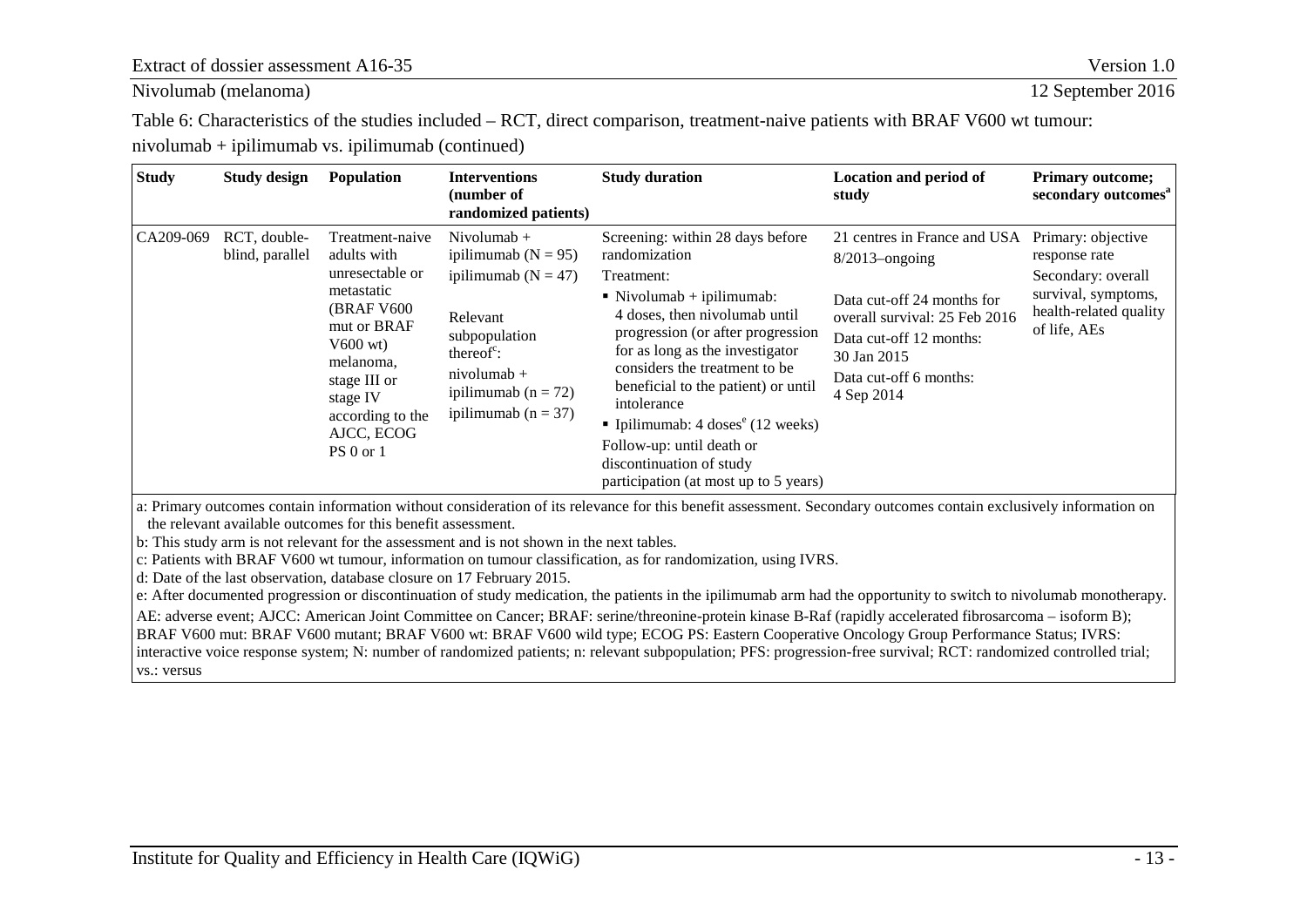Table 6: Characteristics of the studies included – RCT, direct comparison, treatment-naive patients with BRAF V600 wt tumour: nivolumab + ipilimumab vs. ipilimumab (continued)

| Study | Study design | Population | Interventions (number of randomized patients) | Study duration | Location and period of study | Primary outcome; secondary outcomes[a] |
|---|---|---|---|---|---|---|
| CA209-069 | RCT, double-blind, parallel | Treatment-naive adults with unresectable or metastatic (BRAF V600 mut or BRAF V600 wt) melanoma, stage III or stage IV according to the AJCC, ECOG PS 0 or 1 | Nivolumab + ipilimumab (N = 95)<br>ipilimumab (N = 47)<br><br>Relevant subpopulation thereof[c]:<br>nivolumab + ipilimumab (n = 72)<br>ipilimumab (n = 37) | Screening: within 28 days before randomization<br>Treatment:<br>▪ Nivolumab + ipilimumab: 4 doses, then nivolumab until progression (or after progression for as long as the investigator considers the treatment to be beneficial to the patient) or until intolerance<br>▪ Ipilimumab: 4 doses[e] (12 weeks)<br>Follow-up: until death or discontinuation of study participation (at most up to 5 years) | 21 centres in France and USA<br>8/2013–ongoing<br><br>Data cut-off 24 months for overall survival: 25 Feb 2016<br>Data cut-off 12 months: 30 Jan 2015<br>Data cut-off 6 months: 4 Sep 2014 | Primary: objective response rate<br>Secondary: overall survival, symptoms, health-related quality of life, AEs |

a: Primary outcomes contain information without consideration of its relevance for this benefit assessment. Secondary outcomes contain exclusively information on the relevant available outcomes for this benefit assessment.
b: This study arm is not relevant for the assessment and is not shown in the next tables.
c: Patients with BRAF V600 wt tumour, information on tumour classification, as for randomization, using IVRS.
d: Date of the last observation, database closure on 17 February 2015.
e: After documented progression or discontinuation of study medication, the patients in the ipilimumab arm had the opportunity to switch to nivolumab monotherapy.
AE: adverse event; AJCC: American Joint Committee on Cancer; BRAF: serine/threonine-protein kinase B-Raf (rapidly accelerated fibrosarcoma – isoform B); BRAF V600 mut: BRAF V600 mutant; BRAF V600 wt: BRAF V600 wild type; ECOG PS: Eastern Cooperative Oncology Group Performance Status; IVRS: interactive voice response system; N: number of randomized patients; n: relevant subpopulation; PFS: progression-free survival; RCT: randomized controlled trial; vs.: versus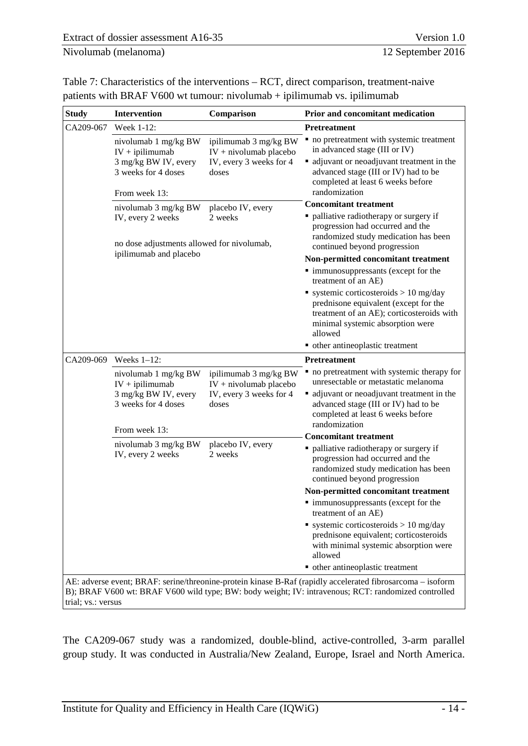Table 7: Characteristics of the interventions – RCT, direct comparison, treatment-naive patients with BRAF V600 wt tumour: nivolumab + ipilimumab vs. ipilimumab

| Study | Intervention | Comparison | Prior and concomitant medication |
|---|---|---|---|
| CA209-067 | Week 1-12:<br>nivolumab 1 mg/kg BW IV + ipilimumab 3 mg/kg BW IV, every 3 weeks for 4 doses<br><br>From week 13:<br>nivolumab 3 mg/kg BW IV, every 2 weeks<br><br>no dose adjustments allowed for nivolumab, ipilimumab and placebo | <br>ipilimumab 3 mg/kg BW IV + nivolumab placebo IV, every 3 weeks for 4 doses<br><br><br>placebo IV, every 2 weeks | **Pretreatment**<br>▪ no pretreatment with systemic treatment in advanced stage (III or IV)<br>▪ adjuvant or neoadjuvant treatment in the advanced stage (III or IV) had to be completed at least 6 weeks before randomization<br>**Concomitant treatment**<br>▪ palliative radiotherapy or surgery if progression had occurred and the randomized study medication has been continued beyond progression<br>**Non-permitted concomitant treatment**<br>▪ immunosuppressants (except for the treatment of an AE)<br>▪ systemic corticosteroids > 10 mg/day prednisone equivalent (except for the treatment of an AE); corticosteroids with minimal systemic absorption were allowed<br>▪ other antineoplastic treatment |
| CA209-069 | Weeks 1–12:<br>nivolumab 1 mg/kg BW IV + ipilimumab 3 mg/kg BW IV, every 3 weeks for 4 doses<br><br>From week 13:<br>nivolumab 3 mg/kg BW IV, every 2 weeks | <br>ipilimumab 3 mg/kg BW IV + nivolumab placebo IV, every 3 weeks for 4 doses<br><br><br>placebo IV, every 2 weeks | **Pretreatment**<br>▪ no pretreatment with systemic therapy for unresectable or metastatic melanoma<br>▪ adjuvant or neoadjuvant treatment in the advanced stage (III or IV) had to be completed at least 6 weeks before randomization<br>**Concomitant treatment**<br>▪ palliative radiotherapy or surgery if progression had occurred and the randomized study medication has been continued beyond progression<br>**Non-permitted concomitant treatment**<br>▪ immunosuppressants (except for the treatment of an AE)<br>▪ systemic corticosteroids > 10 mg/day prednisone equivalent; corticosteroids with minimal systemic absorption were allowed<br>▪ other antineoplastic treatment |

AE: adverse event; BRAF: serine/threonine-protein kinase B-Raf (rapidly accelerated fibrosarcoma – isoform B); BRAF V600 wt: BRAF V600 wild type; BW: body weight; IV: intravenous; RCT: randomized controlled trial; vs.: versus

The CA209-067 study was a randomized, double-blind, active-controlled, 3-arm parallel group study. It was conducted in Australia/New Zealand, Europe, Israel and North America.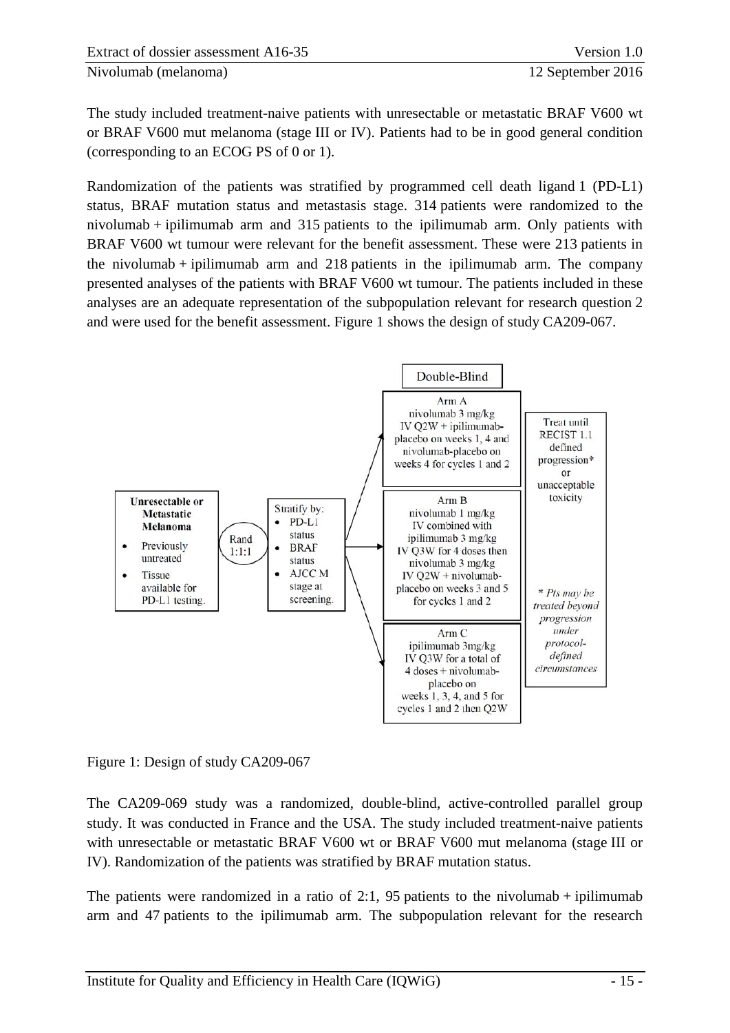The study included treatment-naive patients with unresectable or metastatic BRAF V600 wt or BRAF V600 mut melanoma (stage III or IV). Patients had to be in good general condition (corresponding to an ECOG PS of 0 or 1).

Randomization of the patients was stratified by programmed cell death ligand 1 (PD-L1) status, BRAF mutation status and metastasis stage. 314 patients were randomized to the nivolumab + ipilimumab arm and 315 patients to the ipilimumab arm. Only patients with BRAF V600 wt tumour were relevant for the benefit assessment. These were 213 patients in the nivolumab + ipilimumab arm and 218 patients in the ipilimumab arm. The company presented analyses of the patients with BRAF V600 wt tumour. The patients included in these analyses are an adequate representation of the subpopulation relevant for research question 2 and were used for the benefit assessment. Figure 1 shows the design of study CA209-067.

**Unresectable or Metastatic Melanoma**

- Previously untreated
- Tissue available for PD-L1 testing.

Rand 1:1:1

Stratify by:

- PD-L1 status
- BRAF status
- AJCC M stage at screening.

Double-Blind

Arm A
nivolumab 3 mg/kg IV Q2W + ipilimumab-placebo on weeks 1, 4 and nivolumab-placebo on weeks 4 for cycles 1 and 2

Arm B
nivolumab 1 mg/kg IV combined with ipilimumab 3 mg/kg IV Q3W for 4 doses then nivolumab 3 mg/kg IV Q2W + nivolumab-placebo on weeks 3 and 5 for cycles 1 and 2

Arm C
ipilimumab 3mg/kg IV Q3W for a total of 4 doses + nivolumab-placebo on weeks 1, 3, 4, and 5 for cycles 1 and 2 then Q2W

Treat until RECIST 1.1 defined progression* or unacceptable toxicity

*\* Pts may be treated beyond progression under protocol-defined circumstances*

Figure 1: Design of study CA209-067

The CA209-069 study was a randomized, double-blind, active-controlled parallel group study. It was conducted in France and the USA. The study included treatment-naive patients with unresectable or metastatic BRAF V600 wt or BRAF V600 mut melanoma (stage III or IV). Randomization of the patients was stratified by BRAF mutation status.

The patients were randomized in a ratio of 2:1, 95 patients to the nivolumab + ipilimumab arm and 47 patients to the ipilimumab arm. The subpopulation relevant for the research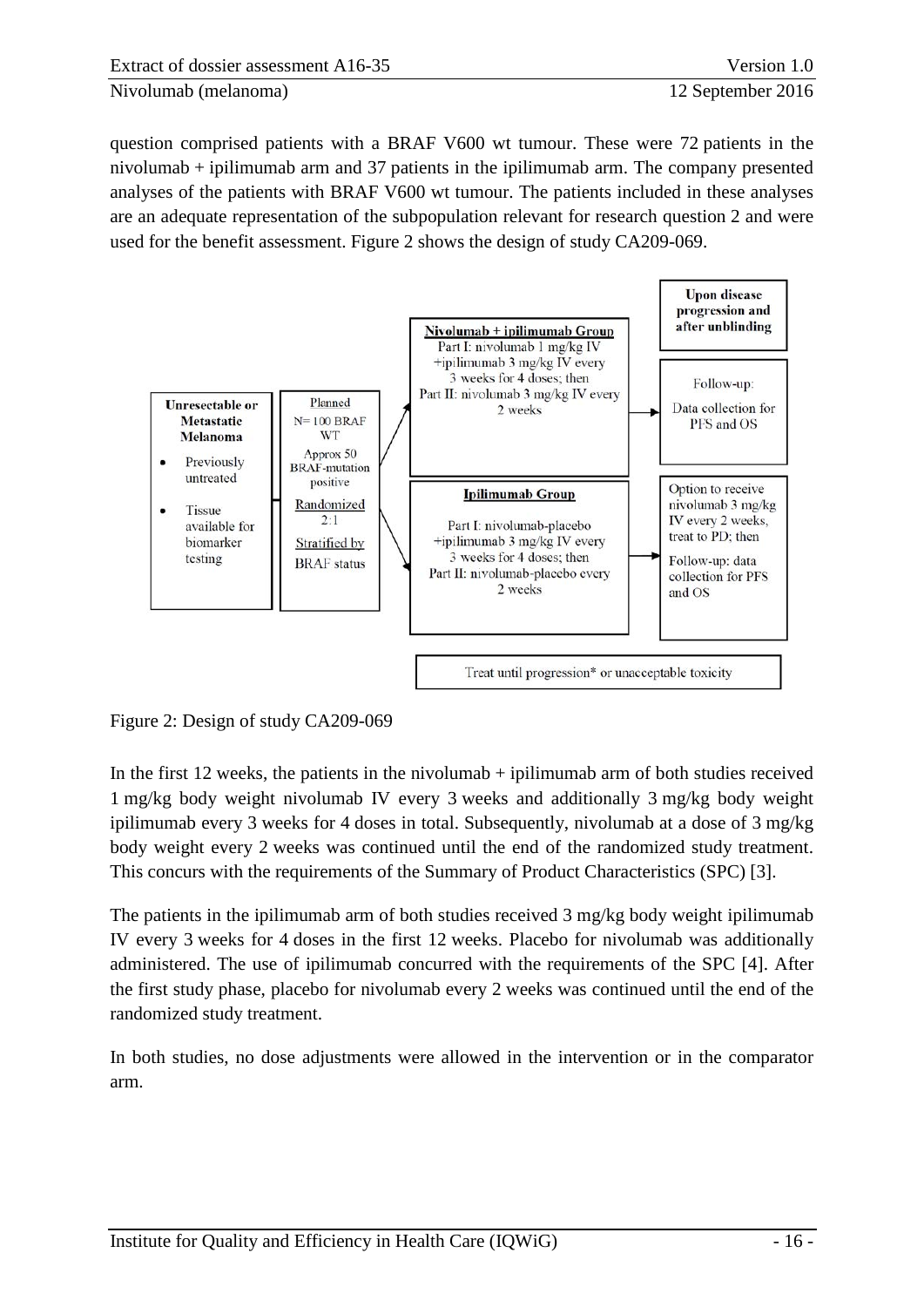question comprised patients with a BRAF V600 wt tumour. These were 72 patients in the nivolumab + ipilimumab arm and 37 patients in the ipilimumab arm. The company presented analyses of the patients with BRAF V600 wt tumour. The patients included in these analyses are an adequate representation of the subpopulation relevant for research question 2 and were used for the benefit assessment. Figure 2 shows the design of study CA209-069.

**Unresectable or Metastatic Melanoma**

- Previously untreated
- Tissue available for biomarker testing

Planned N= 100 BRAF WT
Approx 50 BRAF-mutation positive

Randomized 2:1

Stratified by BRAF status

**Nivolumab + ipilimumab Group**
Part I: nivolumab 1 mg/kg IV +ipilimumab 3 mg/kg IV every 3 weeks for 4 doses; then
Part II: nivolumab 3 mg/kg IV every 2 weeks

**Ipilimumab Group**
Part I: nivolumab-placebo +ipilimumab 3 mg/kg IV every 3 weeks for 4 doses; then
Part II: nivolumab-placebo every 2 weeks

**Upon disease progression and after unblinding**

Follow-up: Data collection for PFS and OS

Option to receive nivolumab 3 mg/kg IV every 2 weeks, treat to PD; then
Follow-up: data collection for PFS and OS

Treat until progression* or unacceptable toxicity

Figure 2: Design of study CA209-069

In the first 12 weeks, the patients in the nivolumab + ipilimumab arm of both studies received 1 mg/kg body weight nivolumab IV every 3 weeks and additionally 3 mg/kg body weight ipilimumab every 3 weeks for 4 doses in total. Subsequently, nivolumab at a dose of 3 mg/kg body weight every 2 weeks was continued until the end of the randomized study treatment. This concurs with the requirements of the Summary of Product Characteristics (SPC) [3].

The patients in the ipilimumab arm of both studies received 3 mg/kg body weight ipilimumab IV every 3 weeks for 4 doses in the first 12 weeks. Placebo for nivolumab was additionally administered. The use of ipilimumab concurred with the requirements of the SPC [4]. After the first study phase, placebo for nivolumab every 2 weeks was continued until the end of the randomized study treatment.

In both studies, no dose adjustments were allowed in the intervention or in the comparator arm.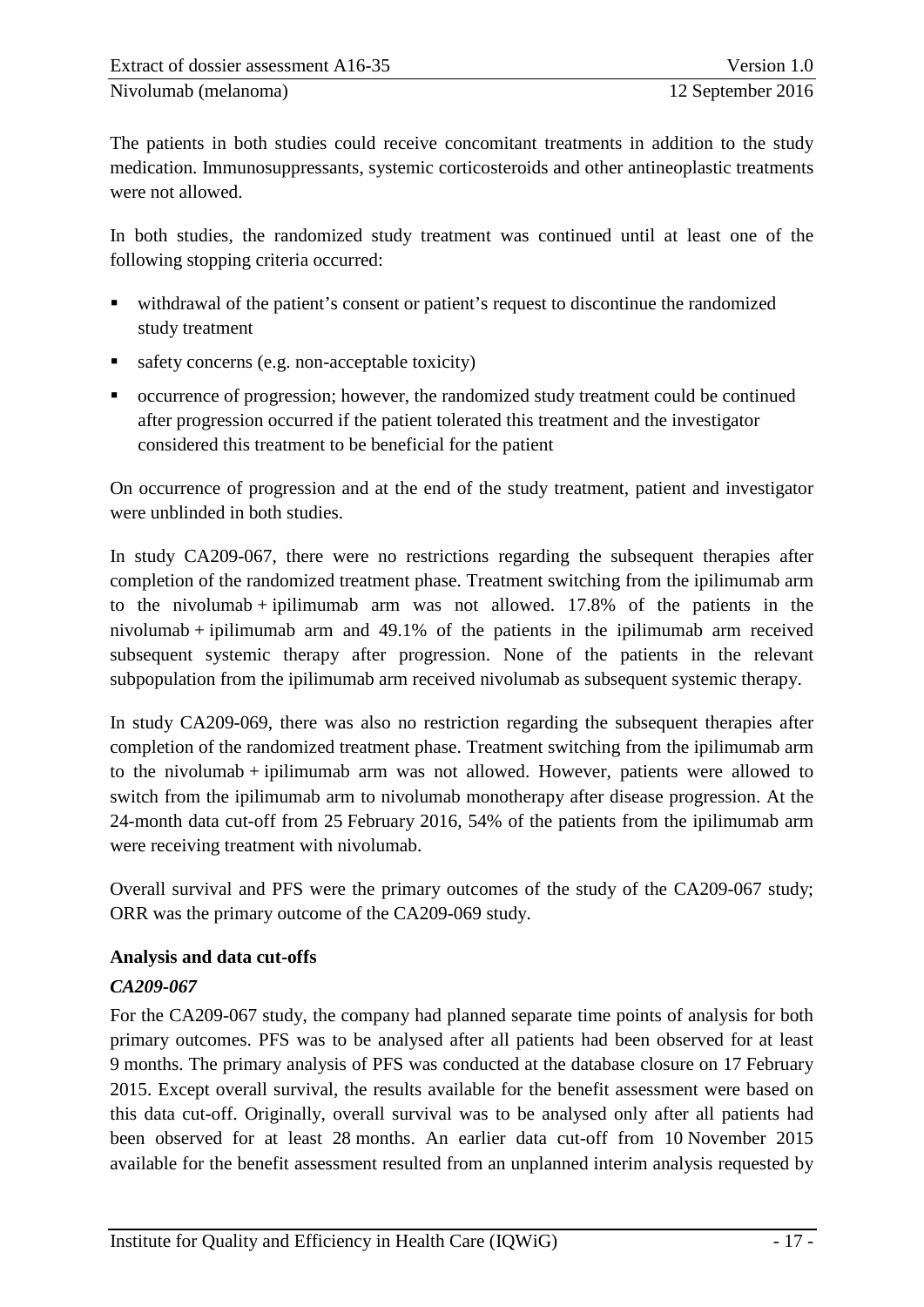The patients in both studies could receive concomitant treatments in addition to the study medication. Immunosuppressants, systemic corticosteroids and other antineoplastic treatments were not allowed.

In both studies, the randomized study treatment was continued until at least one of the following stopping criteria occurred:

- withdrawal of the patient's consent or patient's request to discontinue the randomized study treatment
- safety concerns (e.g. non-acceptable toxicity)
- occurrence of progression; however, the randomized study treatment could be continued after progression occurred if the patient tolerated this treatment and the investigator considered this treatment to be beneficial for the patient

On occurrence of progression and at the end of the study treatment, patient and investigator were unblinded in both studies.

In study CA209-067, there were no restrictions regarding the subsequent therapies after completion of the randomized treatment phase. Treatment switching from the ipilimumab arm to the nivolumab + ipilimumab arm was not allowed. 17.8% of the patients in the nivolumab + ipilimumab arm and 49.1% of the patients in the ipilimumab arm received subsequent systemic therapy after progression. None of the patients in the relevant subpopulation from the ipilimumab arm received nivolumab as subsequent systemic therapy.

In study CA209-069, there was also no restriction regarding the subsequent therapies after completion of the randomized treatment phase. Treatment switching from the ipilimumab arm to the nivolumab + ipilimumab arm was not allowed. However, patients were allowed to switch from the ipilimumab arm to nivolumab monotherapy after disease progression. At the 24-month data cut-off from 25 February 2016, 54% of the patients from the ipilimumab arm were receiving treatment with nivolumab.

Overall survival and PFS were the primary outcomes of the study of the CA209-067 study; ORR was the primary outcome of the CA209-069 study.

**Analysis and data cut-offs**

***CA209-067***

For the CA209-067 study, the company had planned separate time points of analysis for both primary outcomes. PFS was to be analysed after all patients had been observed for at least 9 months. The primary analysis of PFS was conducted at the database closure on 17 February 2015. Except overall survival, the results available for the benefit assessment were based on this data cut-off. Originally, overall survival was to be analysed only after all patients had been observed for at least 28 months. An earlier data cut-off from 10 November 2015 available for the benefit assessment resulted from an unplanned interim analysis requested by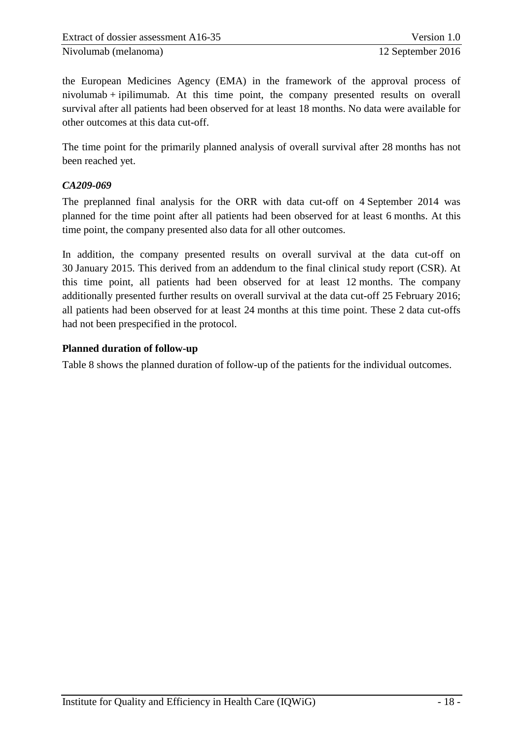the European Medicines Agency (EMA) in the framework of the approval process of nivolumab + ipilimumab. At this time point, the company presented results on overall survival after all patients had been observed for at least 18 months. No data were available for other outcomes at this data cut-off.

The time point for the primarily planned analysis of overall survival after 28 months has not been reached yet.

### *CA209-069*

The preplanned final analysis for the ORR with data cut-off on 4 September 2014 was planned for the time point after all patients had been observed for at least 6 months. At this time point, the company presented also data for all other outcomes.

In addition, the company presented results on overall survival at the data cut-off on 30 January 2015. This derived from an addendum to the final clinical study report (CSR). At this time point, all patients had been observed for at least 12 months. The company additionally presented further results on overall survival at the data cut-off 25 February 2016; all patients had been observed for at least 24 months at this time point. These 2 data cut-offs had not been prespecified in the protocol.

### Planned duration of follow-up

Table 8 shows the planned duration of follow-up of the patients for the individual outcomes.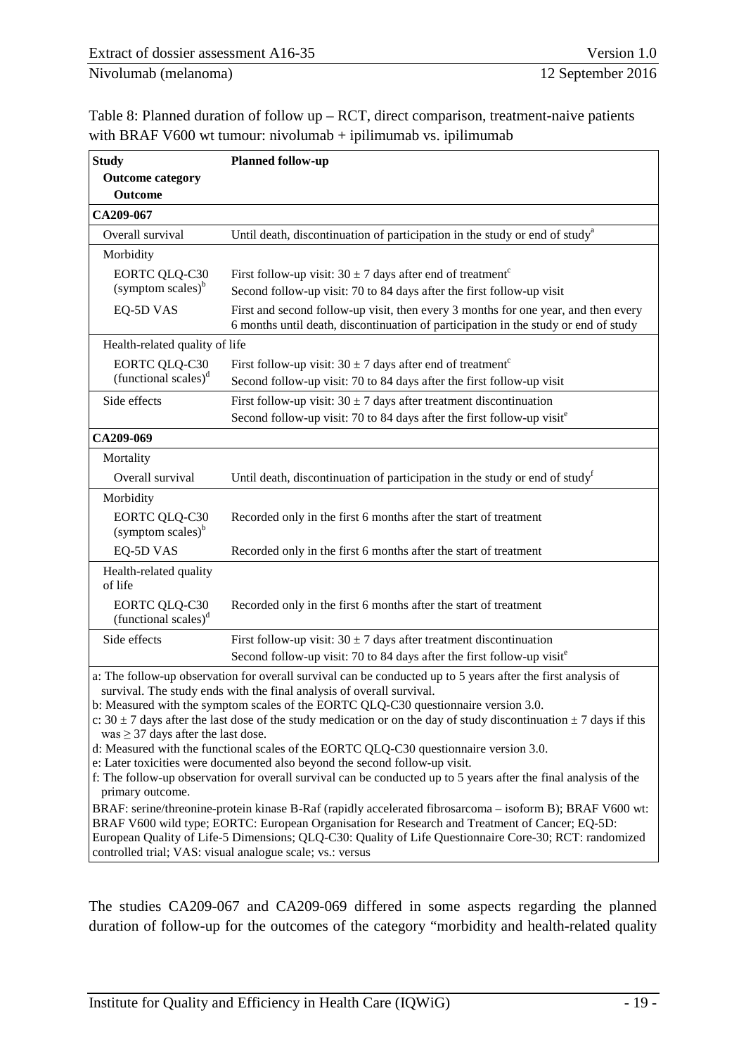Table 8: Planned duration of follow up – RCT, direct comparison, treatment-naive patients with BRAF V600 wt tumour: nivolumab + ipilimumab vs. ipilimumab

| Study<br>Outcome category<br>Outcome | Planned follow-up |
|---|---|
| **CA209-067** | |
| Overall survival | Until death, discontinuation of participation in the study or end of study[a] |
| Morbidity | |
| EORTC QLQ-C30 (symptom scales)[b] | First follow-up visit: 30 ± 7 days after end of treatment[c]<br>Second follow-up visit: 70 to 84 days after the first follow-up visit |
| EQ-5D VAS | First and second follow-up visit, then every 3 months for one year, and then every 6 months until death, discontinuation of participation in the study or end of study |
| Health-related quality of life | |
| EORTC QLQ-C30 (functional scales)[d] | First follow-up visit: 30 ± 7 days after end of treatment[c]<br>Second follow-up visit: 70 to 84 days after the first follow-up visit |
| Side effects | First follow-up visit: 30 ± 7 days after treatment discontinuation<br>Second follow-up visit: 70 to 84 days after the first follow-up visit[e] |
| **CA209-069** | |
| Mortality | |
| Overall survival | Until death, discontinuation of participation in the study or end of study[f] |
| Morbidity | |
| EORTC QLQ-C30 (symptom scales)[b] | Recorded only in the first 6 months after the start of treatment |
| EQ-5D VAS | Recorded only in the first 6 months after the start of treatment |
| Health-related quality of life | |
| EORTC QLQ-C30 (functional scales)[d] | Recorded only in the first 6 months after the start of treatment |
| Side effects | First follow-up visit: 30 ± 7 days after treatment discontinuation<br>Second follow-up visit: 70 to 84 days after the first follow-up visit[e] |

a: The follow-up observation for overall survival can be conducted up to 5 years after the first analysis of survival. The study ends with the final analysis of overall survival.
b: Measured with the symptom scales of the EORTC QLQ-C30 questionnaire version 3.0.
c: 30 ± 7 days after the last dose of the study medication or on the day of study discontinuation ± 7 days if this was ≥ 37 days after the last dose.
d: Measured with the functional scales of the EORTC QLQ-C30 questionnaire version 3.0.
e: Later toxicities were documented also beyond the second follow-up visit.
f: The follow-up observation for overall survival can be conducted up to 5 years after the final analysis of the primary outcome.
BRAF: serine/threonine-protein kinase B-Raf (rapidly accelerated fibrosarcoma – isoform B); BRAF V600 wt: BRAF V600 wild type; EORTC: European Organisation for Research and Treatment of Cancer; EQ-5D: European Quality of Life-5 Dimensions; QLQ-C30: Quality of Life Questionnaire Core-30; RCT: randomized controlled trial; VAS: visual analogue scale; vs.: versus

The studies CA209-067 and CA209-069 differed in some aspects regarding the planned duration of follow-up for the outcomes of the category "morbidity and health-related quality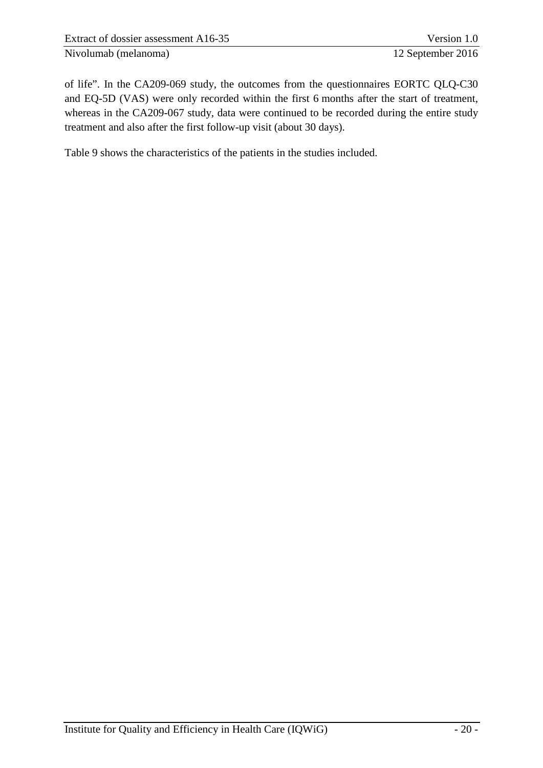of life". In the CA209-069 study, the outcomes from the questionnaires EORTC QLQ-C30 and EQ-5D (VAS) were only recorded within the first 6 months after the start of treatment, whereas in the CA209-067 study, data were continued to be recorded during the entire study treatment and also after the first follow-up visit (about 30 days).

Table 9 shows the characteristics of the patients in the studies included.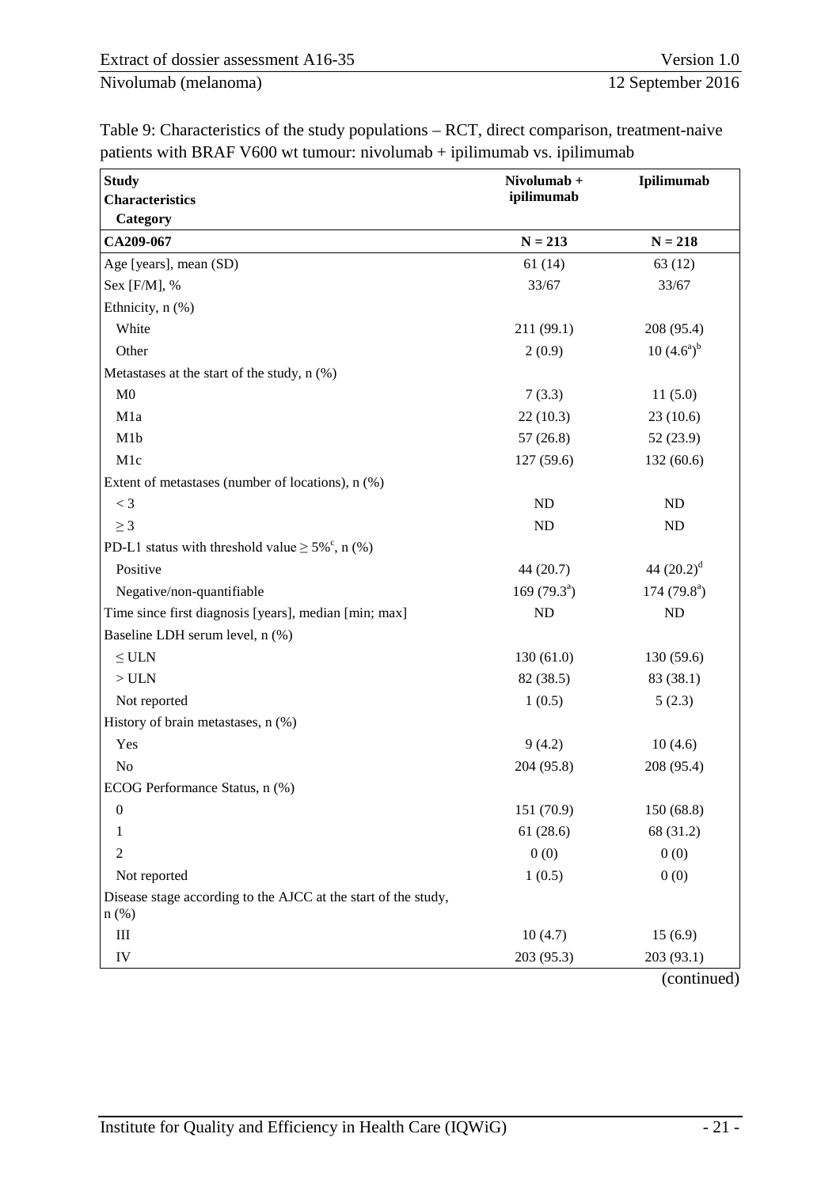Table 9: Characteristics of the study populations – RCT, direct comparison, treatment-naive patients with BRAF V600 wt tumour: nivolumab + ipilimumab vs. ipilimumab

| Study<br>Characteristics<br>Category | Nivolumab + ipilimumab | Ipilimumab |
|---|---|---|
| **CA209-067** | **N = 213** | **N = 218** |
| Age [years], mean (SD) | 61 (14) | 63 (12) |
| Sex [F/M], % | 33/67 | 33/67 |
| Ethnicity, n (%) | | |
| White | 211 (99.1) | 208 (95.4) |
| Other | 2 (0.9) | 10 (4.6[a])[b] |
| Metastases at the start of the study, n (%) | | |
| M0 | 7 (3.3) | 11 (5.0) |
| M1a | 22 (10.3) | 23 (10.6) |
| M1b | 57 (26.8) | 52 (23.9) |
| M1c | 127 (59.6) | 132 (60.6) |
| Extent of metastases (number of locations), n (%) | | |
| < 3 | ND | ND |
| ≥ 3 | ND | ND |
| PD-L1 status with threshold value ≥ 5%[c], n (%) | | |
| Positive | 44 (20.7) | 44 (20.2)[d] |
| Negative/non-quantifiable | 169 (79.3[a]) | 174 (79.8[a]) |
| Time since first diagnosis [years], median [min; max] | ND | ND |
| Baseline LDH serum level, n (%) | | |
| ≤ ULN | 130 (61.0) | 130 (59.6) |
| > ULN | 82 (38.5) | 83 (38.1) |
| Not reported | 1 (0.5) | 5 (2.3) |
| History of brain metastases, n (%) | | |
| Yes | 9 (4.2) | 10 (4.6) |
| No | 204 (95.8) | 208 (95.4) |
| ECOG Performance Status, n (%) | | |
| 0 | 151 (70.9) | 150 (68.8) |
| 1 | 61 (28.6) | 68 (31.2) |
| 2 | 0 (0) | 0 (0) |
| Not reported | 1 (0.5) | 0 (0) |
| Disease stage according to the AJCC at the start of the study, n (%) | | |
| III | 10 (4.7) | 15 (6.9) |
| IV | 203 (95.3) | 203 (93.1) |

(continued)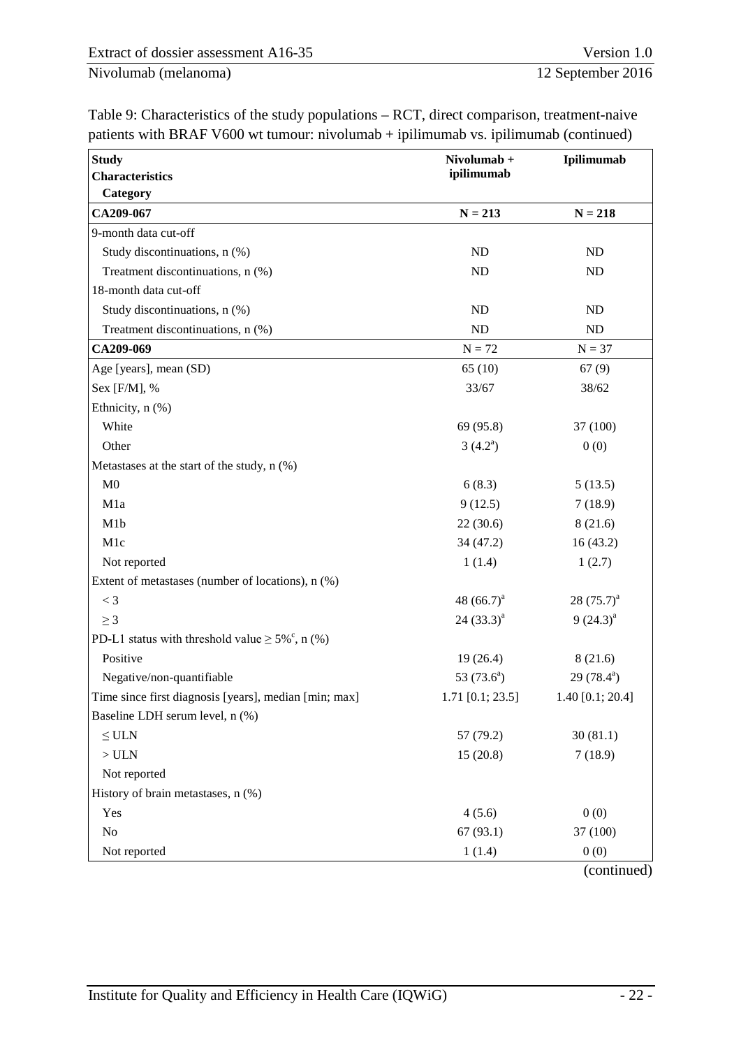Table 9: Characteristics of the study populations – RCT, direct comparison, treatment-naive patients with BRAF V600 wt tumour: nivolumab + ipilimumab vs. ipilimumab (continued)

| **Study**<br>**Characteristics**<br>**Category** | **Nivolumab + ipilimumab** | **Ipilimumab** |
|---|---|---|
| **CA209-067** | **N = 213** | **N = 218** |
| 9-month data cut-off | | |
| Study discontinuations, n (%) | ND | ND |
| Treatment discontinuations, n (%) | ND | ND |
| 18-month data cut-off | | |
| Study discontinuations, n (%) | ND | ND |
| Treatment discontinuations, n (%) | ND | ND |
| **CA209-069** | N = 72 | N = 37 |
| Age [years], mean (SD) | 65 (10) | 67 (9) |
| Sex [F/M], % | 33/67 | 38/62 |
| Ethnicity, n (%) | | |
| White | 69 (95.8) | 37 (100) |
| Other | 3 (4.2[a]) | 0 (0) |
| Metastases at the start of the study, n (%) | | |
| M0 | 6 (8.3) | 5 (13.5) |
| M1a | 9 (12.5) | 7 (18.9) |
| M1b | 22 (30.6) | 8 (21.6) |
| M1c | 34 (47.2) | 16 (43.2) |
| Not reported | 1 (1.4) | 1 (2.7) |
| Extent of metastases (number of locations), n (%) | | |
| < 3 | 48 (66.7)[a] | 28 (75.7)[a] |
| ≥ 3 | 24 (33.3)[a] | 9 (24.3)[a] |
| PD-L1 status with threshold value ≥ 5%[c], n (%) | | |
| Positive | 19 (26.4) | 8 (21.6) |
| Negative/non-quantifiable | 53 (73.6[a]) | 29 (78.4[a]) |
| Time since first diagnosis [years], median [min; max] | 1.71 [0.1; 23.5] | 1.40 [0.1; 20.4] |
| Baseline LDH serum level, n (%) | | |
| ≤ ULN | 57 (79.2) | 30 (81.1) |
| > ULN | 15 (20.8) | 7 (18.9) |
| Not reported | | |
| History of brain metastases, n (%) | | |
| Yes | 4 (5.6) | 0 (0) |
| No | 67 (93.1) | 37 (100) |
| Not reported | 1 (1.4) | 0 (0) |

(continued)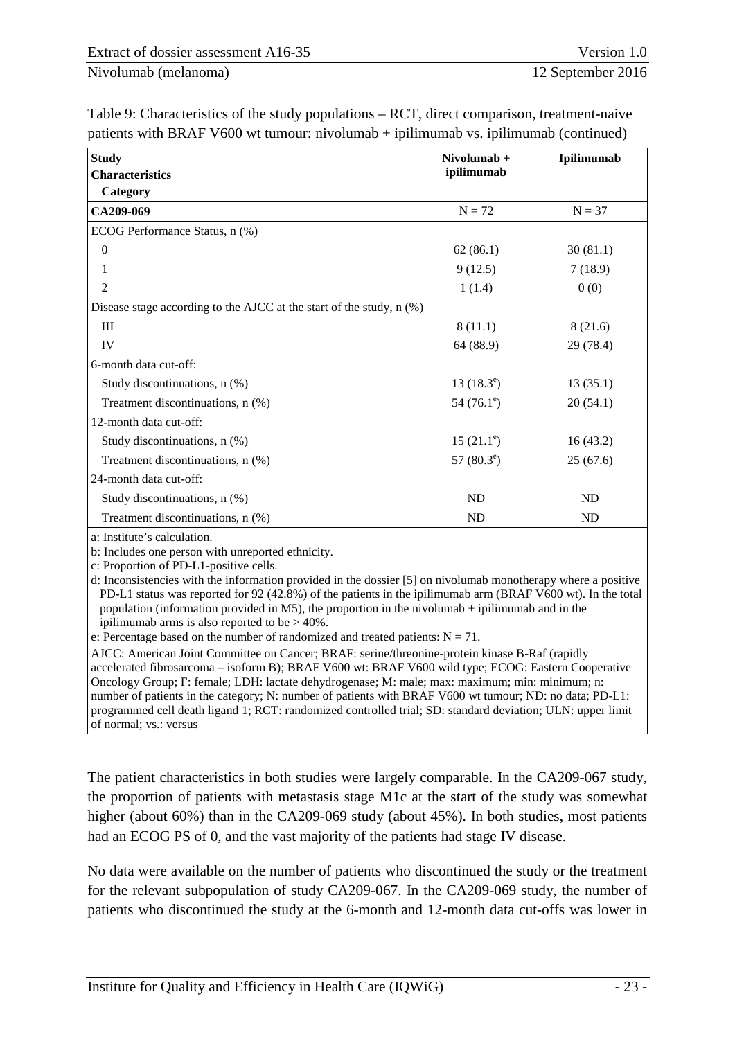Table 9: Characteristics of the study populations – RCT, direct comparison, treatment-naive patients with BRAF V600 wt tumour: nivolumab + ipilimumab vs. ipilimumab (continued)

| Study<br>Characteristics<br>Category | Nivolumab + ipilimumab | Ipilimumab |
|---|---|---|
| **CA209-069** | N = 72 | N = 37 |
| ECOG Performance Status, n (%) | | |
| 0 | 62 (86.1) | 30 (81.1) |
| 1 | 9 (12.5) | 7 (18.9) |
| 2 | 1 (1.4) | 0 (0) |
| Disease stage according to the AJCC at the start of the study, n (%) | | |
| III | 8 (11.1) | 8 (21.6) |
| IV | 64 (88.9) | 29 (78.4) |
| 6-month data cut-off: | | |
| Study discontinuations, n (%) | 13 (18.3[e]) | 13 (35.1) |
| Treatment discontinuations, n (%) | 54 (76.1[e]) | 20 (54.1) |
| 12-month data cut-off: | | |
| Study discontinuations, n (%) | 15 (21.1[e]) | 16 (43.2) |
| Treatment discontinuations, n (%) | 57 (80.3[e]) | 25 (67.6) |
| 24-month data cut-off: | | |
| Study discontinuations, n (%) | ND | ND |
| Treatment discontinuations, n (%) | ND | ND |

a: Institute's calculation.
b: Includes one person with unreported ethnicity.
c: Proportion of PD-L1-positive cells.
d: Inconsistencies with the information provided in the dossier [5] on nivolumab monotherapy where a positive PD-L1 status was reported for 92 (42.8%) of the patients in the ipilimumab arm (BRAF V600 wt). In the total population (information provided in M5), the proportion in the nivolumab + ipilimumab and in the ipilimumab arms is also reported to be > 40%.
e: Percentage based on the number of randomized and treated patients: N = 71.
AJCC: American Joint Committee on Cancer; BRAF: serine/threonine-protein kinase B-Raf (rapidly accelerated fibrosarcoma – isoform B); BRAF V600 wt: BRAF V600 wild type; ECOG: Eastern Cooperative Oncology Group; F: female; LDH: lactate dehydrogenase; M: male; max: maximum; min: minimum; n: number of patients in the category; N: number of patients with BRAF V600 wt tumour; ND: no data; PD-L1: programmed cell death ligand 1; RCT: randomized controlled trial; SD: standard deviation; ULN: upper limit of normal; vs.: versus

The patient characteristics in both studies were largely comparable. In the CA209-067 study, the proportion of patients with metastasis stage M1c at the start of the study was somewhat higher (about 60%) than in the CA209-069 study (about 45%). In both studies, most patients had an ECOG PS of 0, and the vast majority of the patients had stage IV disease.

No data were available on the number of patients who discontinued the study or the treatment for the relevant subpopulation of study CA209-067. In the CA209-069 study, the number of patients who discontinued the study at the 6-month and 12-month data cut-offs was lower in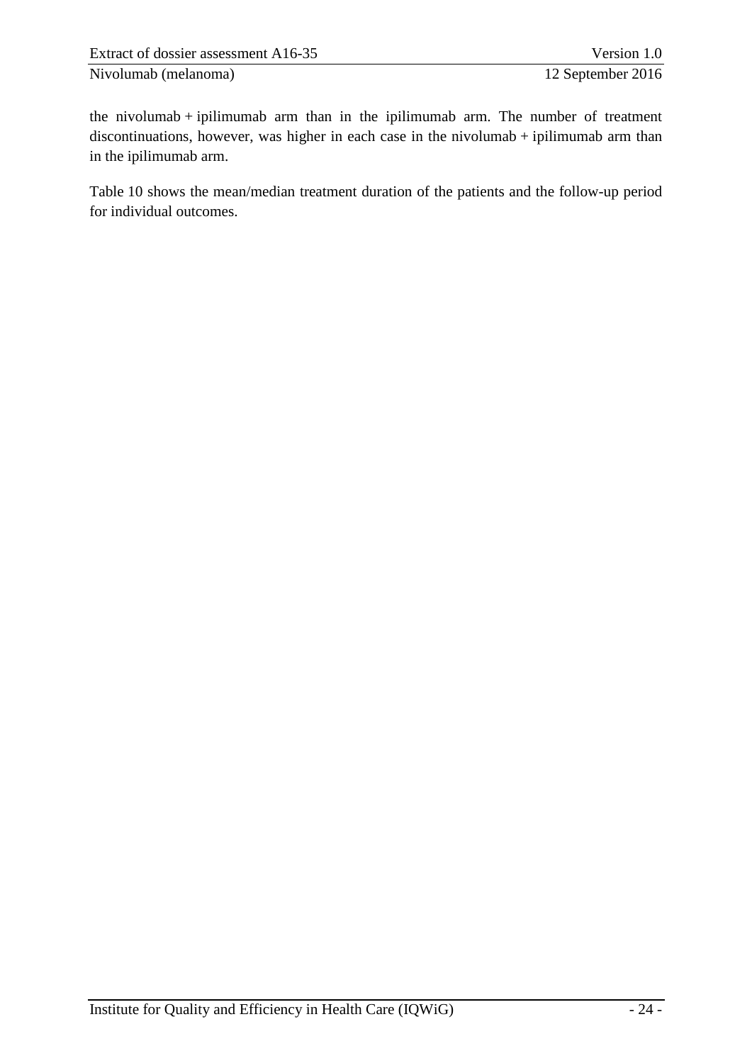the nivolumab + ipilimumab arm than in the ipilimumab arm. The number of treatment discontinuations, however, was higher in each case in the nivolumab + ipilimumab arm than in the ipilimumab arm.

Table 10 shows the mean/median treatment duration of the patients and the follow-up period for individual outcomes.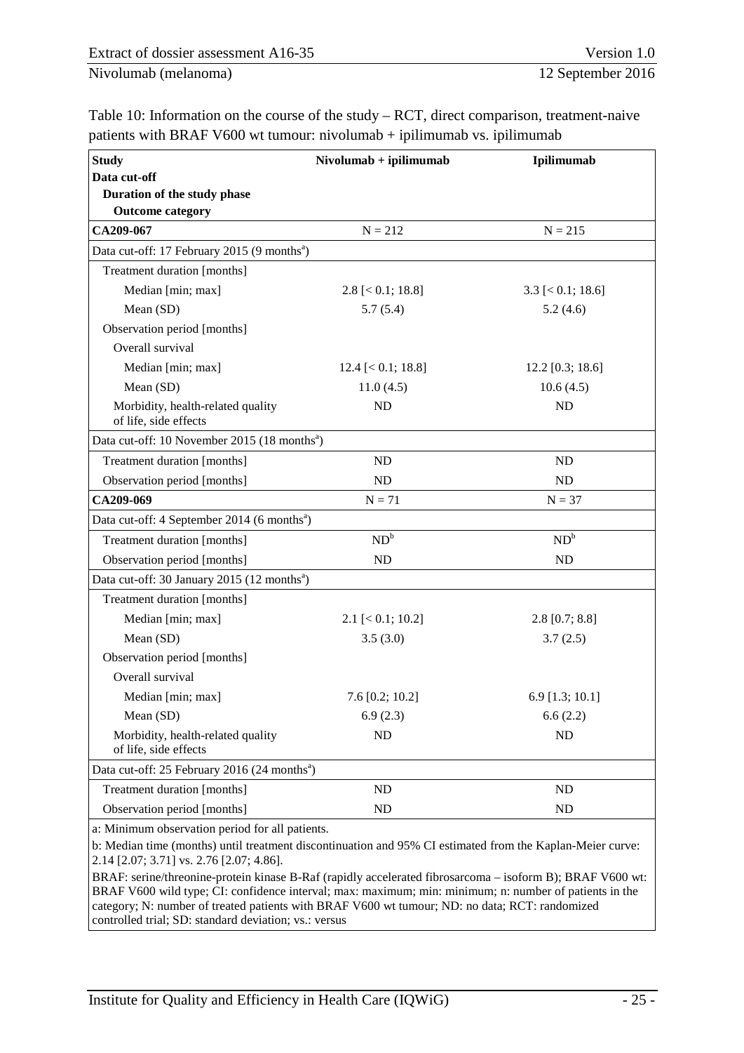Table 10: Information on the course of the study – RCT, direct comparison, treatment-naive patients with BRAF V600 wt tumour: nivolumab + ipilimumab vs. ipilimumab

| **Study**<br>**Data cut-off**<br>**Duration of the study phase**<br>**Outcome category** | **Nivolumab + ipilimumab** | **Ipilimumab** |
|---|---|---|
| **CA209-067** | N = 212 | N = 215 |
| Data cut-off: 17 February 2015 (9 months[a]) | | |
| Treatment duration [months] | | |
| Median [min; max] | 2.8 [< 0.1; 18.8] | 3.3 [< 0.1; 18.6] |
| Mean (SD) | 5.7 (5.4) | 5.2 (4.6) |
| Observation period [months] | | |
| Overall survival | | |
| Median [min; max] | 12.4 [< 0.1; 18.8] | 12.2 [0.3; 18.6] |
| Mean (SD) | 11.0 (4.5) | 10.6 (4.5) |
| Morbidity, health-related quality of life, side effects | ND | ND |
| Data cut-off: 10 November 2015 (18 months[a]) | | |
| Treatment duration [months] | ND | ND |
| Observation period [months] | ND | ND |
| **CA209-069** | N = 71 | N = 37 |
| Data cut-off: 4 September 2014 (6 months[a]) | | |
| Treatment duration [months] | ND[b] | ND[b] |
| Observation period [months] | ND | ND |
| Data cut-off: 30 January 2015 (12 months[a]) | | |
| Treatment duration [months] | | |
| Median [min; max] | 2.1 [< 0.1; 10.2] | 2.8 [0.7; 8.8] |
| Mean (SD) | 3.5 (3.0) | 3.7 (2.5) |
| Observation period [months] | | |
| Overall survival | | |
| Median [min; max] | 7.6 [0.2; 10.2] | 6.9 [1.3; 10.1] |
| Mean (SD) | 6.9 (2.3) | 6.6 (2.2) |
| Morbidity, health-related quality of life, side effects | ND | ND |
| Data cut-off: 25 February 2016 (24 months[a]) | | |
| Treatment duration [months] | ND | ND |
| Observation period [months] | ND | ND |

a: Minimum observation period for all patients.

b: Median time (months) until treatment discontinuation and 95% CI estimated from the Kaplan-Meier curve: 2.14 [2.07; 3.71] vs. 2.76 [2.07; 4.86].

BRAF: serine/threonine-protein kinase B-Raf (rapidly accelerated fibrosarcoma – isoform B); BRAF V600 wt: BRAF V600 wild type; CI: confidence interval; max: maximum; min: minimum; n: number of patients in the category; N: number of treated patients with BRAF V600 wt tumour; ND: no data; RCT: randomized controlled trial; SD: standard deviation; vs.: versus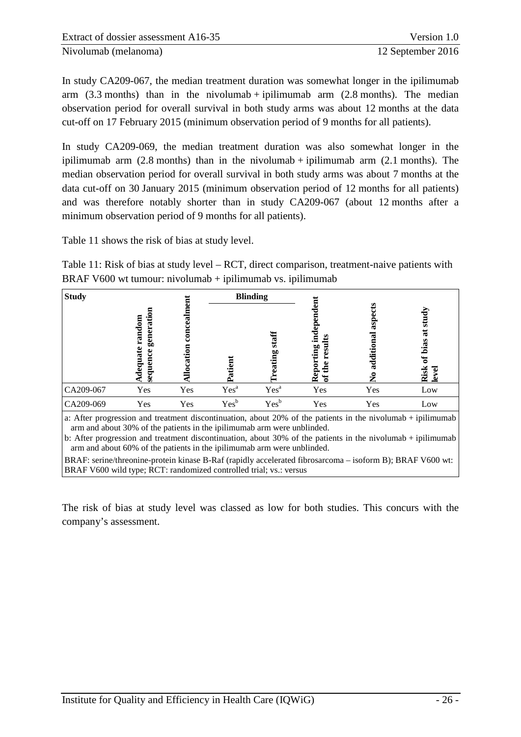In study CA209-067, the median treatment duration was somewhat longer in the ipilimumab arm (3.3 months) than in the nivolumab + ipilimumab arm (2.8 months). The median observation period for overall survival in both study arms was about 12 months at the data cut-off on 17 February 2015 (minimum observation period of 9 months for all patients).

In study CA209-069, the median treatment duration was also somewhat longer in the ipilimumab arm (2.8 months) than in the nivolumab + ipilimumab arm (2.1 months). The median observation period for overall survival in both study arms was about 7 months at the data cut-off on 30 January 2015 (minimum observation period of 12 months for all patients) and was therefore notably shorter than in study CA209-067 (about 12 months after a minimum observation period of 9 months for all patients).

Table 11 shows the risk of bias at study level.

Table 11: Risk of bias at study level – RCT, direct comparison, treatment-naive patients with BRAF V600 wt tumour: nivolumab + ipilimumab vs. ipilimumab

| Study | Adequate random sequence generation | Allocation concealment | Blinding | | Reporting independent of the results | No additional aspects | Risk of bias at study level |
|---|---|---|---|---|---|---|---|
| | | | Patient | Treating staff | | | |
| CA209-067 | Yes | Yes | Yes[a] | Yes[a] | Yes | Yes | Low |
| CA209-069 | Yes | Yes | Yes[b] | Yes[b] | Yes | Yes | Low |

a: After progression and treatment discontinuation, about 20% of the patients in the nivolumab + ipilimumab arm and about 30% of the patients in the ipilimumab arm were unblinded.
b: After progression and treatment discontinuation, about 30% of the patients in the nivolumab + ipilimumab arm and about 60% of the patients in the ipilimumab arm were unblinded.
BRAF: serine/threonine-protein kinase B-Raf (rapidly accelerated fibrosarcoma – isoform B); BRAF V600 wt: BRAF V600 wild type; RCT: randomized controlled trial; vs.: versus

The risk of bias at study level was classed as low for both studies. This concurs with the company's assessment.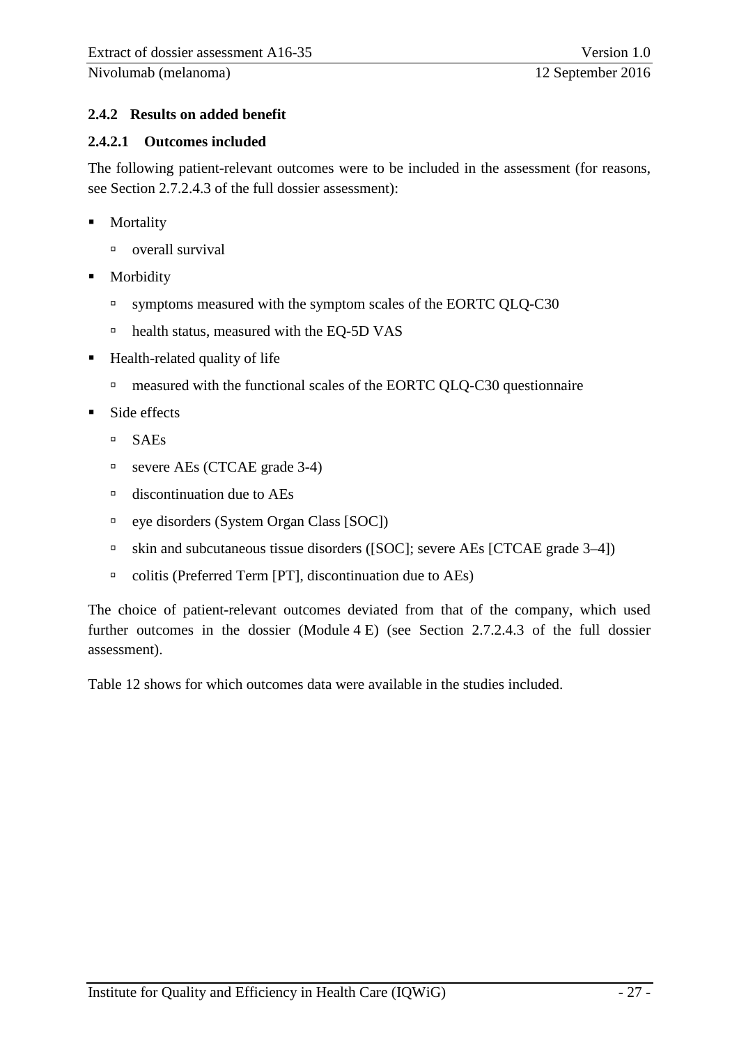### 2.4.2 Results on added benefit

#### 2.4.2.1 Outcomes included

The following patient-relevant outcomes were to be included in the assessment (for reasons, see Section 2.7.2.4.3 of the full dossier assessment):

- Mortality
  - overall survival
- Morbidity
  - symptoms measured with the symptom scales of the EORTC QLQ-C30
  - health status, measured with the EQ-5D VAS
- Health-related quality of life
  - measured with the functional scales of the EORTC QLQ-C30 questionnaire
- Side effects
  - SAEs
  - severe AEs (CTCAE grade 3-4)
  - discontinuation due to AEs
  - eye disorders (System Organ Class [SOC])
  - skin and subcutaneous tissue disorders ([SOC]; severe AEs [CTCAE grade 3–4])
  - colitis (Preferred Term [PT], discontinuation due to AEs)

The choice of patient-relevant outcomes deviated from that of the company, which used further outcomes in the dossier (Module 4 E) (see Section 2.7.2.4.3 of the full dossier assessment).

Table 12 shows for which outcomes data were available in the studies included.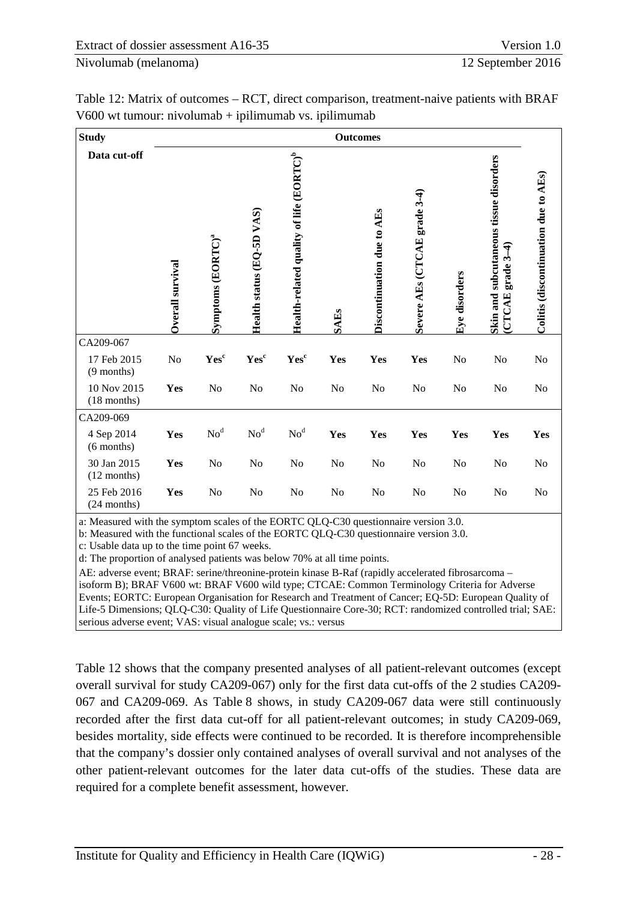Table 12: Matrix of outcomes – RCT, direct comparison, treatment-naive patients with BRAF V600 wt tumour: nivolumab + ipilimumab vs. ipilimumab

| Study | Outcomes | | | | | | | | | |
|---|---|---|---|---|---|---|---|---|---|---|
| Data cut-off | Overall survival | Symptoms (EORTC)[a] | Health status (EQ-5D VAS) | Health-related quality of life (EORTC)[b] | SAEs | Discontinuation due to AEs | Severe AEs (CTCAE grade 3-4) | Eye disorders | Skin and subcutaneous tissue disorders (CTCAE grade 3–4) | Colitis (discontinuation due to AEs) |
| CA209-067 | | | | | | | | | | |
| 17 Feb 2015 (9 months) | No | **Yes**[c] | **Yes**[c] | **Yes**[c] | **Yes** | **Yes** | **Yes** | No | No | No |
| 10 Nov 2015 (18 months) | **Yes** | No | No | No | No | No | No | No | No | No |
| CA209-069 | | | | | | | | | | |
| 4 Sep 2014 (6 months) | **Yes** | No[d] | No[d] | No[d] | **Yes** | **Yes** | **Yes** | **Yes** | **Yes** | **Yes** |
| 30 Jan 2015 (12 months) | **Yes** | No | No | No | No | No | No | No | No | No |
| 25 Feb 2016 (24 months) | **Yes** | No | No | No | No | No | No | No | No | No |

a: Measured with the symptom scales of the EORTC QLQ-C30 questionnaire version 3.0.
b: Measured with the functional scales of the EORTC QLQ-C30 questionnaire version 3.0.
c: Usable data up to the time point 67 weeks.
d: The proportion of analysed patients was below 70% at all time points.
AE: adverse event; BRAF: serine/threonine-protein kinase B-Raf (rapidly accelerated fibrosarcoma – isoform B); BRAF V600 wt: BRAF V600 wild type; CTCAE: Common Terminology Criteria for Adverse Events; EORTC: European Organisation for Research and Treatment of Cancer; EQ-5D: European Quality of Life-5 Dimensions; QLQ-C30: Quality of Life Questionnaire Core-30; RCT: randomized controlled trial; SAE: serious adverse event; VAS: visual analogue scale; vs.: versus

Table 12 shows that the company presented analyses of all patient-relevant outcomes (except overall survival for study CA209-067) only for the first data cut-offs of the 2 studies CA209-067 and CA209-069. As Table 8 shows, in study CA209-067 data were still continuously recorded after the first data cut-off for all patient-relevant outcomes; in study CA209-069, besides mortality, side effects were continued to be recorded. It is therefore incomprehensible that the company's dossier only contained analyses of overall survival and not analyses of the other patient-relevant outcomes for the later data cut-offs of the studies. These data are required for a complete benefit assessment, however.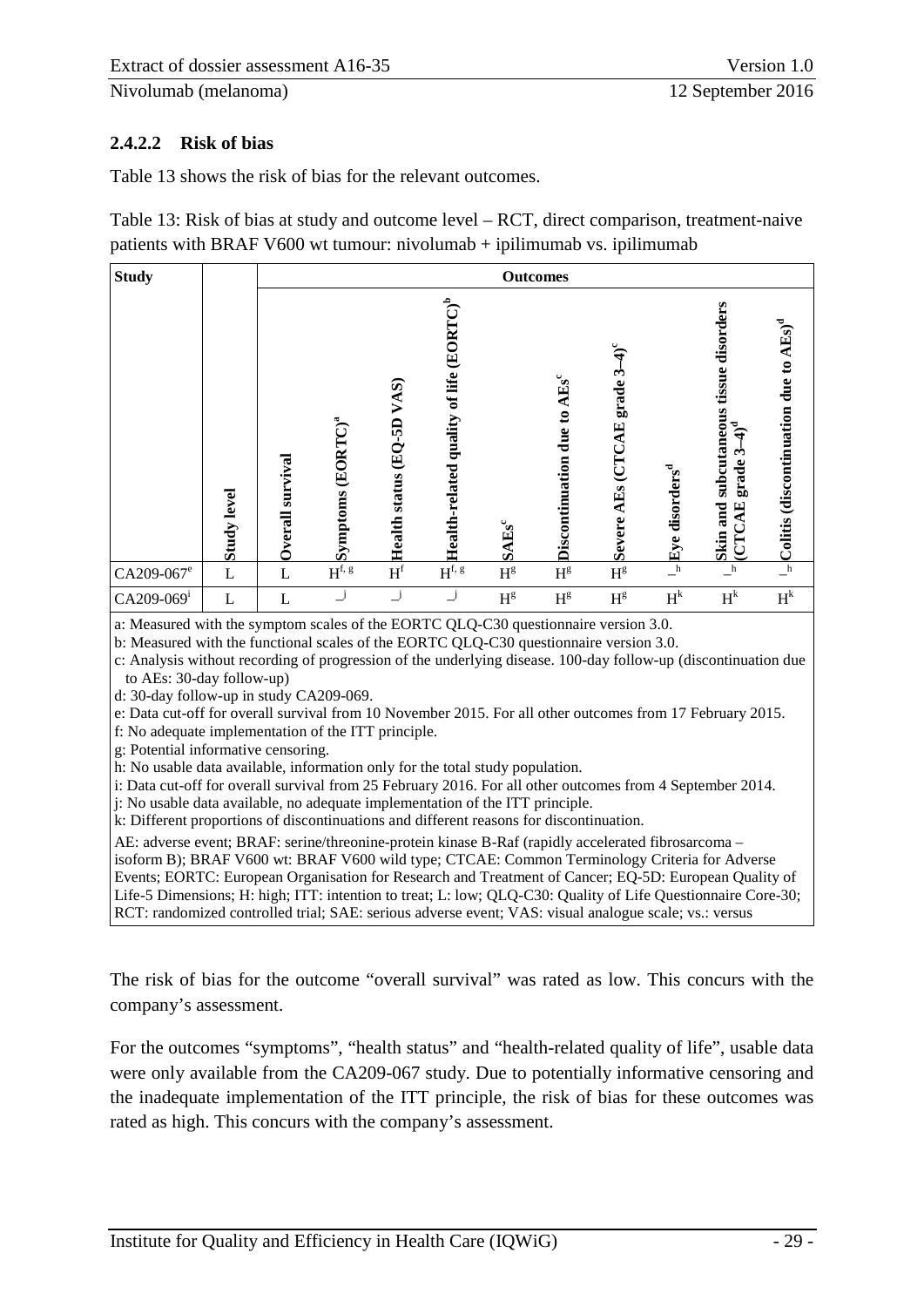### 2.4.2.2 Risk of bias

Table 13 shows the risk of bias for the relevant outcomes.

Table 13: Risk of bias at study and outcome level – RCT, direct comparison, treatment-naive patients with BRAF V600 wt tumour: nivolumab + ipilimumab vs. ipilimumab

| Study | | Outcomes | | | | | | | | | |
|---|---|---|---|---|---|---|---|---|---|---|---|
| | Study level | Overall survival | Symptoms (EORTC)[a] | Health status (EQ-5D VAS) | Health-related quality of life (EORTC)[b] | SAEs[c] | Discontinuation due to AEs[c] | Severe AEs (CTCAE grade 3–4)[c] | Eye disorders[d] | Skin and subcutaneous tissue disorders (CTCAE grade 3–4)[d] | Colitis (discontinuation due to AEs)[d] |
| CA209-067[e] | L | L | H[f, g] | H[f] | H[f, g] | H[g] | H[g] | H[g] | –[h] | –[h] | –[h] |
| CA209-069[i] | L | L | –[j] | –[j] | –[j] | H[g] | H[g] | H[g] | H[k] | H[k] | H[k] |

a: Measured with the symptom scales of the EORTC QLQ-C30 questionnaire version 3.0.
b: Measured with the functional scales of the EORTC QLQ-C30 questionnaire version 3.0.
c: Analysis without recording of progression of the underlying disease. 100-day follow-up (discontinuation due to AEs: 30-day follow-up)
d: 30-day follow-up in study CA209-069.
e: Data cut-off for overall survival from 10 November 2015. For all other outcomes from 17 February 2015.
f: No adequate implementation of the ITT principle.
g: Potential informative censoring.
h: No usable data available, information only for the total study population.
i: Data cut-off for overall survival from 25 February 2016. For all other outcomes from 4 September 2014.
j: No usable data available, no adequate implementation of the ITT principle.
k: Different proportions of discontinuations and different reasons for discontinuation.
AE: adverse event; BRAF: serine/threonine-protein kinase B-Raf (rapidly accelerated fibrosarcoma – isoform B); BRAF V600 wt: BRAF V600 wild type; CTCAE: Common Terminology Criteria for Adverse Events; EORTC: European Organisation for Research and Treatment of Cancer; EQ-5D: European Quality of Life-5 Dimensions; H: high; ITT: intention to treat; L: low; QLQ-C30: Quality of Life Questionnaire Core-30; RCT: randomized controlled trial; SAE: serious adverse event; VAS: visual analogue scale; vs.: versus

The risk of bias for the outcome "overall survival" was rated as low. This concurs with the company's assessment.

For the outcomes "symptoms", "health status" and "health-related quality of life", usable data were only available from the CA209-067 study. Due to potentially informative censoring and the inadequate implementation of the ITT principle, the risk of bias for these outcomes was rated as high. This concurs with the company's assessment.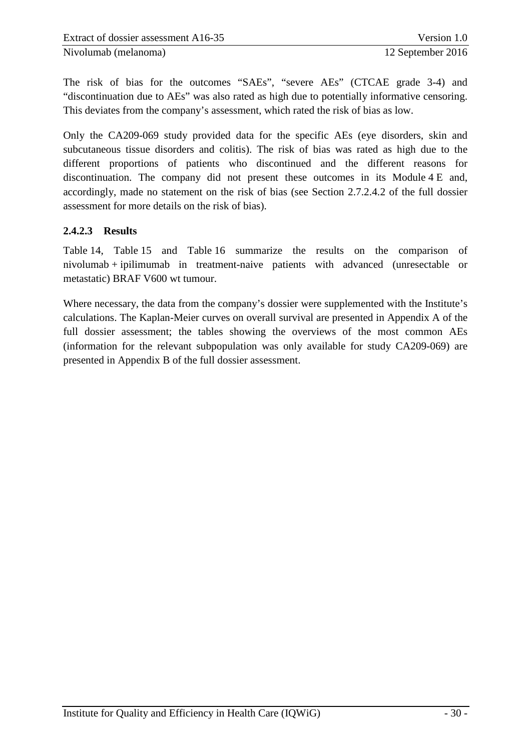The risk of bias for the outcomes "SAEs", "severe AEs" (CTCAE grade 3-4) and "discontinuation due to AEs" was also rated as high due to potentially informative censoring. This deviates from the company's assessment, which rated the risk of bias as low.

Only the CA209-069 study provided data for the specific AEs (eye disorders, skin and subcutaneous tissue disorders and colitis). The risk of bias was rated as high due to the different proportions of patients who discontinued and the different reasons for discontinuation. The company did not present these outcomes in its Module 4 E and, accordingly, made no statement on the risk of bias (see Section 2.7.2.4.2 of the full dossier assessment for more details on the risk of bias).

### 2.4.2.3 Results

Table 14, Table 15 and Table 16 summarize the results on the comparison of nivolumab + ipilimumab in treatment-naive patients with advanced (unresectable or metastatic) BRAF V600 wt tumour.

Where necessary, the data from the company's dossier were supplemented with the Institute's calculations. The Kaplan-Meier curves on overall survival are presented in Appendix A of the full dossier assessment; the tables showing the overviews of the most common AEs (information for the relevant subpopulation was only available for study CA209-069) are presented in Appendix B of the full dossier assessment.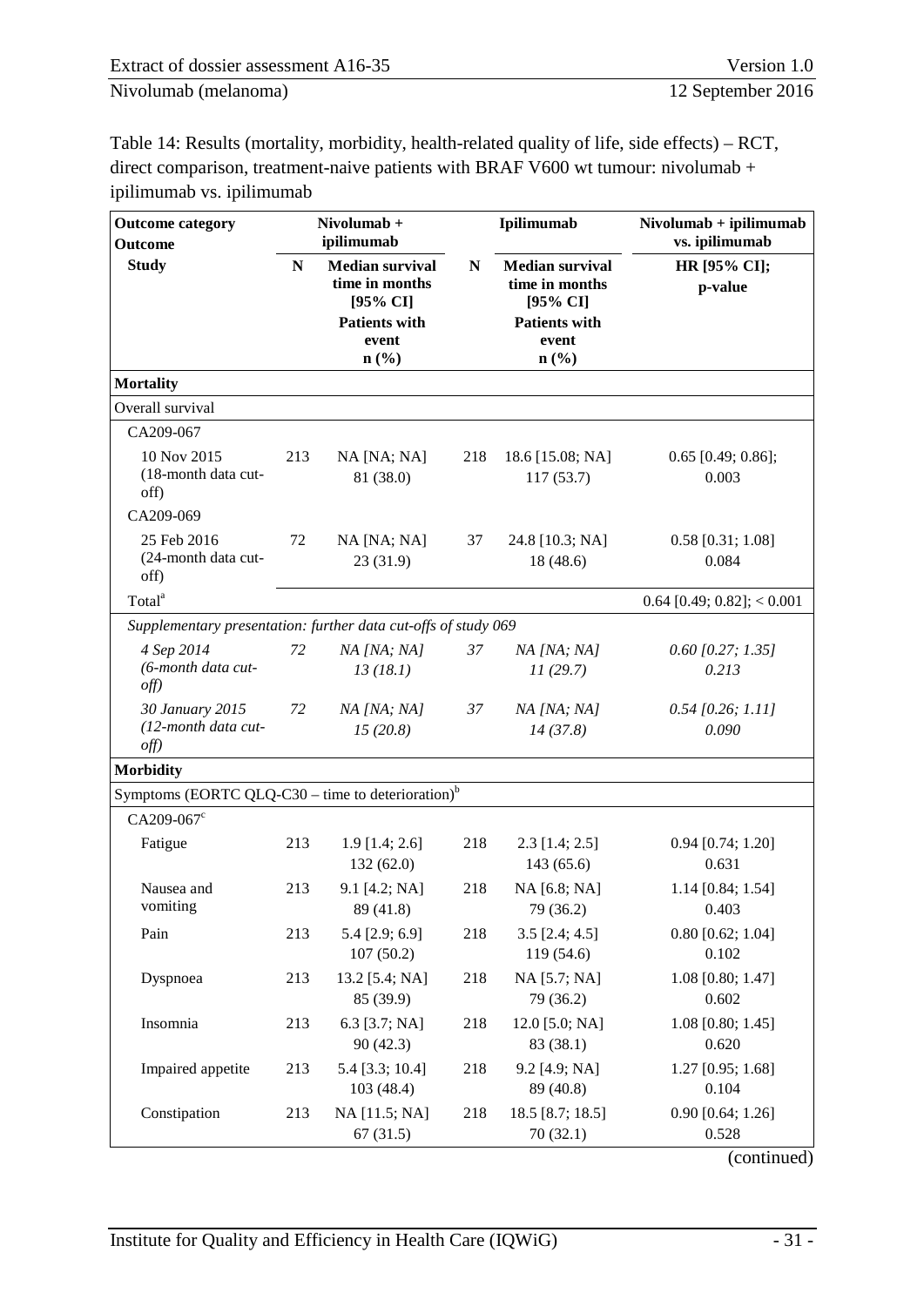Table 14: Results (mortality, morbidity, health-related quality of life, side effects) – RCT, direct comparison, treatment-naive patients with BRAF V600 wt tumour: nivolumab + ipilimumab vs. ipilimumab

| Outcome category<br>Outcome<br>Study | Nivolumab + ipilimumab | | Ipilimumab | | Nivolumab + ipilimumab vs. ipilimumab |
|---|---|---|---|---|---|
| | N | Median survival time in months [95% CI]<br>Patients with event<br>n (%) | N | Median survival time in months [95% CI]<br>Patients with event<br>n (%) | HR [95% CI];<br>p-value |
| **Mortality** | | | | | |
| Overall survival | | | | | |
| CA209-067 | | | | | |
| 10 Nov 2015 (18-month data cut-off) | 213 | NA [NA; NA]<br>81 (38.0) | 218 | 18.6 [15.08; NA]<br>117 (53.7) | 0.65 [0.49; 0.86];<br>0.003 |
| CA209-069 | | | | | |
| 25 Feb 2016 (24-month data cut-off) | 72 | NA [NA; NA]<br>23 (31.9) | 37 | 24.8 [10.3; NA]<br>18 (48.6) | 0.58 [0.31; 1.08]<br>0.084 |
| Total[a] | | | | | 0.64 [0.49; 0.82]; < 0.001 |
| *Supplementary presentation: further data cut-offs of study 069* | | | | | |
| *4 Sep 2014 (6-month data cut-off)* | *72* | *NA [NA; NA]*<br>*13 (18.1)* | *37* | *NA [NA; NA]*<br>*11 (29.7)* | *0.60 [0.27; 1.35]*<br>*0.213* |
| *30 January 2015 (12-month data cut-off)* | *72* | *NA [NA; NA]*<br>*15 (20.8)* | *37* | *NA [NA; NA]*<br>*14 (37.8)* | *0.54 [0.26; 1.11]*<br>*0.090* |
| **Morbidity** | | | | | |
| Symptoms (EORTC QLQ-C30 – time to deterioration)[b] | | | | | |
| CA209-067[c] | | | | | |
| Fatigue | 213 | 1.9 [1.4; 2.6]<br>132 (62.0) | 218 | 2.3 [1.4; 2.5]<br>143 (65.6) | 0.94 [0.74; 1.20]<br>0.631 |
| Nausea and vomiting | 213 | 9.1 [4.2; NA]<br>89 (41.8) | 218 | NA [6.8; NA]<br>79 (36.2) | 1.14 [0.84; 1.54]<br>0.403 |
| Pain | 213 | 5.4 [2.9; 6.9]<br>107 (50.2) | 218 | 3.5 [2.4; 4.5]<br>119 (54.6) | 0.80 [0.62; 1.04]<br>0.102 |
| Dyspnoea | 213 | 13.2 [5.4; NA]<br>85 (39.9) | 218 | NA [5.7; NA]<br>79 (36.2) | 1.08 [0.80; 1.47]<br>0.602 |
| Insomnia | 213 | 6.3 [3.7; NA]<br>90 (42.3) | 218 | 12.0 [5.0; NA]<br>83 (38.1) | 1.08 [0.80; 1.45]<br>0.620 |
| Impaired appetite | 213 | 5.4 [3.3; 10.4]<br>103 (48.4) | 218 | 9.2 [4.9; NA]<br>89 (40.8) | 1.27 [0.95; 1.68]<br>0.104 |
| Constipation | 213 | NA [11.5; NA]<br>67 (31.5) | 218 | 18.5 [8.7; 18.5]<br>70 (32.1) | 0.90 [0.64; 1.26]<br>0.528 |

(continued)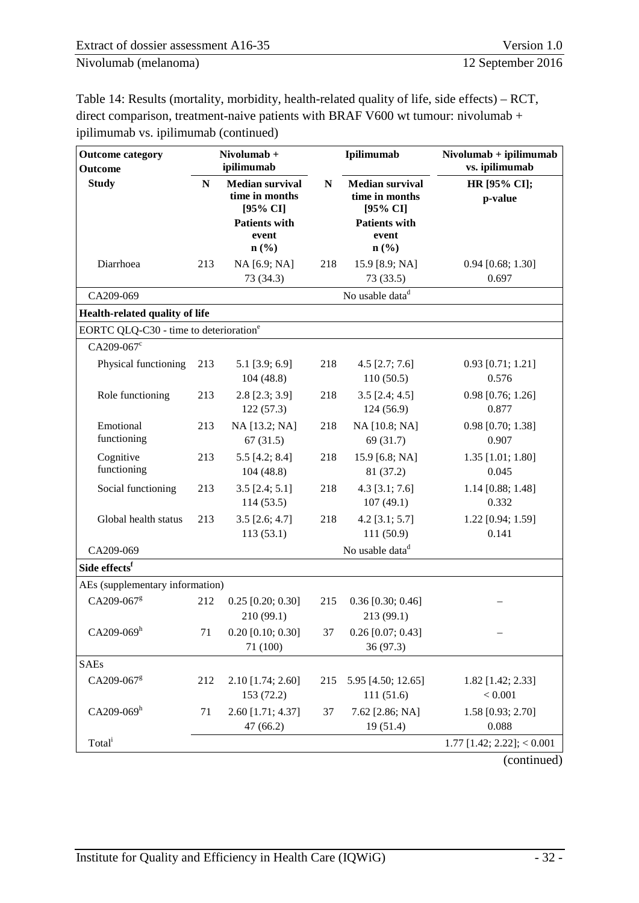Table 14: Results (mortality, morbidity, health-related quality of life, side effects) – RCT, direct comparison, treatment-naive patients with BRAF V600 wt tumour: nivolumab + ipilimumab vs. ipilimumab (continued)

| Outcome category<br>Outcome<br>Study | Nivolumab + ipilimumab | | Ipilimumab | | Nivolumab + ipilimumab vs. ipilimumab |
|---|---|---|---|---|---|
| | N | Median survival time in months [95% CI]<br>Patients with event n (%) | N | Median survival time in months [95% CI]<br>Patients with event n (%) | HR [95% CI]; p-value |
| Diarrhoea | 213 | NA [6.9; NA]<br>73 (34.3) | 218 | 15.9 [8.9; NA]<br>73 (33.5) | 0.94 [0.68; 1.30]<br>0.697 |
| CA209-069 | No usable data[d] | | | | |
| **Health-related quality of life** | | | | | |
| EORTC QLQ-C30 - time to deterioration[e] | | | | | |
| CA209-067[c] | | | | | |
| Physical functioning | 213 | 5.1 [3.9; 6.9]<br>104 (48.8) | 218 | 4.5 [2.7; 7.6]<br>110 (50.5) | 0.93 [0.71; 1.21]<br>0.576 |
| Role functioning | 213 | 2.8 [2.3; 3.9]<br>122 (57.3) | 218 | 3.5 [2.4; 4.5]<br>124 (56.9) | 0.98 [0.76; 1.26]<br>0.877 |
| Emotional functioning | 213 | NA [13.2; NA]<br>67 (31.5) | 218 | NA [10.8; NA]<br>69 (31.7) | 0.98 [0.70; 1.38]<br>0.907 |
| Cognitive functioning | 213 | 5.5 [4.2; 8.4]<br>104 (48.8) | 218 | 15.9 [6.8; NA]<br>81 (37.2) | 1.35 [1.01; 1.80]<br>0.045 |
| Social functioning | 213 | 3.5 [2.4; 5.1]<br>114 (53.5) | 218 | 4.3 [3.1; 7.6]<br>107 (49.1) | 1.14 [0.88; 1.48]<br>0.332 |
| Global health status | 213 | 3.5 [2.6; 4.7]<br>113 (53.1) | 218 | 4.2 [3.1; 5.7]<br>111 (50.9) | 1.22 [0.94; 1.59]<br>0.141 |
| CA209-069 | No usable data[d] | | | | |
| **Side effects[f]** | | | | | |
| AEs (supplementary information) | | | | | |
| CA209-067[g] | 212 | 0.25 [0.20; 0.30]<br>210 (99.1) | 215 | 0.36 [0.30; 0.46]<br>213 (99.1) | – |
| CA209-069[h] | 71 | 0.20 [0.10; 0.30]<br>71 (100) | 37 | 0.26 [0.07; 0.43]<br>36 (97.3) | – |
| SAEs | | | | | |
| CA209-067[g] | 212 | 2.10 [1.74; 2.60]<br>153 (72.2) | 215 | 5.95 [4.50; 12.65]<br>111 (51.6) | 1.82 [1.42; 2.33]<br>< 0.001 |
| CA209-069[h] | 71 | 2.60 [1.71; 4.37]<br>47 (66.2) | 37 | 7.62 [2.86; NA]<br>19 (51.4) | 1.58 [0.93; 2.70]<br>0.088 |
| Total[i] | | | | | 1.77 [1.42; 2.22]; < 0.001 |

(continued)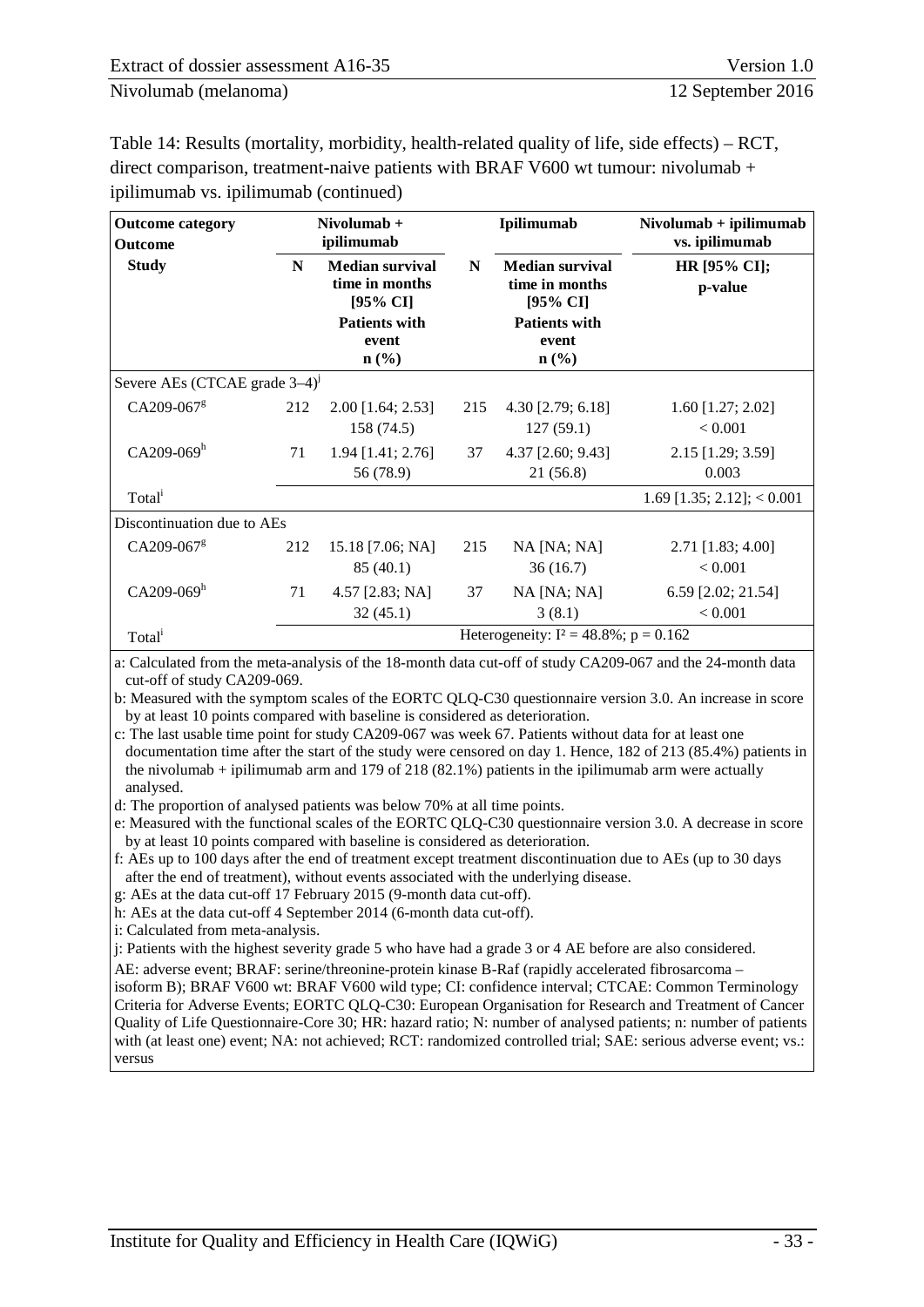Table 14: Results (mortality, morbidity, health-related quality of life, side effects) – RCT, direct comparison, treatment-naive patients with BRAF V600 wt tumour: nivolumab + ipilimumab vs. ipilimumab (continued)

| Outcome category<br>Outcome<br>Study | Nivolumab + ipilimumab | | Ipilimumab | | Nivolumab + ipilimumab vs. ipilimumab |
|---|---|---|---|---|---|
| | N | Median survival time in months [95% CI]<br>Patients with event n (%) | N | Median survival time in months [95% CI]<br>Patients with event n (%) | HR [95% CI];<br>p-value |
| Severe AEs (CTCAE grade 3–4)[j] | | | | | |
| CA209-067[g] | 212 | 2.00 [1.64; 2.53]<br>158 (74.5) | 215 | 4.30 [2.79; 6.18]<br>127 (59.1) | 1.60 [1.27; 2.02]<br>< 0.001 |
| CA209-069[h] | 71 | 1.94 [1.41; 2.76]<br>56 (78.9) | 37 | 4.37 [2.60; 9.43]<br>21 (56.8) | 2.15 [1.29; 3.59]<br>0.003 |
| Total[i] | | | | | 1.69 [1.35; 2.12]; < 0.001 |
| Discontinuation due to AEs | | | | | |
| CA209-067[g] | 212 | 15.18 [7.06; NA]<br>85 (40.1) | 215 | NA [NA; NA]<br>36 (16.7) | 2.71 [1.83; 4.00]<br>< 0.001 |
| CA209-069[h] | 71 | 4.57 [2.83; NA]<br>32 (45.1) | 37 | NA [NA; NA]<br>3 (8.1) | 6.59 [2.02; 21.54]<br>< 0.001 |
| Total[i] | Heterogeneity: $I^2 = 48.8\%$; $p = 0.162$ | | | | |

a: Calculated from the meta-analysis of the 18-month data cut-off of study CA209-067 and the 24-month data cut-off of study CA209-069.
b: Measured with the symptom scales of the EORTC QLQ-C30 questionnaire version 3.0. An increase in score by at least 10 points compared with baseline is considered as deterioration.
c: The last usable time point for study CA209-067 was week 67. Patients without data for at least one documentation time after the start of the study were censored on day 1. Hence, 182 of 213 (85.4%) patients in the nivolumab + ipilimumab arm and 179 of 218 (82.1%) patients in the ipilimumab arm were actually analysed.
d: The proportion of analysed patients was below 70% at all time points.
e: Measured with the functional scales of the EORTC QLQ-C30 questionnaire version 3.0. A decrease in score by at least 10 points compared with baseline is considered as deterioration.
f: AEs up to 100 days after the end of treatment except treatment discontinuation due to AEs (up to 30 days after the end of treatment), without events associated with the underlying disease.
g: AEs at the data cut-off 17 February 2015 (9-month data cut-off).
h: AEs at the data cut-off 4 September 2014 (6-month data cut-off).
i: Calculated from meta-analysis.
j: Patients with the highest severity grade 5 who have had a grade 3 or 4 AE before are also considered.
AE: adverse event; BRAF: serine/threonine-protein kinase B-Raf (rapidly accelerated fibrosarcoma – isoform B); BRAF V600 wt: BRAF V600 wild type; CI: confidence interval; CTCAE: Common Terminology Criteria for Adverse Events; EORTC QLQ-C30: European Organisation for Research and Treatment of Cancer Quality of Life Questionnaire-Core 30; HR: hazard ratio; N: number of analysed patients; n: number of patients with (at least one) event; NA: not achieved; RCT: randomized controlled trial; SAE: serious adverse event; vs.: versus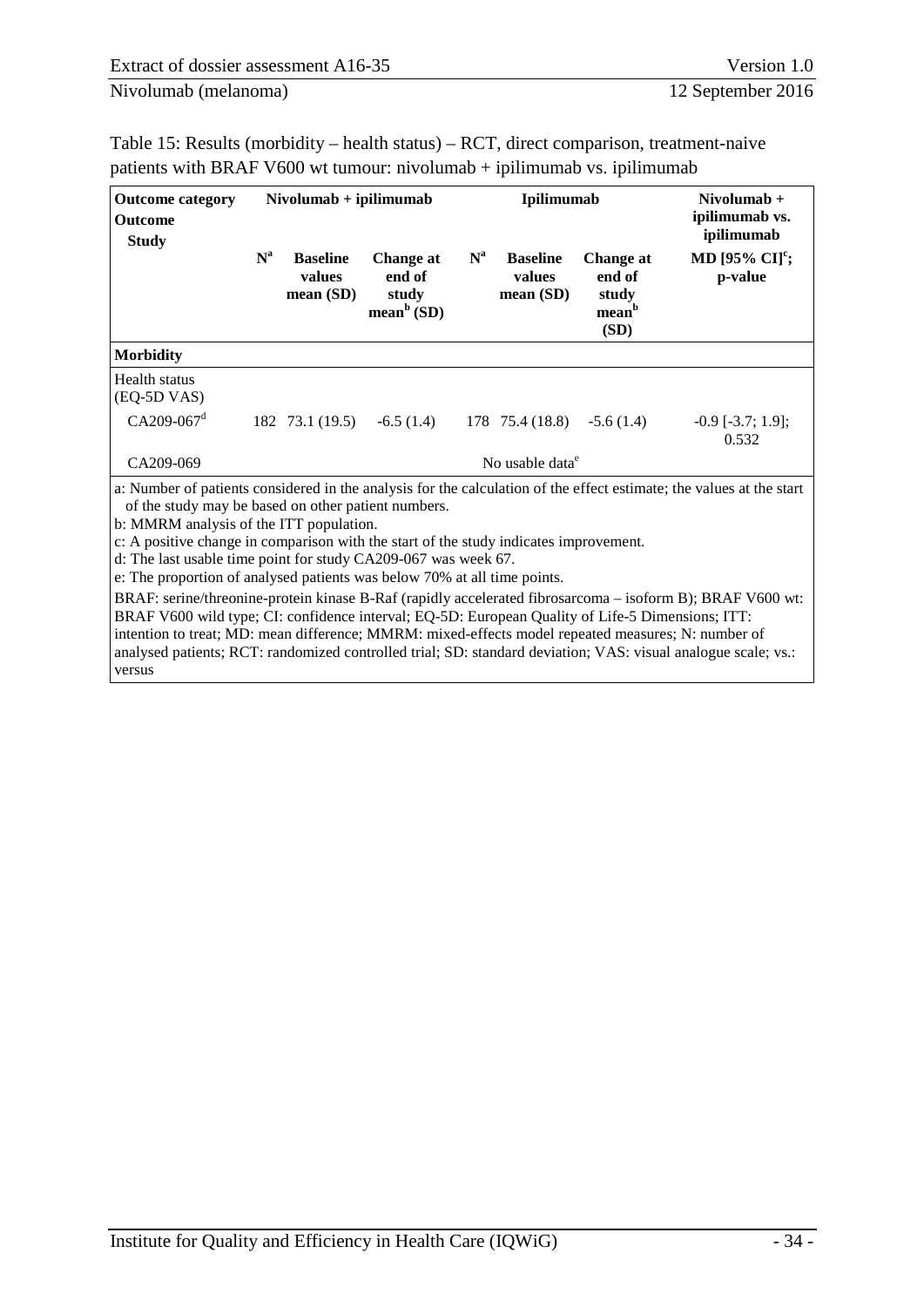Table 15: Results (morbidity – health status) – RCT, direct comparison, treatment-naive patients with BRAF V600 wt tumour: nivolumab + ipilimumab vs. ipilimumab

| Outcome category<br>Outcome<br>Study | Nivolumab + ipilimumab | | | Ipilimumab | | | Nivolumab + ipilimumab vs. ipilimumab |
|---|---|---|---|---|---|---|---|
| | N[a] | Baseline values mean (SD) | Change at end of study mean[b] (SD) | N[a] | Baseline values mean (SD) | Change at end of study mean[b] (SD) | MD [95% CI][c]; p-value |
| **Morbidity** | | | | | | | |
| Health status (EQ-5D VAS) | | | | | | | |
| CA209-067[d] | 182 | 73.1 (19.5) | -6.5 (1.4) | 178 | 75.4 (18.8) | -5.6 (1.4) | -0.9 [-3.7; 1.9]; 0.532 |
| CA209-069 | No usable data[e] | | | | | | |

a: Number of patients considered in the analysis for the calculation of the effect estimate; the values at the start of the study may be based on other patient numbers.
b: MMRM analysis of the ITT population.
c: A positive change in comparison with the start of the study indicates improvement.
d: The last usable time point for study CA209-067 was week 67.
e: The proportion of analysed patients was below 70% at all time points.
BRAF: serine/threonine-protein kinase B-Raf (rapidly accelerated fibrosarcoma – isoform B); BRAF V600 wt: BRAF V600 wild type; CI: confidence interval; EQ-5D: European Quality of Life-5 Dimensions; ITT: intention to treat; MD: mean difference; MMRM: mixed-effects model repeated measures; N: number of analysed patients; RCT: randomized controlled trial; SD: standard deviation; VAS: visual analogue scale; vs.: versus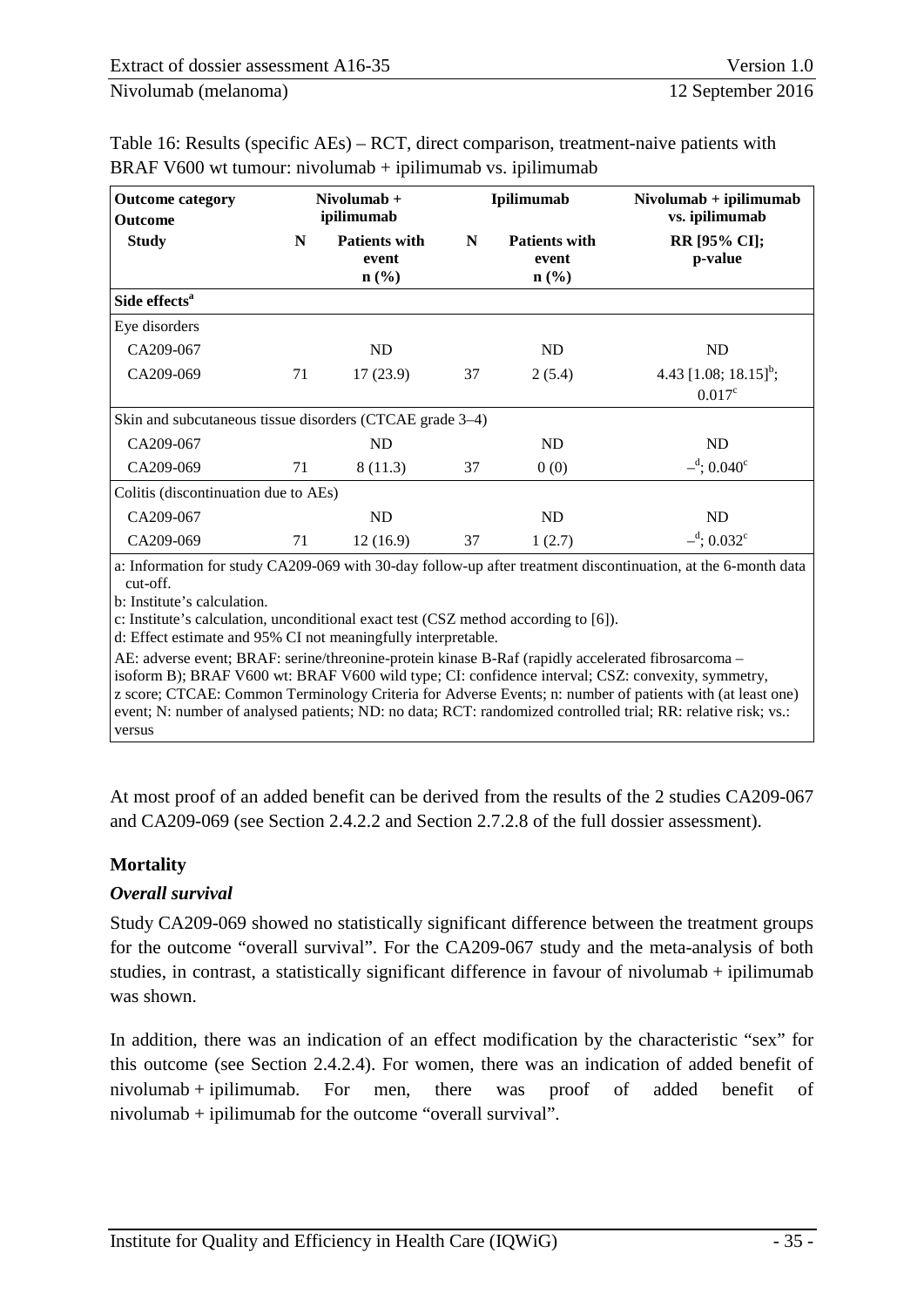Table 16: Results (specific AEs) – RCT, direct comparison, treatment-naive patients with BRAF V600 wt tumour: nivolumab + ipilimumab vs. ipilimumab

| Outcome category<br>Outcome<br>Study | Nivolumab + ipilimumab | | Ipilimumab | | Nivolumab + ipilimumab vs. ipilimumab |
|---|---|---|---|---|---|
| | N | Patients with event n (%) | N | Patients with event n (%) | RR [95% CI]; p-value |
| **Side effects**[a] | | | | | |
| Eye disorders | | | | | |
| CA209-067 | | ND | | ND | ND |
| CA209-069 | 71 | 17 (23.9) | 37 | 2 (5.4) | 4.43 [1.08; 18.15][b]; 0.017[c] |
| Skin and subcutaneous tissue disorders (CTCAE grade 3–4) | | | | | |
| CA209-067 | | ND | | ND | ND |
| CA209-069 | 71 | 8 (11.3) | 37 | 0 (0) | –[d]; 0.040[c] |
| Colitis (discontinuation due to AEs) | | | | | |
| CA209-067 | | ND | | ND | ND |
| CA209-069 | 71 | 12 (16.9) | 37 | 1 (2.7) | –[d]; 0.032[c] |

a: Information for study CA209-069 with 30-day follow-up after treatment discontinuation, at the 6-month data cut-off.
b: Institute's calculation.
c: Institute's calculation, unconditional exact test (CSZ method according to [6]).
d: Effect estimate and 95% CI not meaningfully interpretable.
AE: adverse event; BRAF: serine/threonine-protein kinase B-Raf (rapidly accelerated fibrosarcoma – isoform B); BRAF V600 wt: BRAF V600 wild type; CI: confidence interval; CSZ: convexity, symmetry, z score; CTCAE: Common Terminology Criteria for Adverse Events; n: number of patients with (at least one) event; N: number of analysed patients; ND: no data; RCT: randomized controlled trial; RR: relative risk; vs.: versus

At most proof of an added benefit can be derived from the results of the 2 studies CA209-067 and CA209-069 (see Section 2.4.2.2 and Section 2.7.2.8 of the full dossier assessment).

### Mortality

#### *Overall survival*

Study CA209-069 showed no statistically significant difference between the treatment groups for the outcome "overall survival". For the CA209-067 study and the meta-analysis of both studies, in contrast, a statistically significant difference in favour of nivolumab + ipilimumab was shown.

In addition, there was an indication of an effect modification by the characteristic "sex" for this outcome (see Section 2.4.2.4). For women, there was an indication of added benefit of nivolumab + ipilimumab. For men, there was proof of added benefit of nivolumab + ipilimumab for the outcome "overall survival".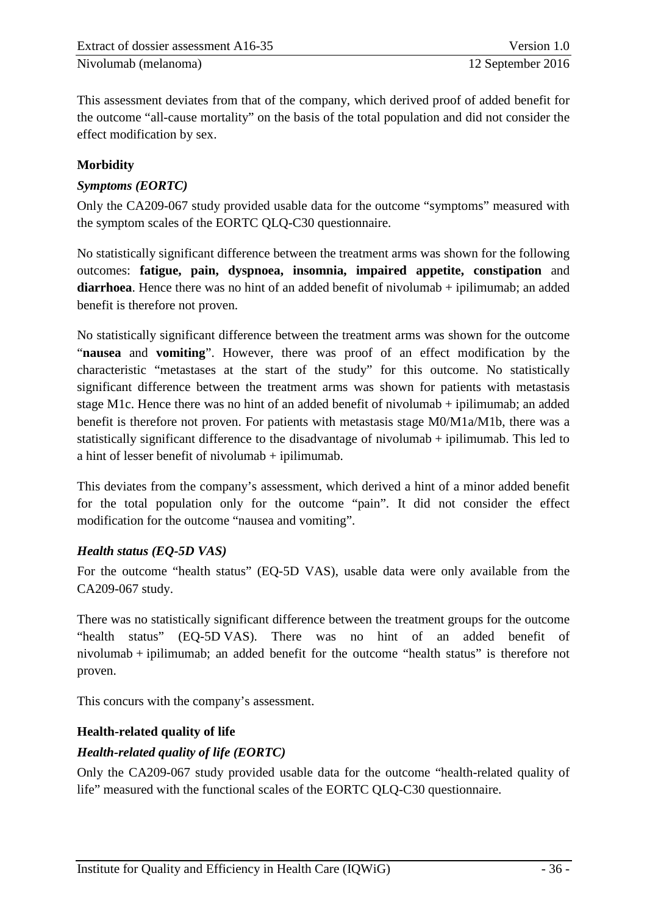This assessment deviates from that of the company, which derived proof of added benefit for the outcome "all-cause mortality" on the basis of the total population and did not consider the effect modification by sex.

**Morbidity**

***Symptoms (EORTC)***

Only the CA209-067 study provided usable data for the outcome "symptoms" measured with the symptom scales of the EORTC QLQ-C30 questionnaire.

No statistically significant difference between the treatment arms was shown for the following outcomes: **fatigue, pain, dyspnoea, insomnia, impaired appetite, constipation** and **diarrhoea**. Hence there was no hint of an added benefit of nivolumab + ipilimumab; an added benefit is therefore not proven.

No statistically significant difference between the treatment arms was shown for the outcome "**nausea** and **vomiting**". However, there was proof of an effect modification by the characteristic "metastases at the start of the study" for this outcome. No statistically significant difference between the treatment arms was shown for patients with metastasis stage M1c. Hence there was no hint of an added benefit of nivolumab + ipilimumab; an added benefit is therefore not proven. For patients with metastasis stage M0/M1a/M1b, there was a statistically significant difference to the disadvantage of nivolumab + ipilimumab. This led to a hint of lesser benefit of nivolumab + ipilimumab.

This deviates from the company's assessment, which derived a hint of a minor added benefit for the total population only for the outcome "pain". It did not consider the effect modification for the outcome "nausea and vomiting".

***Health status (EQ-5D VAS)***

For the outcome "health status" (EQ-5D VAS), usable data were only available from the CA209-067 study.

There was no statistically significant difference between the treatment groups for the outcome "health status" (EQ-5D VAS). There was no hint of an added benefit of nivolumab + ipilimumab; an added benefit for the outcome "health status" is therefore not proven.

This concurs with the company's assessment.

**Health-related quality of life**

***Health-related quality of life (EORTC)***

Only the CA209-067 study provided usable data for the outcome "health-related quality of life" measured with the functional scales of the EORTC QLQ-C30 questionnaire.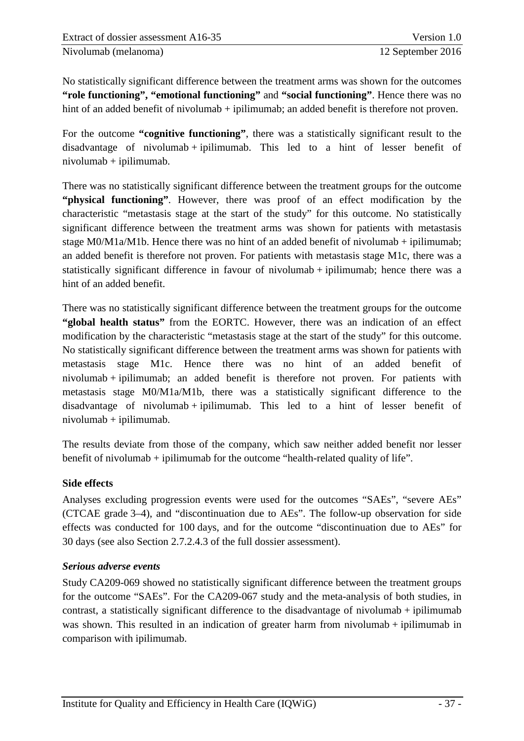No statistically significant difference between the treatment arms was shown for the outcomes **"role functioning", "emotional functioning"** and **"social functioning"**. Hence there was no hint of an added benefit of nivolumab + ipilimumab; an added benefit is therefore not proven.

For the outcome **"cognitive functioning"**, there was a statistically significant result to the disadvantage of nivolumab + ipilimumab. This led to a hint of lesser benefit of nivolumab + ipilimumab.

There was no statistically significant difference between the treatment groups for the outcome **"physical functioning"**. However, there was proof of an effect modification by the characteristic "metastasis stage at the start of the study" for this outcome. No statistically significant difference between the treatment arms was shown for patients with metastasis stage M0/M1a/M1b. Hence there was no hint of an added benefit of nivolumab + ipilimumab; an added benefit is therefore not proven. For patients with metastasis stage M1c, there was a statistically significant difference in favour of nivolumab + ipilimumab; hence there was a hint of an added benefit.

There was no statistically significant difference between the treatment groups for the outcome **"global health status"** from the EORTC. However, there was an indication of an effect modification by the characteristic "metastasis stage at the start of the study" for this outcome. No statistically significant difference between the treatment arms was shown for patients with metastasis stage M1c. Hence there was no hint of an added benefit of nivolumab + ipilimumab; an added benefit is therefore not proven. For patients with metastasis stage M0/M1a/M1b, there was a statistically significant difference to the disadvantage of nivolumab + ipilimumab. This led to a hint of lesser benefit of nivolumab + ipilimumab.

The results deviate from those of the company, which saw neither added benefit nor lesser benefit of nivolumab + ipilimumab for the outcome "health-related quality of life".

**Side effects**

Analyses excluding progression events were used for the outcomes "SAEs", "severe AEs" (CTCAE grade 3–4), and "discontinuation due to AEs". The follow-up observation for side effects was conducted for 100 days, and for the outcome "discontinuation due to AEs" for 30 days (see also Section 2.7.2.4.3 of the full dossier assessment).

***Serious adverse events***

Study CA209-069 showed no statistically significant difference between the treatment groups for the outcome "SAEs". For the CA209-067 study and the meta-analysis of both studies, in contrast, a statistically significant difference to the disadvantage of nivolumab + ipilimumab was shown. This resulted in an indication of greater harm from nivolumab + ipilimumab in comparison with ipilimumab.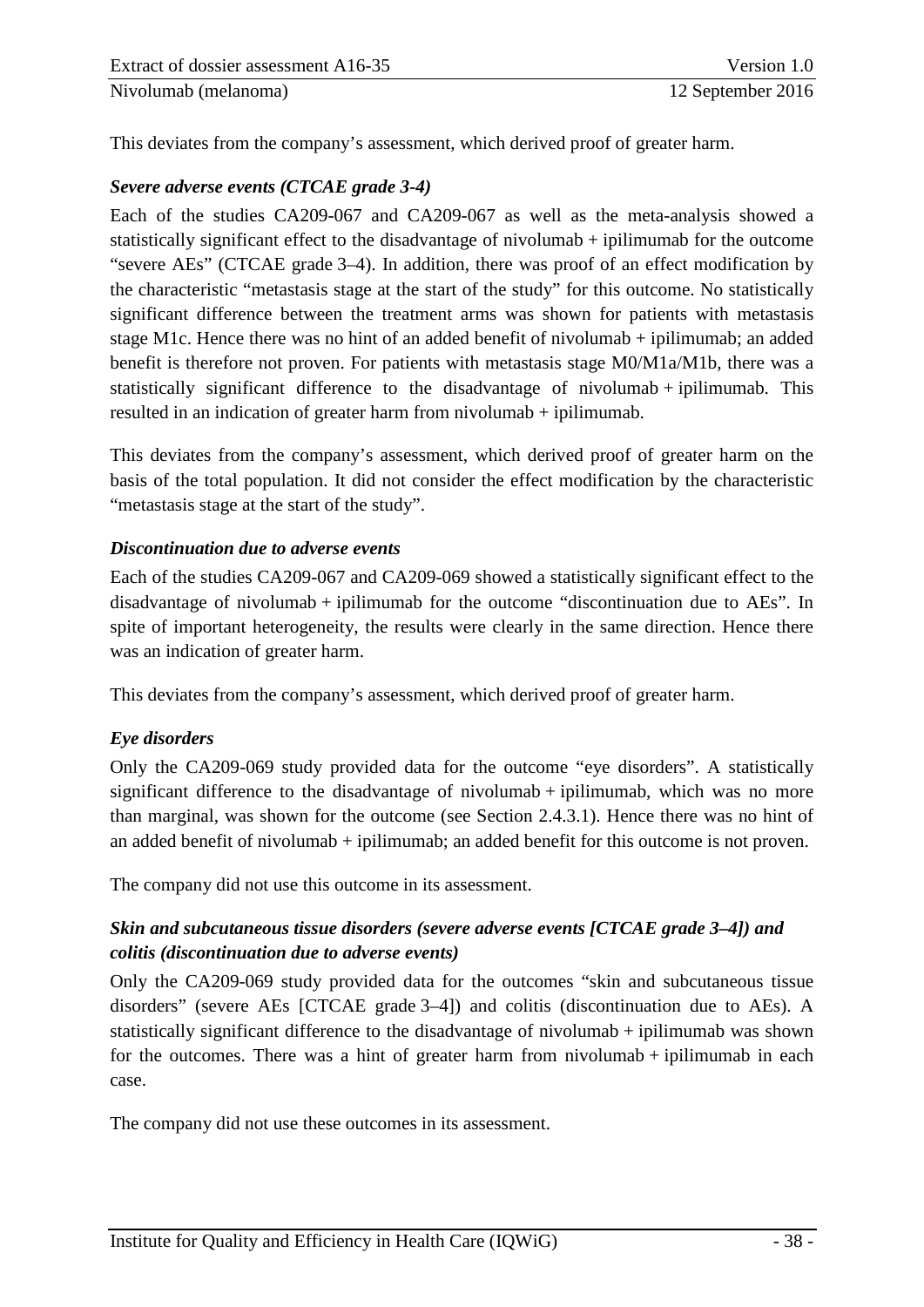This deviates from the company's assessment, which derived proof of greater harm.

### *Severe adverse events (CTCAE grade 3-4)*

Each of the studies CA209-067 and CA209-067 as well as the meta-analysis showed a statistically significant effect to the disadvantage of nivolumab + ipilimumab for the outcome "severe AEs" (CTCAE grade 3–4). In addition, there was proof of an effect modification by the characteristic "metastasis stage at the start of the study" for this outcome. No statistically significant difference between the treatment arms was shown for patients with metastasis stage M1c. Hence there was no hint of an added benefit of nivolumab + ipilimumab; an added benefit is therefore not proven. For patients with metastasis stage M0/M1a/M1b, there was a statistically significant difference to the disadvantage of nivolumab + ipilimumab. This resulted in an indication of greater harm from nivolumab + ipilimumab.

This deviates from the company's assessment, which derived proof of greater harm on the basis of the total population. It did not consider the effect modification by the characteristic "metastasis stage at the start of the study".

### *Discontinuation due to adverse events*

Each of the studies CA209-067 and CA209-069 showed a statistically significant effect to the disadvantage of nivolumab + ipilimumab for the outcome "discontinuation due to AEs". In spite of important heterogeneity, the results were clearly in the same direction. Hence there was an indication of greater harm.

This deviates from the company's assessment, which derived proof of greater harm.

### *Eye disorders*

Only the CA209-069 study provided data for the outcome "eye disorders". A statistically significant difference to the disadvantage of nivolumab + ipilimumab, which was no more than marginal, was shown for the outcome (see Section 2.4.3.1). Hence there was no hint of an added benefit of nivolumab + ipilimumab; an added benefit for this outcome is not proven.

The company did not use this outcome in its assessment.

### *Skin and subcutaneous tissue disorders (severe adverse events [CTCAE grade 3–4]) and colitis (discontinuation due to adverse events)*

Only the CA209-069 study provided data for the outcomes "skin and subcutaneous tissue disorders" (severe AEs [CTCAE grade 3–4]) and colitis (discontinuation due to AEs). A statistically significant difference to the disadvantage of nivolumab + ipilimumab was shown for the outcomes. There was a hint of greater harm from nivolumab + ipilimumab in each case.

The company did not use these outcomes in its assessment.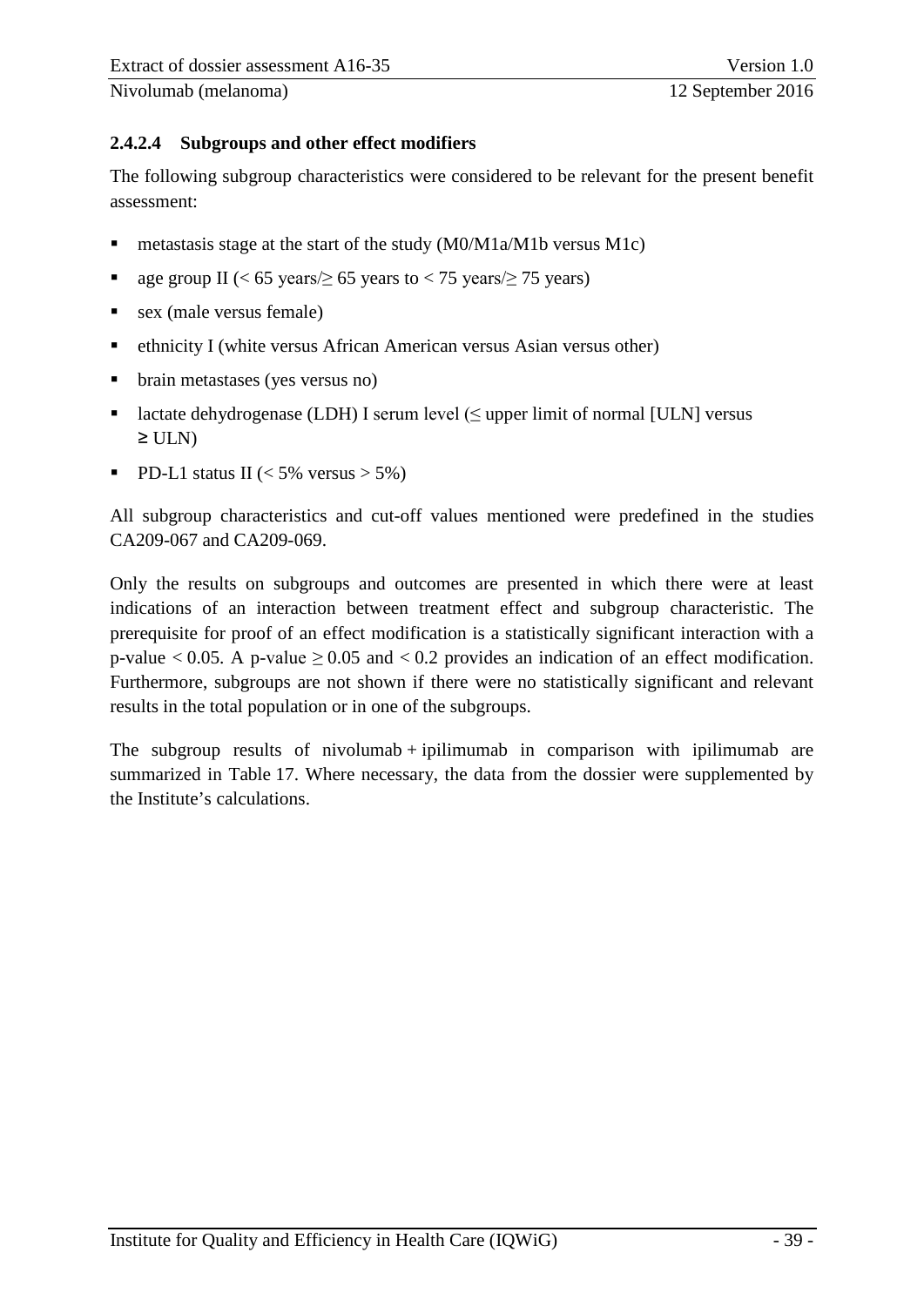#### 2.4.2.4 Subgroups and other effect modifiers

The following subgroup characteristics were considered to be relevant for the present benefit assessment:

- metastasis stage at the start of the study (M0/M1a/M1b versus M1c)
- age group II (< 65 years/≥ 65 years to < 75 years/≥ 75 years)
- sex (male versus female)
- ethnicity I (white versus African American versus Asian versus other)
- brain metastases (yes versus no)
- lactate dehydrogenase (LDH) I serum level (≤ upper limit of normal [ULN] versus ≥ ULN)
- PD-L1 status II (< 5% versus > 5%)

All subgroup characteristics and cut-off values mentioned were predefined in the studies CA209-067 and CA209-069.

Only the results on subgroups and outcomes are presented in which there were at least indications of an interaction between treatment effect and subgroup characteristic. The prerequisite for proof of an effect modification is a statistically significant interaction with a p-value < 0.05. A p-value ≥ 0.05 and < 0.2 provides an indication of an effect modification. Furthermore, subgroups are not shown if there were no statistically significant and relevant results in the total population or in one of the subgroups.

The subgroup results of nivolumab + ipilimumab in comparison with ipilimumab are summarized in Table 17. Where necessary, the data from the dossier were supplemented by the Institute's calculations.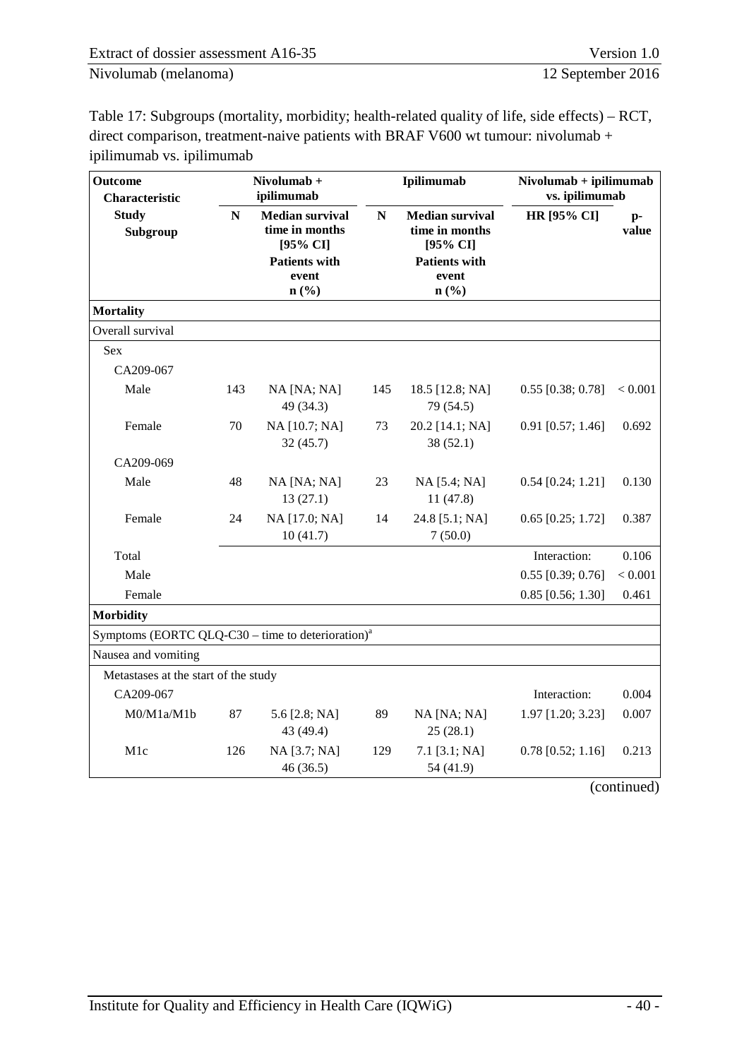Table 17: Subgroups (mortality, morbidity; health-related quality of life, side effects) – RCT, direct comparison, treatment-naive patients with BRAF V600 wt tumour: nivolumab + ipilimumab vs. ipilimumab

| Outcome<br>Characteristic<br>Study<br>Subgroup | Nivolumab + ipilimumab | | Ipilimumab | | Nivolumab + ipilimumab vs. ipilimumab | |
|---|---|---|---|---|---|---|
| | N | Median survival time in months [95% CI]<br>Patients with event<br>n (%) | N | Median survival time in months [95% CI]<br>Patients with event<br>n (%) | HR [95% CI] | p-value |
| **Mortality** | | | | | | |
| Overall survival | | | | | | |
| Sex | | | | | | |
| CA209-067 | | | | | | |
| Male | 143 | NA [NA; NA]<br>49 (34.3) | 145 | 18.5 [12.8; NA]<br>79 (54.5) | 0.55 [0.38; 0.78] | < 0.001 |
| Female | 70 | NA [10.7; NA]<br>32 (45.7) | 73 | 20.2 [14.1; NA]<br>38 (52.1) | 0.91 [0.57; 1.46] | 0.692 |
| CA209-069 | | | | | | |
| Male | 48 | NA [NA; NA]<br>13 (27.1) | 23 | NA [5.4; NA]<br>11 (47.8) | 0.54 [0.24; 1.21] | 0.130 |
| Female | 24 | NA [17.0; NA]<br>10 (41.7) | 14 | 24.8 [5.1; NA]<br>7 (50.0) | 0.65 [0.25; 1.72] | 0.387 |
| Total | | | | | Interaction: | 0.106 |
| Male | | | | | 0.55 [0.39; 0.76] | < 0.001 |
| Female | | | | | 0.85 [0.56; 1.30] | 0.461 |
| **Morbidity** | | | | | | |
| Symptoms (EORTC QLQ-C30 – time to deterioration)[a] | | | | | | |
| Nausea and vomiting | | | | | | |
| Metastases at the start of the study | | | | | | |
| CA209-067 | | | | | Interaction: | 0.004 |
| M0/M1a/M1b | 87 | 5.6 [2.8; NA]<br>43 (49.4) | 89 | NA [NA; NA]<br>25 (28.1) | 1.97 [1.20; 3.23] | 0.007 |
| M1c | 126 | NA [3.7; NA]<br>46 (36.5) | 129 | 7.1 [3.1; NA]<br>54 (41.9) | 0.78 [0.52; 1.16] | 0.213 |

(continued)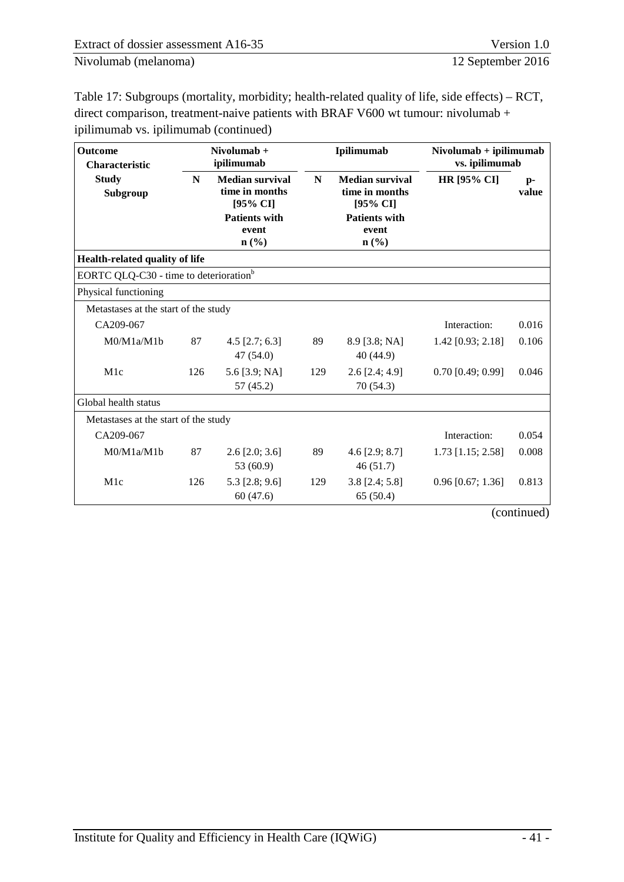Table 17: Subgroups (mortality, morbidity; health-related quality of life, side effects) – RCT, direct comparison, treatment-naive patients with BRAF V600 wt tumour: nivolumab + ipilimumab vs. ipilimumab (continued)

| Outcome Characteristic Study Subgroup | Nivolumab + ipilimumab | | Ipilimumab | | Nivolumab + ipilimumab vs. ipilimumab | |
|---|---|---|---|---|---|---|
| | N | Median survival time in months [95% CI] Patients with event n (%) | N | Median survival time in months [95% CI] Patients with event n (%) | HR [95% CI] | p-value |
| **Health-related quality of life** | | | | | | |
| EORTC QLQ-C30 - time to deterioration[b] | | | | | | |
| Physical functioning | | | | | | |
| Metastases at the start of the study | | | | | | |
| CA209-067 | | | | | Interaction: | 0.016 |
| M0/M1a/M1b | 87 | 4.5 [2.7; 6.3] 47 (54.0) | 89 | 8.9 [3.8; NA] 40 (44.9) | 1.42 [0.93; 2.18] | 0.106 |
| M1c | 126 | 5.6 [3.9; NA] 57 (45.2) | 129 | 2.6 [2.4; 4.9] 70 (54.3) | 0.70 [0.49; 0.99] | 0.046 |
| Global health status | | | | | | |
| Metastases at the start of the study | | | | | | |
| CA209-067 | | | | | Interaction: | 0.054 |
| M0/M1a/M1b | 87 | 2.6 [2.0; 3.6] 53 (60.9) | 89 | 4.6 [2.9; 8.7] 46 (51.7) | 1.73 [1.15; 2.58] | 0.008 |
| M1c | 126 | 5.3 [2.8; 9.6] 60 (47.6) | 129 | 3.8 [2.4; 5.8] 65 (50.4) | 0.96 [0.67; 1.36] | 0.813 |

(continued)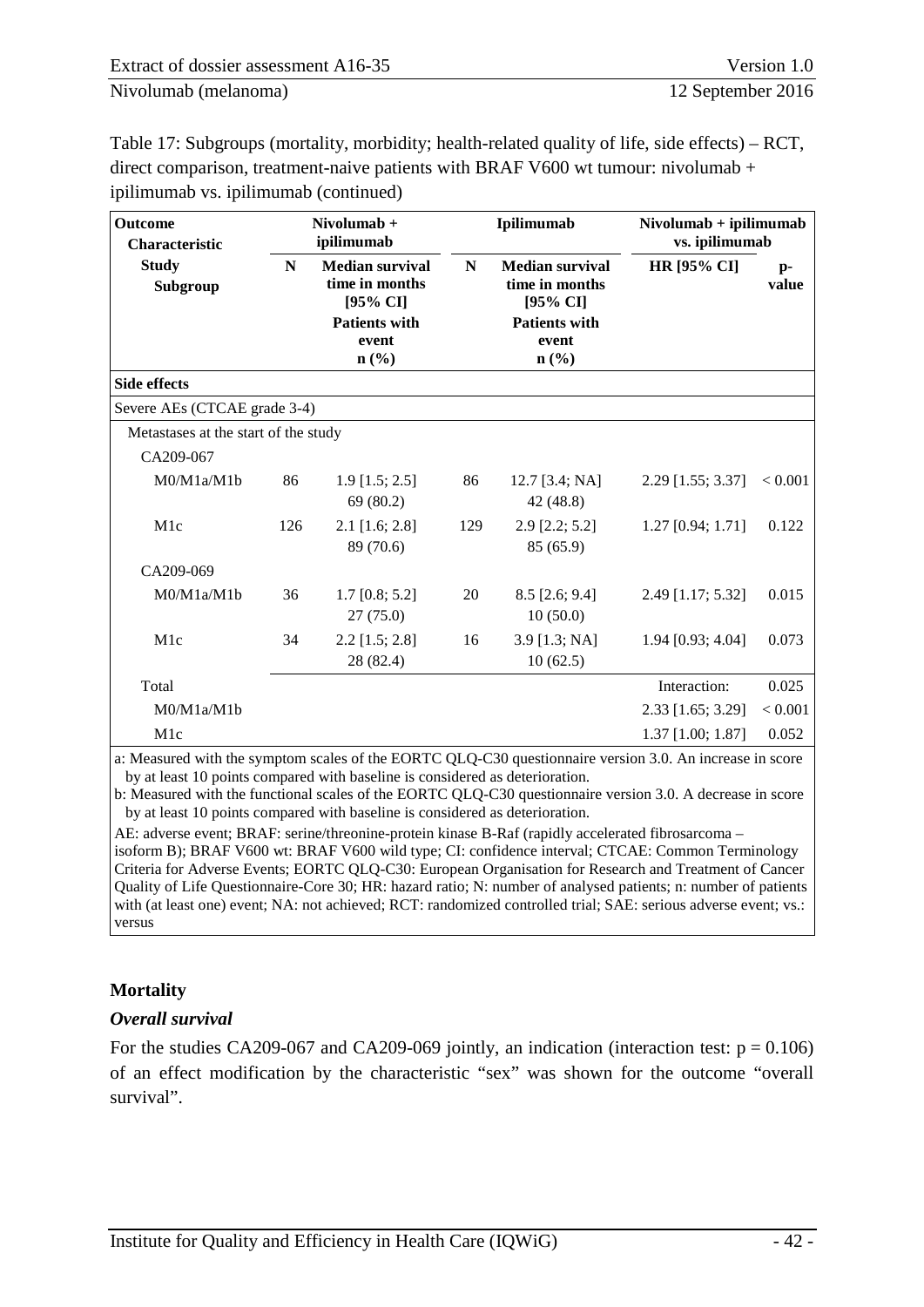Table 17: Subgroups (mortality, morbidity; health-related quality of life, side effects) – RCT, direct comparison, treatment-naive patients with BRAF V600 wt tumour: nivolumab + ipilimumab vs. ipilimumab (continued)

| Outcome Characteristic Study Subgroup | Nivolumab + ipilimumab | | Ipilimumab | | Nivolumab + ipilimumab vs. ipilimumab | |
|---|---|---|---|---|---|---|
| | N | Median survival time in months [95% CI] Patients with event n (%) | N | Median survival time in months [95% CI] Patients with event n (%) | HR [95% CI] | p-value |
| **Side effects** | | | | | | |
| Severe AEs (CTCAE grade 3-4) | | | | | | |
| Metastases at the start of the study | | | | | | |
| CA209-067 | | | | | | |
| M0/M1a/M1b | 86 | 1.9 [1.5; 2.5] 69 (80.2) | 86 | 12.7 [3.4; NA] 42 (48.8) | 2.29 [1.55; 3.37] | < 0.001 |
| M1c | 126 | 2.1 [1.6; 2.8] 89 (70.6) | 129 | 2.9 [2.2; 5.2] 85 (65.9) | 1.27 [0.94; 1.71] | 0.122 |
| CA209-069 | | | | | | |
| M0/M1a/M1b | 36 | 1.7 [0.8; 5.2] 27 (75.0) | 20 | 8.5 [2.6; 9.4] 10 (50.0) | 2.49 [1.17; 5.32] | 0.015 |
| M1c | 34 | 2.2 [1.5; 2.8] 28 (82.4) | 16 | 3.9 [1.3; NA] 10 (62.5) | 1.94 [0.93; 4.04] | 0.073 |
| Total | | | | | Interaction: | 0.025 |
| M0/M1a/M1b | | | | | 2.33 [1.65; 3.29] | < 0.001 |
| M1c | | | | | 1.37 [1.00; 1.87] | 0.052 |

a: Measured with the symptom scales of the EORTC QLQ-C30 questionnaire version 3.0. An increase in score by at least 10 points compared with baseline is considered as deterioration.
b: Measured with the functional scales of the EORTC QLQ-C30 questionnaire version 3.0. A decrease in score by at least 10 points compared with baseline is considered as deterioration.
AE: adverse event; BRAF: serine/threonine-protein kinase B-Raf (rapidly accelerated fibrosarcoma – isoform B); BRAF V600 wt: BRAF V600 wild type; CI: confidence interval; CTCAE: Common Terminology Criteria for Adverse Events; EORTC QLQ-C30: European Organisation for Research and Treatment of Cancer Quality of Life Questionnaire-Core 30; HR: hazard ratio; N: number of analysed patients; n: number of patients with (at least one) event; NA: not achieved; RCT: randomized controlled trial; SAE: serious adverse event; vs.: versus

## Mortality

### *Overall survival*

For the studies CA209-067 and CA209-069 jointly, an indication (interaction test: $p = 0.106$) of an effect modification by the characteristic "sex" was shown for the outcome "overall survival".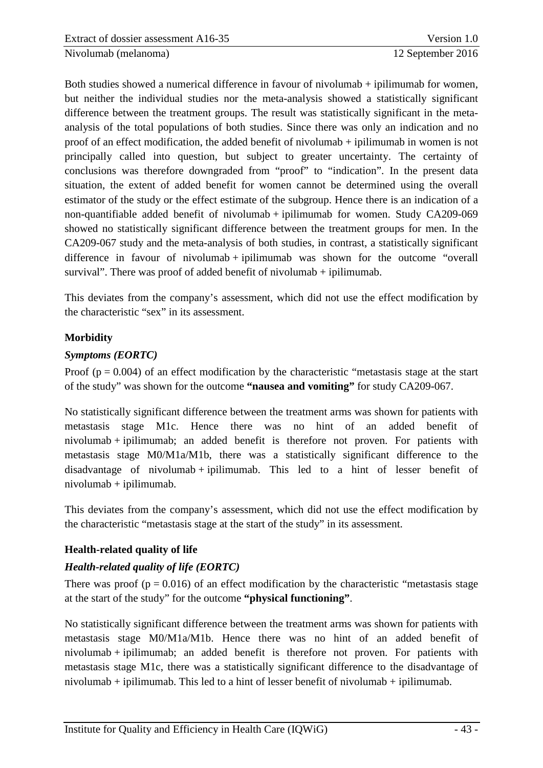Both studies showed a numerical difference in favour of nivolumab + ipilimumab for women, but neither the individual studies nor the meta-analysis showed a statistically significant difference between the treatment groups. The result was statistically significant in the meta-analysis of the total populations of both studies. Since there was only an indication and no proof of an effect modification, the added benefit of nivolumab + ipilimumab in women is not principally called into question, but subject to greater uncertainty. The certainty of conclusions was therefore downgraded from "proof" to "indication". In the present data situation, the extent of added benefit for women cannot be determined using the overall estimator of the study or the effect estimate of the subgroup. Hence there is an indication of a non-quantifiable added benefit of nivolumab + ipilimumab for women. Study CA209-069 showed no statistically significant difference between the treatment groups for men. In the CA209-067 study and the meta-analysis of both studies, in contrast, a statistically significant difference in favour of nivolumab + ipilimumab was shown for the outcome "overall survival". There was proof of added benefit of nivolumab + ipilimumab.

This deviates from the company's assessment, which did not use the effect modification by the characteristic "sex" in its assessment.

**Morbidity**

***Symptoms (EORTC)***

Proof ($p = 0.004$) of an effect modification by the characteristic "metastasis stage at the start of the study" was shown for the outcome **"nausea and vomiting"** for study CA209-067.

No statistically significant difference between the treatment arms was shown for patients with metastasis stage M1c. Hence there was no hint of an added benefit of nivolumab + ipilimumab; an added benefit is therefore not proven. For patients with metastasis stage M0/M1a/M1b, there was a statistically significant difference to the disadvantage of nivolumab + ipilimumab. This led to a hint of lesser benefit of nivolumab + ipilimumab.

This deviates from the company's assessment, which did not use the effect modification by the characteristic "metastasis stage at the start of the study" in its assessment.

**Health-related quality of life**

***Health-related quality of life (EORTC)***

There was proof ($p = 0.016$) of an effect modification by the characteristic "metastasis stage at the start of the study" for the outcome **"physical functioning"**.

No statistically significant difference between the treatment arms was shown for patients with metastasis stage M0/M1a/M1b. Hence there was no hint of an added benefit of nivolumab + ipilimumab; an added benefit is therefore not proven. For patients with metastasis stage M1c, there was a statistically significant difference to the disadvantage of nivolumab + ipilimumab. This led to a hint of lesser benefit of nivolumab + ipilimumab.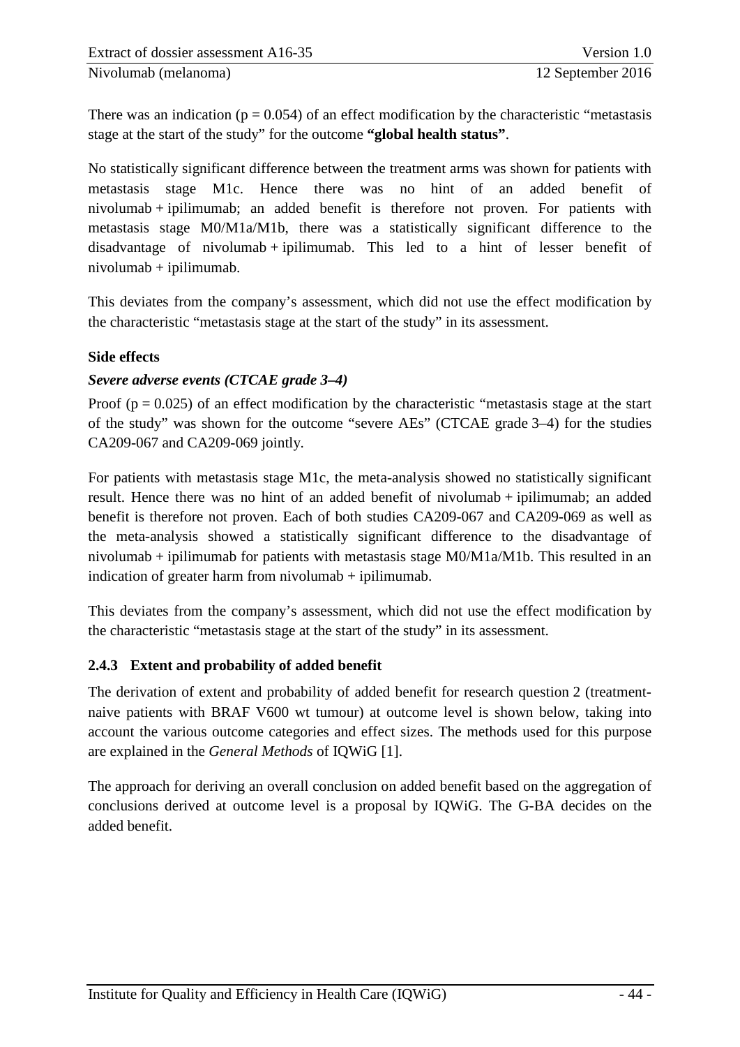There was an indication ($p = 0.054$) of an effect modification by the characteristic "metastasis stage at the start of the study" for the outcome **"global health status"**.

No statistically significant difference between the treatment arms was shown for patients with metastasis stage M1c. Hence there was no hint of an added benefit of nivolumab + ipilimumab; an added benefit is therefore not proven. For patients with metastasis stage M0/M1a/M1b, there was a statistically significant difference to the disadvantage of nivolumab + ipilimumab. This led to a hint of lesser benefit of nivolumab + ipilimumab.

This deviates from the company's assessment, which did not use the effect modification by the characteristic "metastasis stage at the start of the study" in its assessment.

**Side effects**

***Severe adverse events (CTCAE grade 3–4)***

Proof ($p = 0.025$) of an effect modification by the characteristic "metastasis stage at the start of the study" was shown for the outcome "severe AEs" (CTCAE grade 3–4) for the studies CA209-067 and CA209-069 jointly.

For patients with metastasis stage M1c, the meta-analysis showed no statistically significant result. Hence there was no hint of an added benefit of nivolumab + ipilimumab; an added benefit is therefore not proven. Each of both studies CA209-067 and CA209-069 as well as the meta-analysis showed a statistically significant difference to the disadvantage of nivolumab + ipilimumab for patients with metastasis stage M0/M1a/M1b. This resulted in an indication of greater harm from nivolumab + ipilimumab.

This deviates from the company's assessment, which did not use the effect modification by the characteristic "metastasis stage at the start of the study" in its assessment.

### 2.4.3 Extent and probability of added benefit

The derivation of extent and probability of added benefit for research question 2 (treatment-naive patients with BRAF V600 wt tumour) at outcome level is shown below, taking into account the various outcome categories and effect sizes. The methods used for this purpose are explained in the *General Methods* of IQWiG [1].

The approach for deriving an overall conclusion on added benefit based on the aggregation of conclusions derived at outcome level is a proposal by IQWiG. The G-BA decides on the added benefit.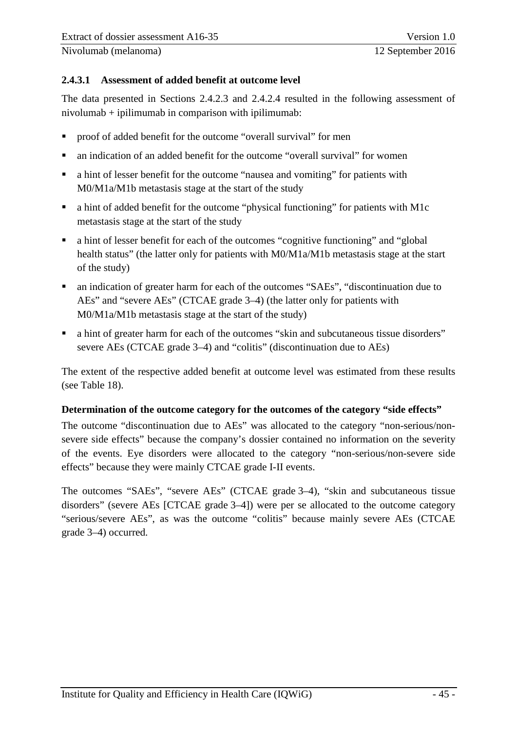#### 2.4.3.1 Assessment of added benefit at outcome level

The data presented in Sections 2.4.2.3 and 2.4.2.4 resulted in the following assessment of nivolumab + ipilimumab in comparison with ipilimumab:

- proof of added benefit for the outcome "overall survival" for men
- an indication of an added benefit for the outcome "overall survival" for women
- a hint of lesser benefit for the outcome "nausea and vomiting" for patients with M0/M1a/M1b metastasis stage at the start of the study
- a hint of added benefit for the outcome "physical functioning" for patients with M1c metastasis stage at the start of the study
- a hint of lesser benefit for each of the outcomes "cognitive functioning" and "global health status" (the latter only for patients with M0/M1a/M1b metastasis stage at the start of the study)
- an indication of greater harm for each of the outcomes "SAEs", "discontinuation due to AEs" and "severe AEs" (CTCAE grade 3–4) (the latter only for patients with M0/M1a/M1b metastasis stage at the start of the study)
- a hint of greater harm for each of the outcomes "skin and subcutaneous tissue disorders" severe AEs (CTCAE grade 3–4) and "colitis" (discontinuation due to AEs)

The extent of the respective added benefit at outcome level was estimated from these results (see Table 18).

**Determination of the outcome category for the outcomes of the category "side effects"**

The outcome "discontinuation due to AEs" was allocated to the category "non-serious/non-severe side effects" because the company's dossier contained no information on the severity of the events. Eye disorders were allocated to the category "non-serious/non-severe side effects" because they were mainly CTCAE grade I-II events.

The outcomes "SAEs", "severe AEs" (CTCAE grade 3–4), "skin and subcutaneous tissue disorders" (severe AEs [CTCAE grade 3–4]) were per se allocated to the outcome category "serious/severe AEs", as was the outcome "colitis" because mainly severe AEs (CTCAE grade 3–4) occurred.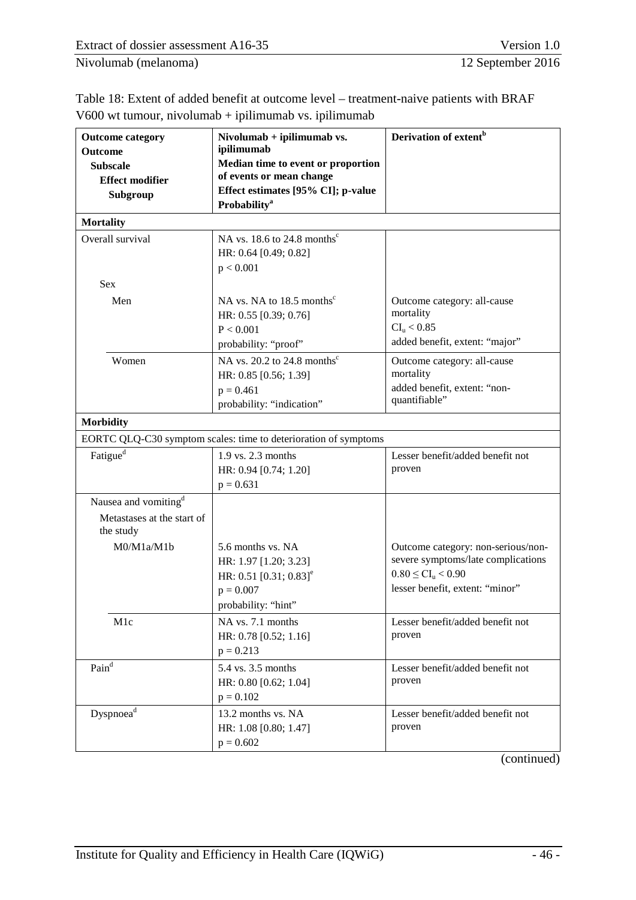Table 18: Extent of added benefit at outcome level – treatment-naive patients with BRAF V600 wt tumour, nivolumab + ipilimumab vs. ipilimumab

| **Outcome category**<br>**Outcome**<br>**Subscale**<br>**Effect modifier**<br>**Subgroup** | **Nivolumab + ipilimumab vs. ipilimumab**<br>**Median time to event or proportion of events or mean change**<br>**Effect estimates [95% CI]; p-value**<br>**Probability**[a] | **Derivation of extent**[b] |
|---|---|---|
| **Mortality** | | |
| Overall survival | NA vs. 18.6 to 24.8 months[c]<br>HR: 0.64 [0.49; 0.82]<br>$p < 0.001$ | |
| Sex | | |
| Men | NA vs. NA to 18.5 months[c]<br>HR: 0.55 [0.39; 0.76]<br>$P < 0.001$<br>probability: "proof" | Outcome category: all-cause mortality<br>$CI_u < 0.85$<br>added benefit, extent: "major" |
| Women | NA vs. 20.2 to 24.8 months[c]<br>HR: 0.85 [0.56; 1.39]<br>$p = 0.461$<br>probability: "indication" | Outcome category: all-cause mortality<br>added benefit, extent: "non-quantifiable" |
| **Morbidity** | | |
| EORTC QLQ-C30 symptom scales: time to deterioration of symptoms | | |
| Fatigue[d] | 1.9 vs. 2.3 months<br>HR: 0.94 [0.74; 1.20]<br>$p = 0.631$ | Lesser benefit/added benefit not proven |
| Nausea and vomiting[d] | | |
| Metastases at the start of the study | | |
| M0/M1a/M1b | 5.6 months vs. NA<br>HR: 1.97 [1.20; 3.23]<br>HR: 0.51 [0.31; 0.83][e]<br>$p = 0.007$<br>probability: "hint" | Outcome category: non-serious/non-severe symptoms/late complications<br>$0.80 \leq CI_u < 0.90$<br>lesser benefit, extent: "minor" |
| M1c | NA vs. 7.1 months<br>HR: 0.78 [0.52; 1.16]<br>$p = 0.213$ | Lesser benefit/added benefit not proven |
| Pain[d] | 5.4 vs. 3.5 months<br>HR: 0.80 [0.62; 1.04]<br>$p = 0.102$ | Lesser benefit/added benefit not proven |
| Dyspnoea[d] | 13.2 months vs. NA<br>HR: 1.08 [0.80; 1.47]<br>$p = 0.602$ | Lesser benefit/added benefit not proven |

(continued)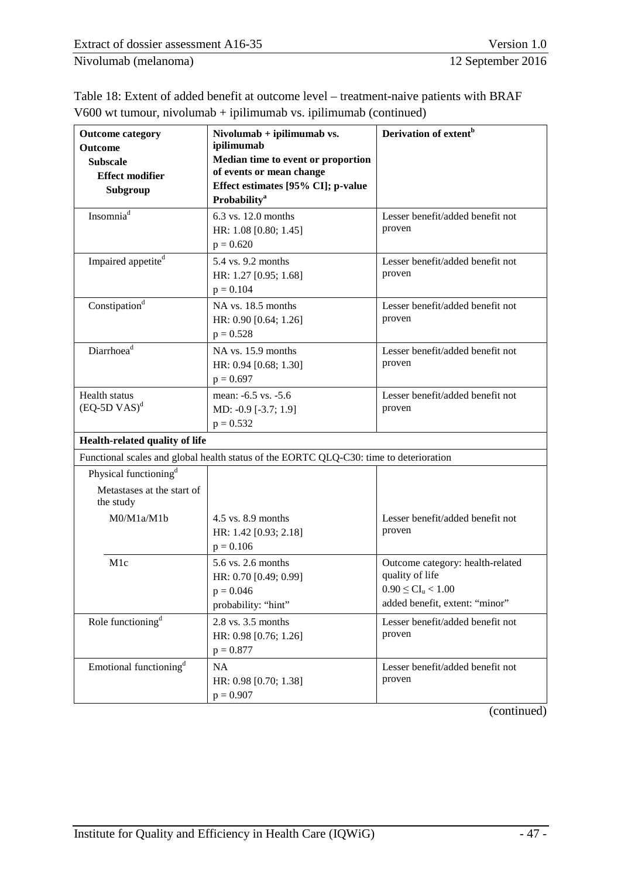Table 18: Extent of added benefit at outcome level – treatment-naive patients with BRAF V600 wt tumour, nivolumab + ipilimumab vs. ipilimumab (continued)

| **Outcome category**<br>**Outcome**<br>**Subscale**<br>**Effect modifier**<br>**Subgroup** | **Nivolumab + ipilimumab vs. ipilimumab**<br>**Median time to event or proportion of events or mean change**<br>**Effect estimates [95% CI]; p-value**<br>**Probability**[a] | **Derivation of extent**[b] |
|---|---|---|
| Insomnia[d] | 6.3 vs. 12.0 months<br>HR: 1.08 [0.80; 1.45]<br>p = 0.620 | Lesser benefit/added benefit not proven |
| Impaired appetite[d] | 5.4 vs. 9.2 months<br>HR: 1.27 [0.95; 1.68]<br>p = 0.104 | Lesser benefit/added benefit not proven |
| Constipation[d] | NA vs. 18.5 months<br>HR: 0.90 [0.64; 1.26]<br>p = 0.528 | Lesser benefit/added benefit not proven |
| Diarrhoea[d] | NA vs. 15.9 months<br>HR: 0.94 [0.68; 1.30]<br>p = 0.697 | Lesser benefit/added benefit not proven |
| Health status (EQ-5D VAS)[d] | mean: -6.5 vs. -5.6<br>MD: -0.9 [-3.7; 1.9]<br>p = 0.532 | Lesser benefit/added benefit not proven |
| **Health-related quality of life** | | |
| Functional scales and global health status of the EORTC QLQ-C30: time to deterioration | | |
| Physical functioning[d]<br>Metastases at the start of the study | | |
| M0/M1a/M1b | 4.5 vs. 8.9 months<br>HR: 1.42 [0.93; 2.18]<br>p = 0.106 | Lesser benefit/added benefit not proven |
| M1c | 5.6 vs. 2.6 months<br>HR: 0.70 [0.49; 0.99]<br>p = 0.046<br>probability: "hint" | Outcome category: health-related quality of life<br>$0.90 \leq CI_u < 1.00$<br>added benefit, extent: "minor" |
| Role functioning[d] | 2.8 vs. 3.5 months<br>HR: 0.98 [0.76; 1.26]<br>p = 0.877 | Lesser benefit/added benefit not proven |
| Emotional functioning[d] | NA<br>HR: 0.98 [0.70; 1.38]<br>p = 0.907 | Lesser benefit/added benefit not proven |

(continued)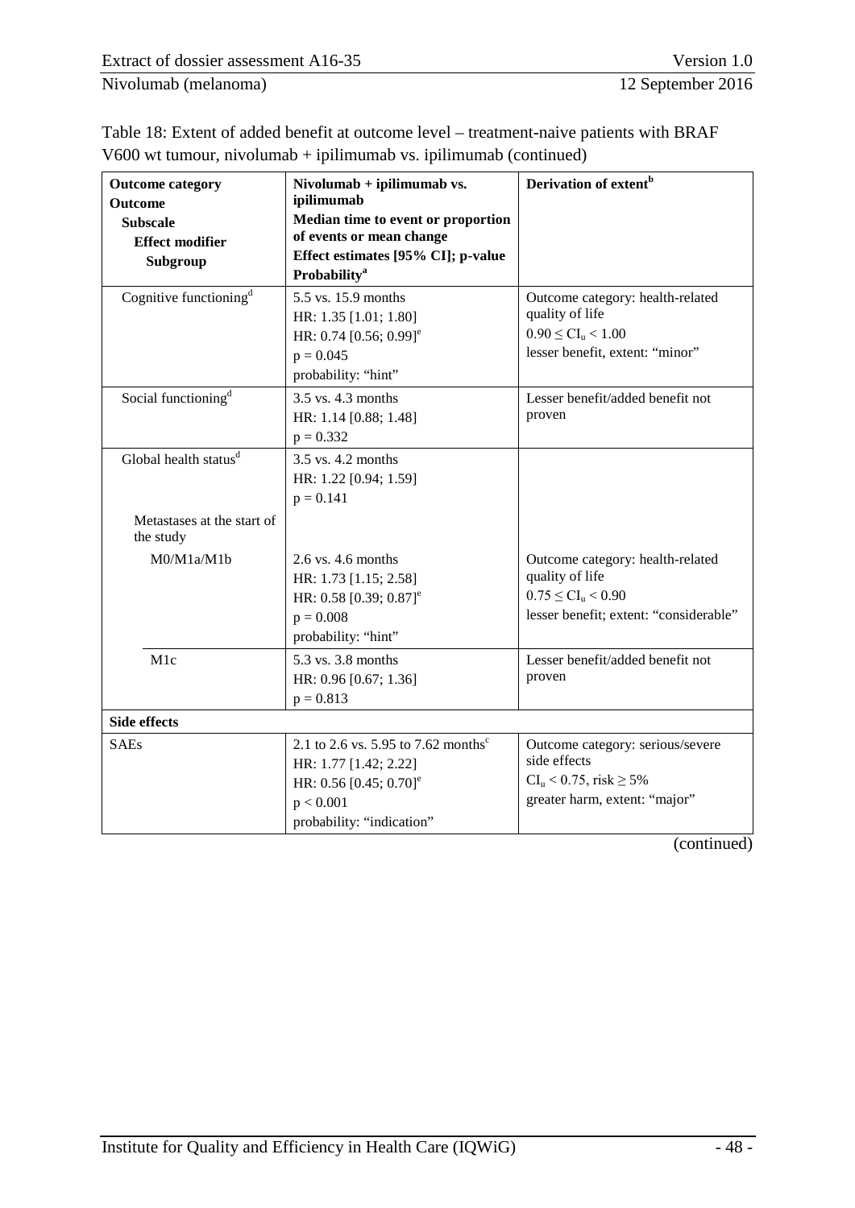Table 18: Extent of added benefit at outcome level – treatment-naive patients with BRAF V600 wt tumour, nivolumab + ipilimumab vs. ipilimumab (continued)

| **Outcome category**<br>**Outcome**<br>**Subscale**<br>**Effect modifier**<br>**Subgroup** | **Nivolumab + ipilimumab vs. ipilimumab**<br>**Median time to event or proportion of events or mean change**<br>**Effect estimates [95% CI]; p-value**<br>**Probability**[a] | **Derivation of extent**[b] |
|---|---|---|
| Cognitive functioning[d] | 5.5 vs. 15.9 months<br>HR: 1.35 [1.01; 1.80]<br>HR: 0.74 [0.56; 0.99][e]<br>$p = 0.045$<br>probability: "hint" | Outcome category: health-related quality of life<br>$0.90 \leq CI_u < 1.00$<br>lesser benefit, extent: "minor" |
| Social functioning[d] | 3.5 vs. 4.3 months<br>HR: 1.14 [0.88; 1.48]<br>$p = 0.332$ | Lesser benefit/added benefit not proven |
| Global health status[d] | 3.5 vs. 4.2 months<br>HR: 1.22 [0.94; 1.59]<br>$p = 0.141$ | |
| Metastases at the start of the study | | |
| M0/M1a/M1b | 2.6 vs. 4.6 months<br>HR: 1.73 [1.15; 2.58]<br>HR: 0.58 [0.39; 0.87][e]<br>$p = 0.008$<br>probability: "hint" | Outcome category: health-related quality of life<br>$0.75 \leq CI_u < 0.90$<br>lesser benefit; extent: "considerable" |
| M1c | 5.3 vs. 3.8 months<br>HR: 0.96 [0.67; 1.36]<br>$p = 0.813$ | Lesser benefit/added benefit not proven |
| **Side effects** | | |
| SAEs | 2.1 to 2.6 vs. 5.95 to 7.62 months[c]<br>HR: 1.77 [1.42; 2.22]<br>HR: 0.56 [0.45; 0.70][e]<br>$p < 0.001$<br>probability: "indication" | Outcome category: serious/severe side effects<br>$CI_u < 0.75$, risk $\geq 5\%$<br>greater harm, extent: "major" |

(continued)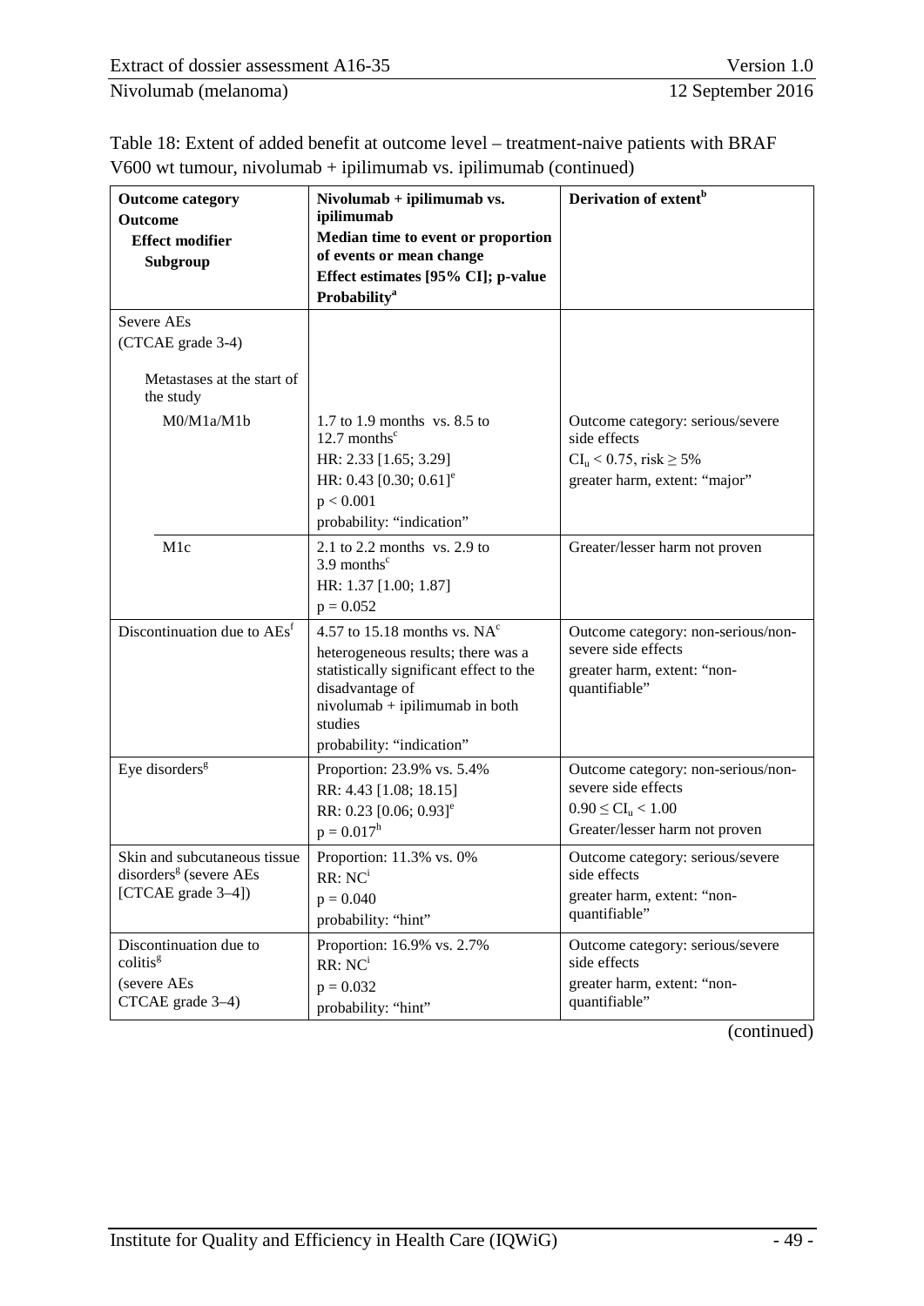Table 18: Extent of added benefit at outcome level – treatment-naive patients with BRAF V600 wt tumour, nivolumab + ipilimumab vs. ipilimumab (continued)

| Outcome category<br>Outcome<br>Effect modifier<br>Subgroup | Nivolumab + ipilimumab vs. ipilimumab<br>Median time to event or proportion of events or mean change<br>Effect estimates [95% CI]; p-value<br>Probability[a] | Derivation of extent[b] |
|---|---|---|
| Severe AEs<br>(CTCAE grade 3-4)<br><br>Metastases at the start of the study | | |
| M0/M1a/M1b | 1.7 to 1.9 months vs. 8.5 to 12.7 months[c]<br>HR: 2.33 [1.65; 3.29]<br>HR: 0.43 [0.30; 0.61][e]<br>$p < 0.001$<br>probability: "indication" | Outcome category: serious/severe side effects<br>$CI_u < 0.75$, risk ≥ 5%<br>greater harm, extent: "major" |
| M1c | 2.1 to 2.2 months vs. 2.9 to 3.9 months[c]<br>HR: 1.37 [1.00; 1.87]<br>$p = 0.052$ | Greater/lesser harm not proven |
| Discontinuation due to AEs[f] | 4.57 to 15.18 months vs. NA[c]<br>heterogeneous results; there was a statistically significant effect to the disadvantage of nivolumab + ipilimumab in both studies<br>probability: "indication" | Outcome category: non-serious/non-severe side effects<br>greater harm, extent: "non-quantifiable" |
| Eye disorders[g] | Proportion: 23.9% vs. 5.4%<br>RR: 4.43 [1.08; 18.15]<br>RR: 0.23 [0.06; 0.93][e]<br>$p = 0.017$[h] | Outcome category: non-serious/non-severe side effects<br>$0.90 \leq CI_u < 1.00$<br>Greater/lesser harm not proven |
| Skin and subcutaneous tissue disorders[g] (severe AEs [CTCAE grade 3–4]) | Proportion: 11.3% vs. 0%<br>RR: NC[i]<br>$p = 0.040$<br>probability: "hint" | Outcome category: serious/severe side effects<br>greater harm, extent: "non-quantifiable" |
| Discontinuation due to colitis[g]<br>(severe AEs CTCAE grade 3–4) | Proportion: 16.9% vs. 2.7%<br>RR: NC[i]<br>$p = 0.032$<br>probability: "hint" | Outcome category: serious/severe side effects<br>greater harm, extent: "non-quantifiable" |

(continued)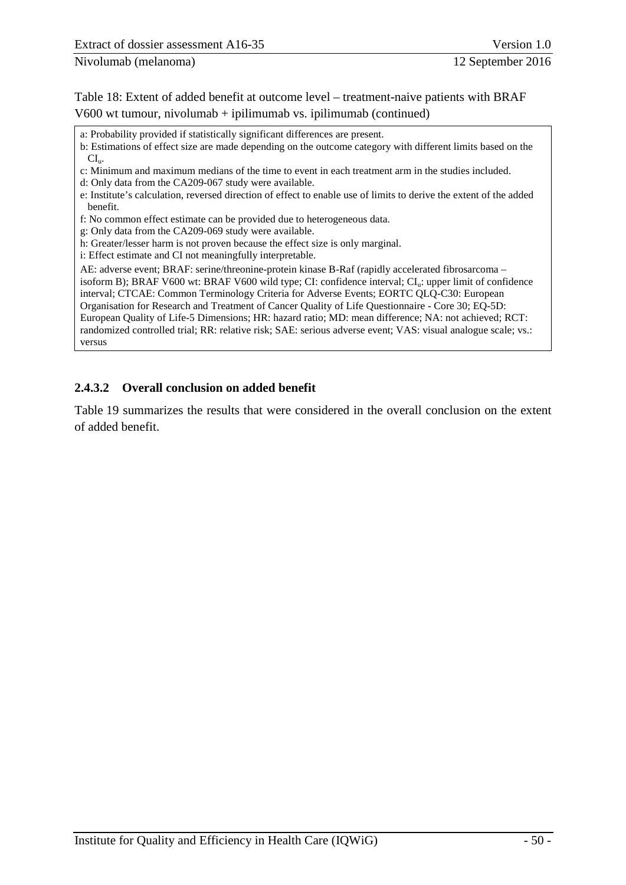Table 18: Extent of added benefit at outcome level – treatment-naive patients with BRAF V600 wt tumour, nivolumab + ipilimumab vs. ipilimumab (continued)

a: Probability provided if statistically significant differences are present.
b: Estimations of effect size are made depending on the outcome category with different limits based on the $CI_u$.
c: Minimum and maximum medians of the time to event in each treatment arm in the studies included.
d: Only data from the CA209-067 study were available.
e: Institute's calculation, reversed direction of effect to enable use of limits to derive the extent of the added benefit.
f: No common effect estimate can be provided due to heterogeneous data.
g: Only data from the CA209-069 study were available.
h: Greater/lesser harm is not proven because the effect size is only marginal.
i: Effect estimate and CI not meaningfully interpretable.
AE: adverse event; BRAF: serine/threonine-protein kinase B-Raf (rapidly accelerated fibrosarcoma – isoform B); BRAF V600 wt: BRAF V600 wild type; CI: confidence interval; $CI_u$: upper limit of confidence interval; CTCAE: Common Terminology Criteria for Adverse Events; EORTC QLQ-C30: European Organisation for Research and Treatment of Cancer Quality of Life Questionnaire - Core 30; EQ-5D: European Quality of Life-5 Dimensions; HR: hazard ratio; MD: mean difference; NA: not achieved; RCT: randomized controlled trial; RR: relative risk; SAE: serious adverse event; VAS: visual analogue scale; vs.: versus

#### 2.4.3.2 Overall conclusion on added benefit

Table 19 summarizes the results that were considered in the overall conclusion on the extent of added benefit.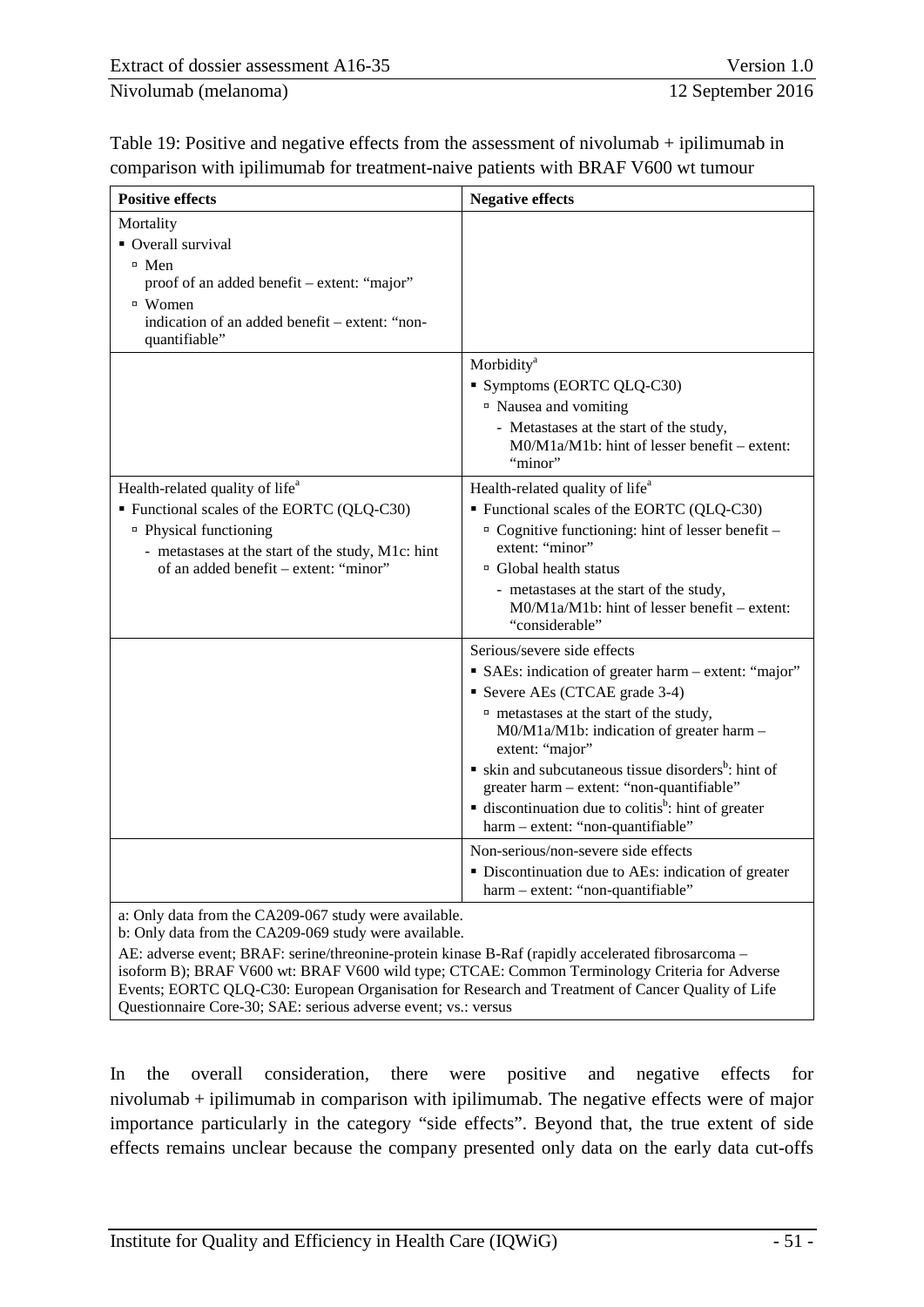Table 19: Positive and negative effects from the assessment of nivolumab + ipilimumab in comparison with ipilimumab for treatment-naive patients with BRAF V600 wt tumour

| Positive effects | Negative effects |
|---|---|
| Mortality<br>▪ Overall survival<br>▫ Men<br>proof of an added benefit – extent: "major"<br>▫ Women<br>indication of an added benefit – extent: "non-quantifiable" | |
| | Morbidity[a]<br>▪ Symptoms (EORTC QLQ-C30)<br>▫ Nausea and vomiting<br>- Metastases at the start of the study, M0/M1a/M1b: hint of lesser benefit – extent: "minor" |
| Health-related quality of life[a]<br>▪ Functional scales of the EORTC (QLQ-C30)<br>▫ Physical functioning<br>- metastases at the start of the study, M1c: hint of an added benefit – extent: "minor" | Health-related quality of life[a]<br>▪ Functional scales of the EORTC (QLQ-C30)<br>▫ Cognitive functioning: hint of lesser benefit – extent: "minor"<br>▫ Global health status<br>- metastases at the start of the study, M0/M1a/M1b: hint of lesser benefit – extent: "considerable" |
| | Serious/severe side effects<br>▪ SAEs: indication of greater harm – extent: "major"<br>▪ Severe AEs (CTCAE grade 3-4)<br>▫ metastases at the start of the study, M0/M1a/M1b: indication of greater harm – extent: "major"<br>▪ skin and subcutaneous tissue disorders[b]: hint of greater harm – extent: "non-quantifiable"<br>▪ discontinuation due to colitis[b]: hint of greater harm – extent: "non-quantifiable" |
| | Non-serious/non-severe side effects<br>▪ Discontinuation due to AEs: indication of greater harm – extent: "non-quantifiable" |

a: Only data from the CA209-067 study were available.
b: Only data from the CA209-069 study were available.
AE: adverse event; BRAF: serine/threonine-protein kinase B-Raf (rapidly accelerated fibrosarcoma – isoform B); BRAF V600 wt: BRAF V600 wild type; CTCAE: Common Terminology Criteria for Adverse Events; EORTC QLQ-C30: European Organisation for Research and Treatment of Cancer Quality of Life Questionnaire Core-30; SAE: serious adverse event; vs.: versus

In the overall consideration, there were positive and negative effects for nivolumab + ipilimumab in comparison with ipilimumab. The negative effects were of major importance particularly in the category "side effects". Beyond that, the true extent of side effects remains unclear because the company presented only data on the early data cut-offs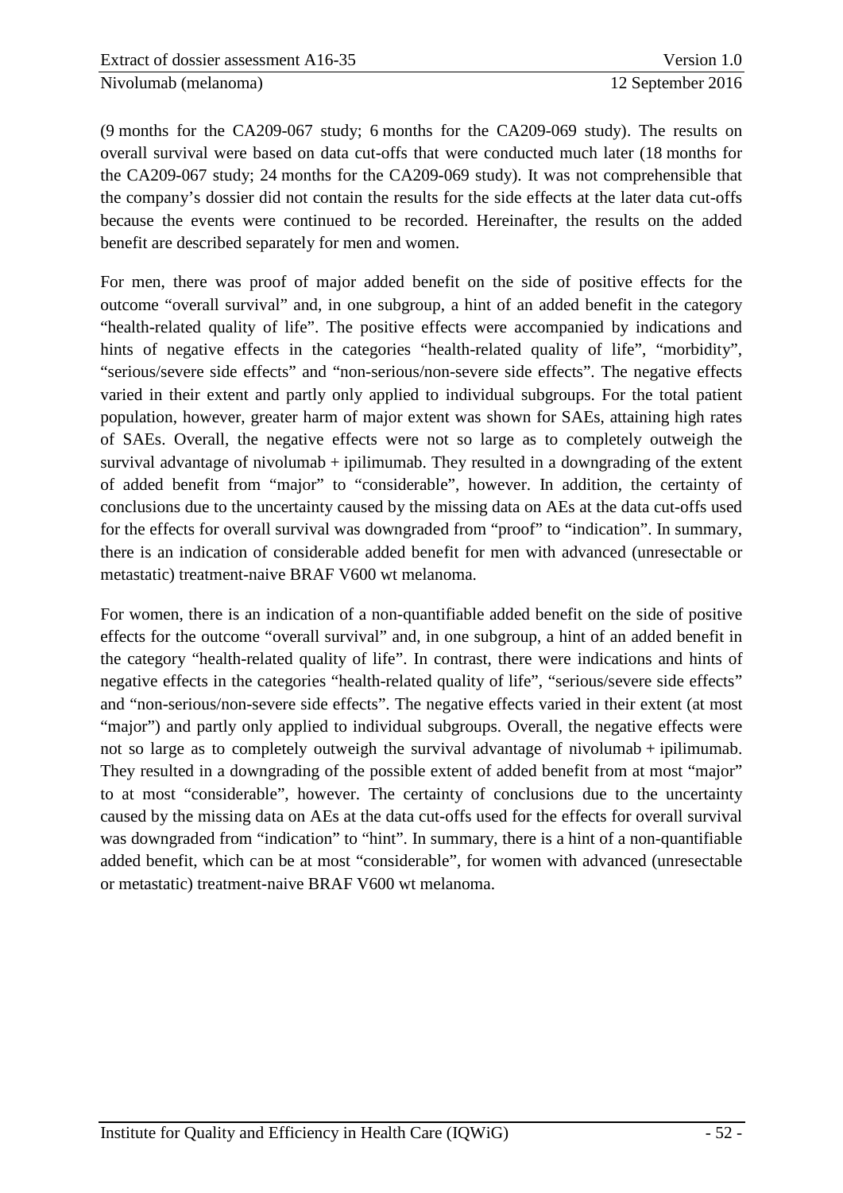(9 months for the CA209-067 study; 6 months for the CA209-069 study). The results on overall survival were based on data cut-offs that were conducted much later (18 months for the CA209-067 study; 24 months for the CA209-069 study). It was not comprehensible that the company's dossier did not contain the results for the side effects at the later data cut-offs because the events were continued to be recorded. Hereinafter, the results on the added benefit are described separately for men and women.

For men, there was proof of major added benefit on the side of positive effects for the outcome "overall survival" and, in one subgroup, a hint of an added benefit in the category "health-related quality of life". The positive effects were accompanied by indications and hints of negative effects in the categories "health-related quality of life", "morbidity", "serious/severe side effects" and "non-serious/non-severe side effects". The negative effects varied in their extent and partly only applied to individual subgroups. For the total patient population, however, greater harm of major extent was shown for SAEs, attaining high rates of SAEs. Overall, the negative effects were not so large as to completely outweigh the survival advantage of nivolumab + ipilimumab. They resulted in a downgrading of the extent of added benefit from "major" to "considerable", however. In addition, the certainty of conclusions due to the uncertainty caused by the missing data on AEs at the data cut-offs used for the effects for overall survival was downgraded from "proof" to "indication". In summary, there is an indication of considerable added benefit for men with advanced (unresectable or metastatic) treatment-naive BRAF V600 wt melanoma.

For women, there is an indication of a non-quantifiable added benefit on the side of positive effects for the outcome "overall survival" and, in one subgroup, a hint of an added benefit in the category "health-related quality of life". In contrast, there were indications and hints of negative effects in the categories "health-related quality of life", "serious/severe side effects" and "non-serious/non-severe side effects". The negative effects varied in their extent (at most "major") and partly only applied to individual subgroups. Overall, the negative effects were not so large as to completely outweigh the survival advantage of nivolumab + ipilimumab. They resulted in a downgrading of the possible extent of added benefit from at most "major" to at most "considerable", however. The certainty of conclusions due to the uncertainty caused by the missing data on AEs at the data cut-offs used for the effects for overall survival was downgraded from "indication" to "hint". In summary, there is a hint of a non-quantifiable added benefit, which can be at most "considerable", for women with advanced (unresectable or metastatic) treatment-naive BRAF V600 wt melanoma.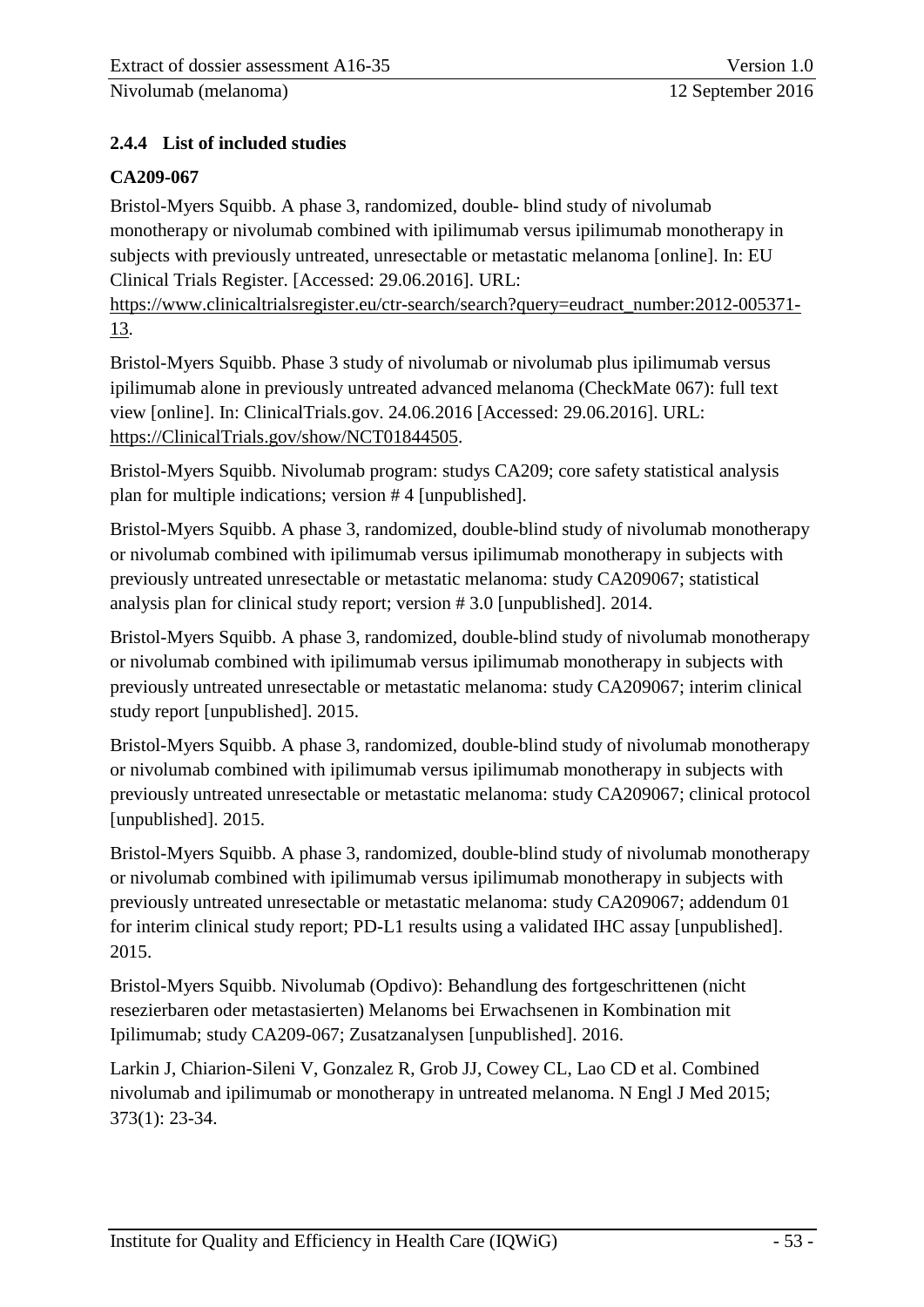### 2.4.4 List of included studies

**CA209-067**

Bristol-Myers Squibb. A phase 3, randomized, double- blind study of nivolumab monotherapy or nivolumab combined with ipilimumab versus ipilimumab monotherapy in subjects with previously untreated, unresectable or metastatic melanoma [online]. In: EU Clinical Trials Register. [Accessed: 29.06.2016]. URL: https://www.clinicaltrialsregister.eu/ctr-search/search?query=eudract_number:2012-005371-13.

Bristol-Myers Squibb. Phase 3 study of nivolumab or nivolumab plus ipilimumab versus ipilimumab alone in previously untreated advanced melanoma (CheckMate 067): full text view [online]. In: ClinicalTrials.gov. 24.06.2016 [Accessed: 29.06.2016]. URL: https://ClinicalTrials.gov/show/NCT01844505.

Bristol-Myers Squibb. Nivolumab program: studys CA209; core safety statistical analysis plan for multiple indications; version # 4 [unpublished].

Bristol-Myers Squibb. A phase 3, randomized, double-blind study of nivolumab monotherapy or nivolumab combined with ipilimumab versus ipilimumab monotherapy in subjects with previously untreated unresectable or metastatic melanoma: study CA209067; statistical analysis plan for clinical study report; version # 3.0 [unpublished]. 2014.

Bristol-Myers Squibb. A phase 3, randomized, double-blind study of nivolumab monotherapy or nivolumab combined with ipilimumab versus ipilimumab monotherapy in subjects with previously untreated unresectable or metastatic melanoma: study CA209067; interim clinical study report [unpublished]. 2015.

Bristol-Myers Squibb. A phase 3, randomized, double-blind study of nivolumab monotherapy or nivolumab combined with ipilimumab versus ipilimumab monotherapy in subjects with previously untreated unresectable or metastatic melanoma: study CA209067; clinical protocol [unpublished]. 2015.

Bristol-Myers Squibb. A phase 3, randomized, double-blind study of nivolumab monotherapy or nivolumab combined with ipilimumab versus ipilimumab monotherapy in subjects with previously untreated unresectable or metastatic melanoma: study CA209067; addendum 01 for interim clinical study report; PD-L1 results using a validated IHC assay [unpublished]. 2015.

Bristol-Myers Squibb. Nivolumab (Opdivo): Behandlung des fortgeschrittenen (nicht resezierbaren oder metastasierten) Melanoms bei Erwachsenen in Kombination mit Ipilimumab; study CA209-067; Zusatzanalysen [unpublished]. 2016.

Larkin J, Chiarion-Sileni V, Gonzalez R, Grob JJ, Cowey CL, Lao CD et al. Combined nivolumab and ipilimumab or monotherapy in untreated melanoma. N Engl J Med 2015; 373(1): 23-34.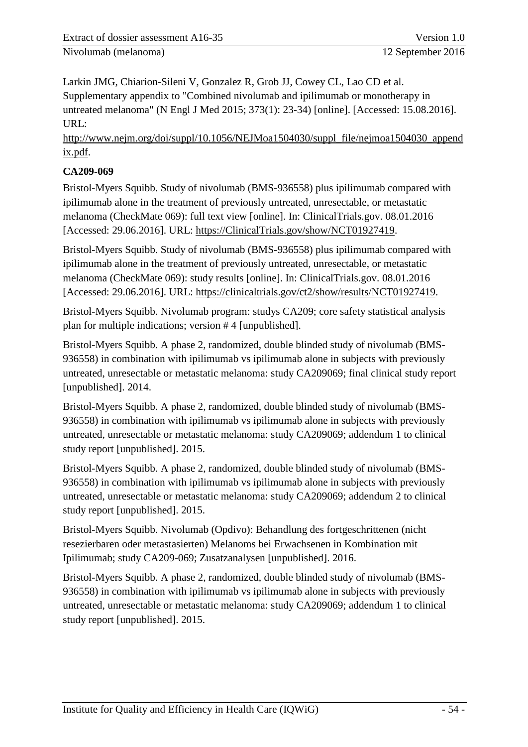Larkin JMG, Chiarion-Sileni V, Gonzalez R, Grob JJ, Cowey CL, Lao CD et al. Supplementary appendix to "Combined nivolumab and ipilimumab or monotherapy in untreated melanoma" (N Engl J Med 2015; 373(1): 23-34) [online]. [Accessed: 15.08.2016]. URL: http://www.nejm.org/doi/suppl/10.1056/NEJMoa1504030/suppl_file/nejmoa1504030_appendix.pdf.

**CA209-069**

Bristol-Myers Squibb. Study of nivolumab (BMS-936558) plus ipilimumab compared with ipilimumab alone in the treatment of previously untreated, unresectable, or metastatic melanoma (CheckMate 069): full text view [online]. In: ClinicalTrials.gov. 08.01.2016 [Accessed: 29.06.2016]. URL: https://ClinicalTrials.gov/show/NCT01927419.

Bristol-Myers Squibb. Study of nivolumab (BMS-936558) plus ipilimumab compared with ipilimumab alone in the treatment of previously untreated, unresectable, or metastatic melanoma (CheckMate 069): study results [online]. In: ClinicalTrials.gov. 08.01.2016 [Accessed: 29.06.2016]. URL: https://clinicaltrials.gov/ct2/show/results/NCT01927419.

Bristol-Myers Squibb. Nivolumab program: studys CA209; core safety statistical analysis plan for multiple indications; version # 4 [unpublished].

Bristol-Myers Squibb. A phase 2, randomized, double blinded study of nivolumab (BMS-936558) in combination with ipilimumab vs ipilimumab alone in subjects with previously untreated, unresectable or metastatic melanoma: study CA209069; final clinical study report [unpublished]. 2014.

Bristol-Myers Squibb. A phase 2, randomized, double blinded study of nivolumab (BMS-936558) in combination with ipilimumab vs ipilimumab alone in subjects with previously untreated, unresectable or metastatic melanoma: study CA209069; addendum 1 to clinical study report [unpublished]. 2015.

Bristol-Myers Squibb. A phase 2, randomized, double blinded study of nivolumab (BMS-936558) in combination with ipilimumab vs ipilimumab alone in subjects with previously untreated, unresectable or metastatic melanoma: study CA209069; addendum 2 to clinical study report [unpublished]. 2015.

Bristol-Myers Squibb. Nivolumab (Opdivo): Behandlung des fortgeschrittenen (nicht resezierbaren oder metastasierten) Melanoms bei Erwachsenen in Kombination mit Ipilimumab; study CA209-069; Zusatzanalysen [unpublished]. 2016.

Bristol-Myers Squibb. A phase 2, randomized, double blinded study of nivolumab (BMS-936558) in combination with ipilimumab vs ipilimumab alone in subjects with previously untreated, unresectable or metastatic melanoma: study CA209069; addendum 1 to clinical study report [unpublished]. 2015.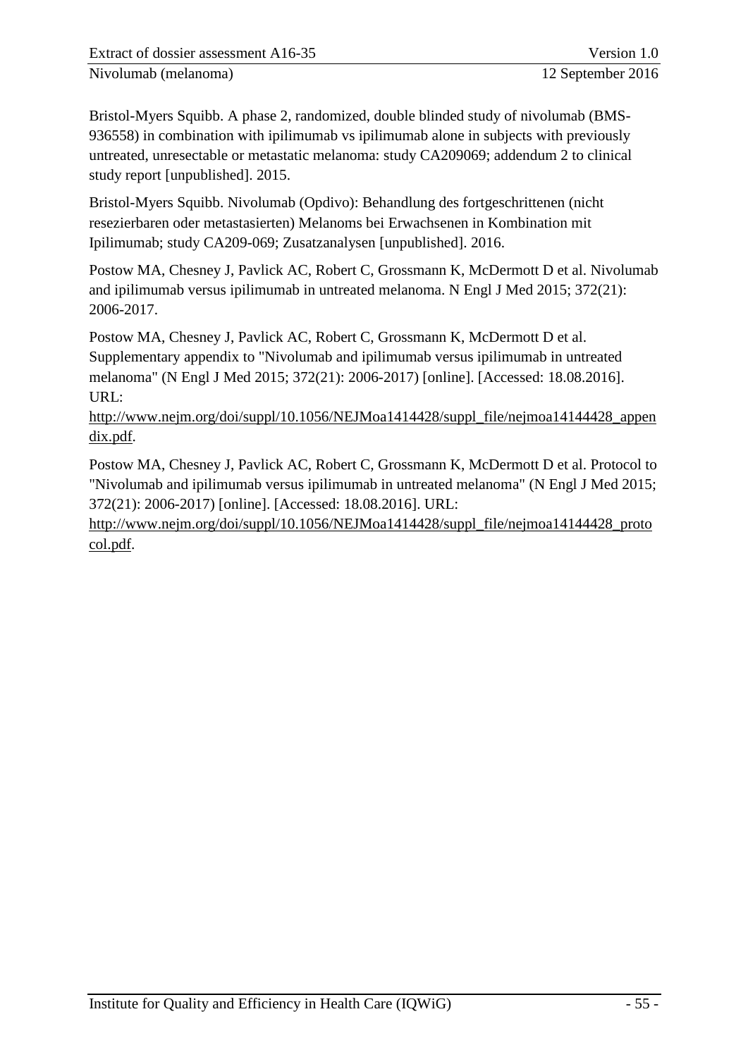Bristol-Myers Squibb. A phase 2, randomized, double blinded study of nivolumab (BMS-936558) in combination with ipilimumab vs ipilimumab alone in subjects with previously untreated, unresectable or metastatic melanoma: study CA209069; addendum 2 to clinical study report [unpublished]. 2015.

Bristol-Myers Squibb. Nivolumab (Opdivo): Behandlung des fortgeschrittenen (nicht resezierbaren oder metastasierten) Melanoms bei Erwachsenen in Kombination mit Ipilimumab; study CA209-069; Zusatzanalysen [unpublished]. 2016.

Postow MA, Chesney J, Pavlick AC, Robert C, Grossmann K, McDermott D et al. Nivolumab and ipilimumab versus ipilimumab in untreated melanoma. N Engl J Med 2015; 372(21): 2006-2017.

Postow MA, Chesney J, Pavlick AC, Robert C, Grossmann K, McDermott D et al. Supplementary appendix to "Nivolumab and ipilimumab versus ipilimumab in untreated melanoma" (N Engl J Med 2015; 372(21): 2006-2017) [online]. [Accessed: 18.08.2016]. URL: http://www.nejm.org/doi/suppl/10.1056/NEJMoa1414428/suppl_file/nejmoa14144428_appendix.pdf.

Postow MA, Chesney J, Pavlick AC, Robert C, Grossmann K, McDermott D et al. Protocol to "Nivolumab and ipilimumab versus ipilimumab in untreated melanoma" (N Engl J Med 2015; 372(21): 2006-2017) [online]. [Accessed: 18.08.2016]. URL: http://www.nejm.org/doi/suppl/10.1056/NEJMoa1414428/suppl_file/nejmoa14144428_protocol.pdf.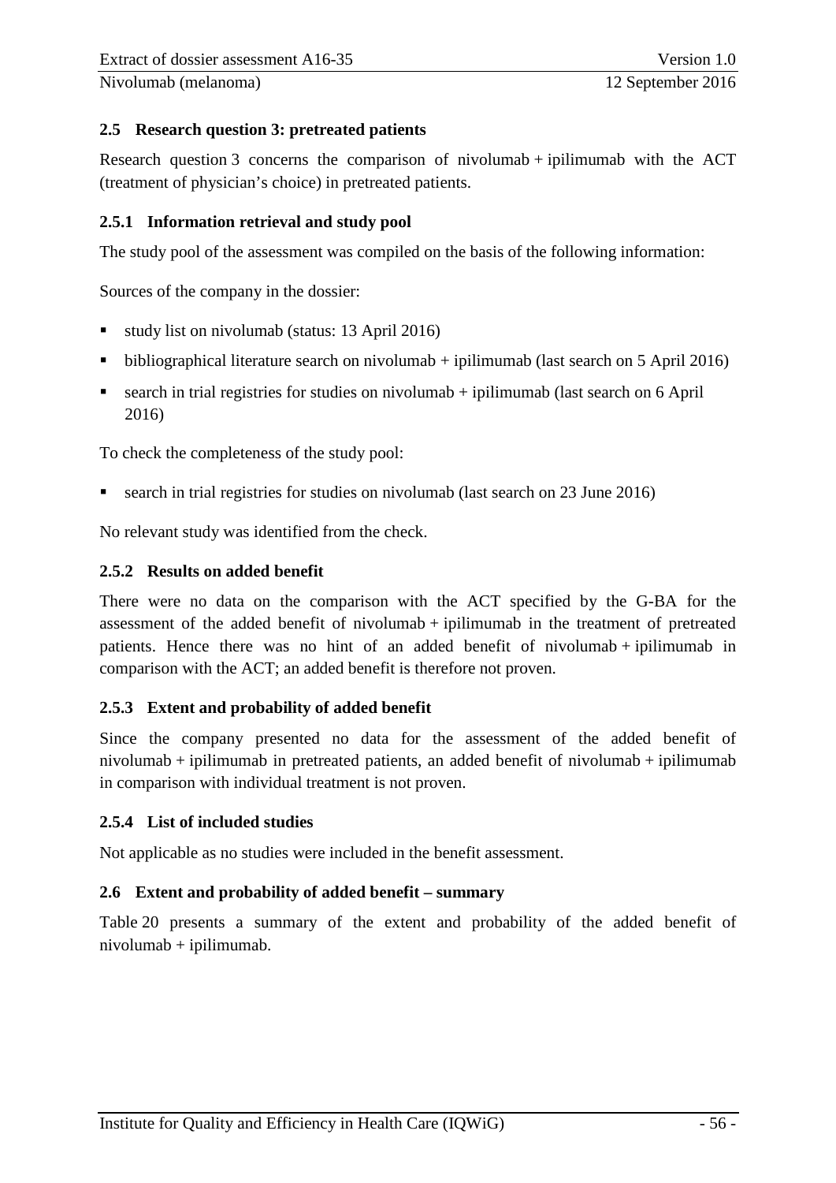## 2.5 Research question 3: pretreated patients

Research question 3 concerns the comparison of nivolumab + ipilimumab with the ACT (treatment of physician's choice) in pretreated patients.

### 2.5.1 Information retrieval and study pool

The study pool of the assessment was compiled on the basis of the following information:

Sources of the company in the dossier:

- study list on nivolumab (status: 13 April 2016)
- bibliographical literature search on nivolumab + ipilimumab (last search on 5 April 2016)
- search in trial registries for studies on nivolumab + ipilimumab (last search on 6 April 2016)

To check the completeness of the study pool:

- search in trial registries for studies on nivolumab (last search on 23 June 2016)

No relevant study was identified from the check.

### 2.5.2 Results on added benefit

There were no data on the comparison with the ACT specified by the G-BA for the assessment of the added benefit of nivolumab + ipilimumab in the treatment of pretreated patients. Hence there was no hint of an added benefit of nivolumab + ipilimumab in comparison with the ACT; an added benefit is therefore not proven.

### 2.5.3 Extent and probability of added benefit

Since the company presented no data for the assessment of the added benefit of nivolumab + ipilimumab in pretreated patients, an added benefit of nivolumab + ipilimumab in comparison with individual treatment is not proven.

### 2.5.4 List of included studies

Not applicable as no studies were included in the benefit assessment.

## 2.6 Extent and probability of added benefit – summary

Table 20 presents a summary of the extent and probability of the added benefit of nivolumab + ipilimumab.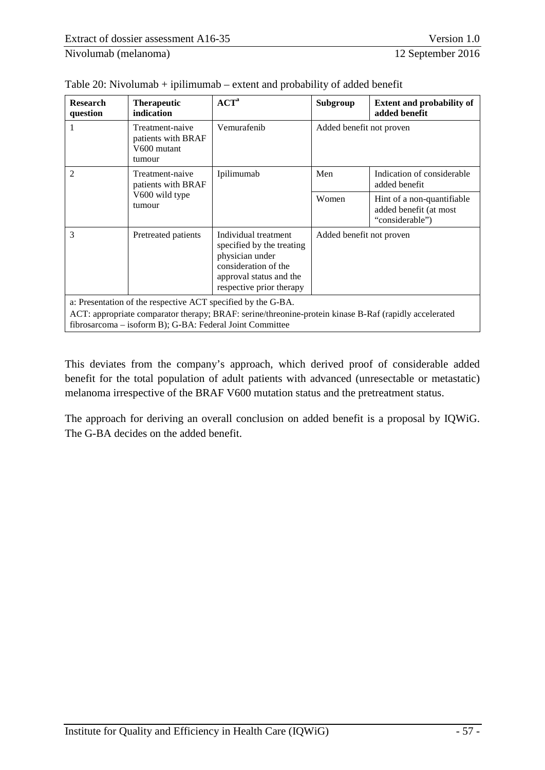Table 20: Nivolumab + ipilimumab – extent and probability of added benefit

| Research question | Therapeutic indication | ACT[a] | Subgroup | Extent and probability of added benefit |
|---|---|---|---|---|
| 1 | Treatment-naive patients with BRAF V600 mutant tumour | Vemurafenib | Added benefit not proven | |
| 2 | Treatment-naive patients with BRAF V600 wild type tumour | Ipilimumab | Men | Indication of considerable added benefit |
| | | | Women | Hint of a non-quantifiable added benefit (at most "considerable") |
| 3 | Pretreated patients | Individual treatment specified by the treating physician under consideration of the approval status and the respective prior therapy | Added benefit not proven | |

a: Presentation of the respective ACT specified by the G-BA.
ACT: appropriate comparator therapy; BRAF: serine/threonine-protein kinase B-Raf (rapidly accelerated fibrosarcoma – isoform B); G-BA: Federal Joint Committee

This deviates from the company's approach, which derived proof of considerable added benefit for the total population of adult patients with advanced (unresectable or metastatic) melanoma irrespective of the BRAF V600 mutation status and the pretreatment status.

The approach for deriving an overall conclusion on added benefit is a proposal by IQWiG. The G-BA decides on the added benefit.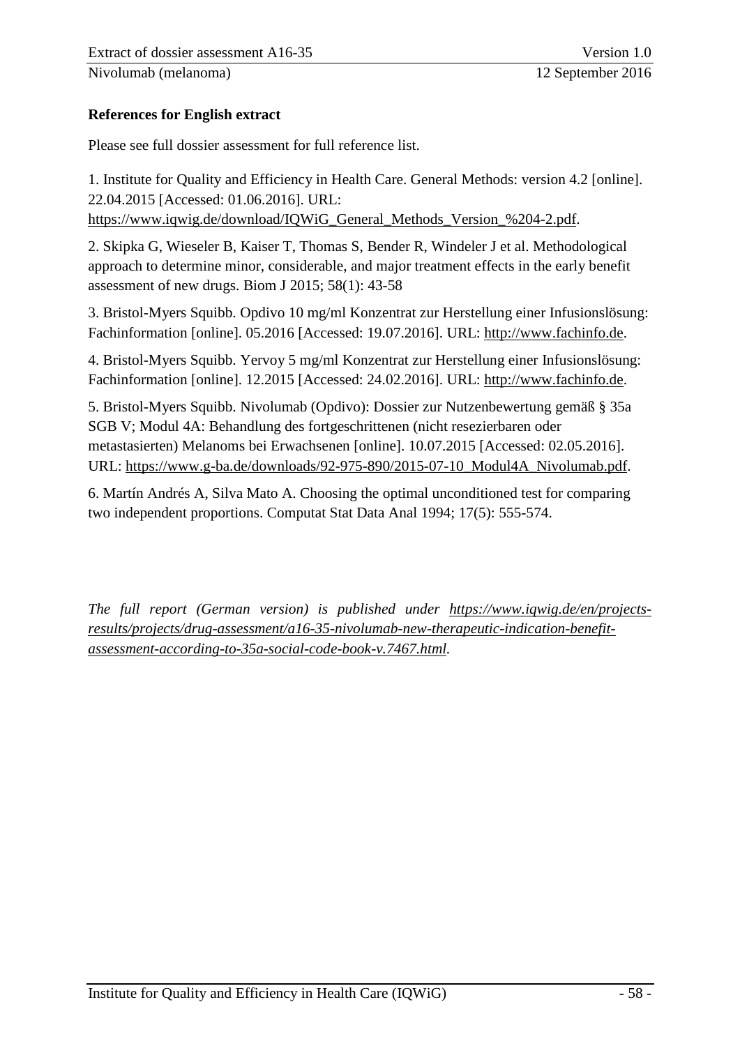**References for English extract**

Please see full dossier assessment for full reference list.

1. Institute for Quality and Efficiency in Health Care. General Methods: version 4.2 [online]. 22.04.2015 [Accessed: 01.06.2016]. URL: https://www.iqwig.de/download/IQWiG_General_Methods_Version_%204-2.pdf.

2. Skipka G, Wieseler B, Kaiser T, Thomas S, Bender R, Windeler J et al. Methodological approach to determine minor, considerable, and major treatment effects in the early benefit assessment of new drugs. Biom J 2015; 58(1): 43-58

3. Bristol-Myers Squibb. Opdivo 10 mg/ml Konzentrat zur Herstellung einer Infusionslösung: Fachinformation [online]. 05.2016 [Accessed: 19.07.2016]. URL: http://www.fachinfo.de.

4. Bristol-Myers Squibb. Yervoy 5 mg/ml Konzentrat zur Herstellung einer Infusionslösung: Fachinformation [online]. 12.2015 [Accessed: 24.02.2016]. URL: http://www.fachinfo.de.

5. Bristol-Myers Squibb. Nivolumab (Opdivo): Dossier zur Nutzenbewertung gemäß § 35a SGB V; Modul 4A: Behandlung des fortgeschrittenen (nicht resezierbaren oder metastasierten) Melanoms bei Erwachsenen [online]. 10.07.2015 [Accessed: 02.05.2016]. URL: https://www.g-ba.de/downloads/92-975-890/2015-07-10_Modul4A_Nivolumab.pdf.

6. Martín Andrés A, Silva Mato A. Choosing the optimal unconditioned test for comparing two independent proportions. Computat Stat Data Anal 1994; 17(5): 555-574.

*The full report (German version) is published under https://www.iqwig.de/en/projects-results/projects/drug-assessment/a16-35-nivolumab-new-therapeutic-indication-benefit-assessment-according-to-35a-social-code-book-v.7467.html.*